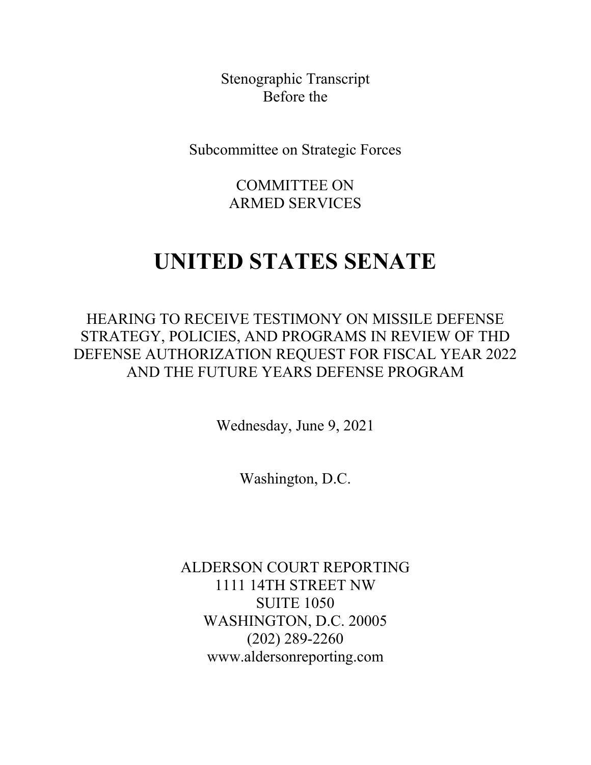Stenographic Transcript
Before the

Subcommittee on Strategic Forces

COMMITTEE ON
ARMED SERVICES

# UNITED STATES SENATE

HEARING TO RECEIVE TESTIMONY ON MISSILE DEFENSE STRATEGY, POLICIES, AND PROGRAMS IN REVIEW OF THD DEFENSE AUTHORIZATION REQUEST FOR FISCAL YEAR 2022 AND THE FUTURE YEARS DEFENSE PROGRAM

Wednesday, June 9, 2021

Washington, D.C.

ALDERSON COURT REPORTING
1111 14TH STREET NW
SUITE 1050
WASHINGTON, D.C. 20005
(202) 289-2260
www.aldersonreporting.com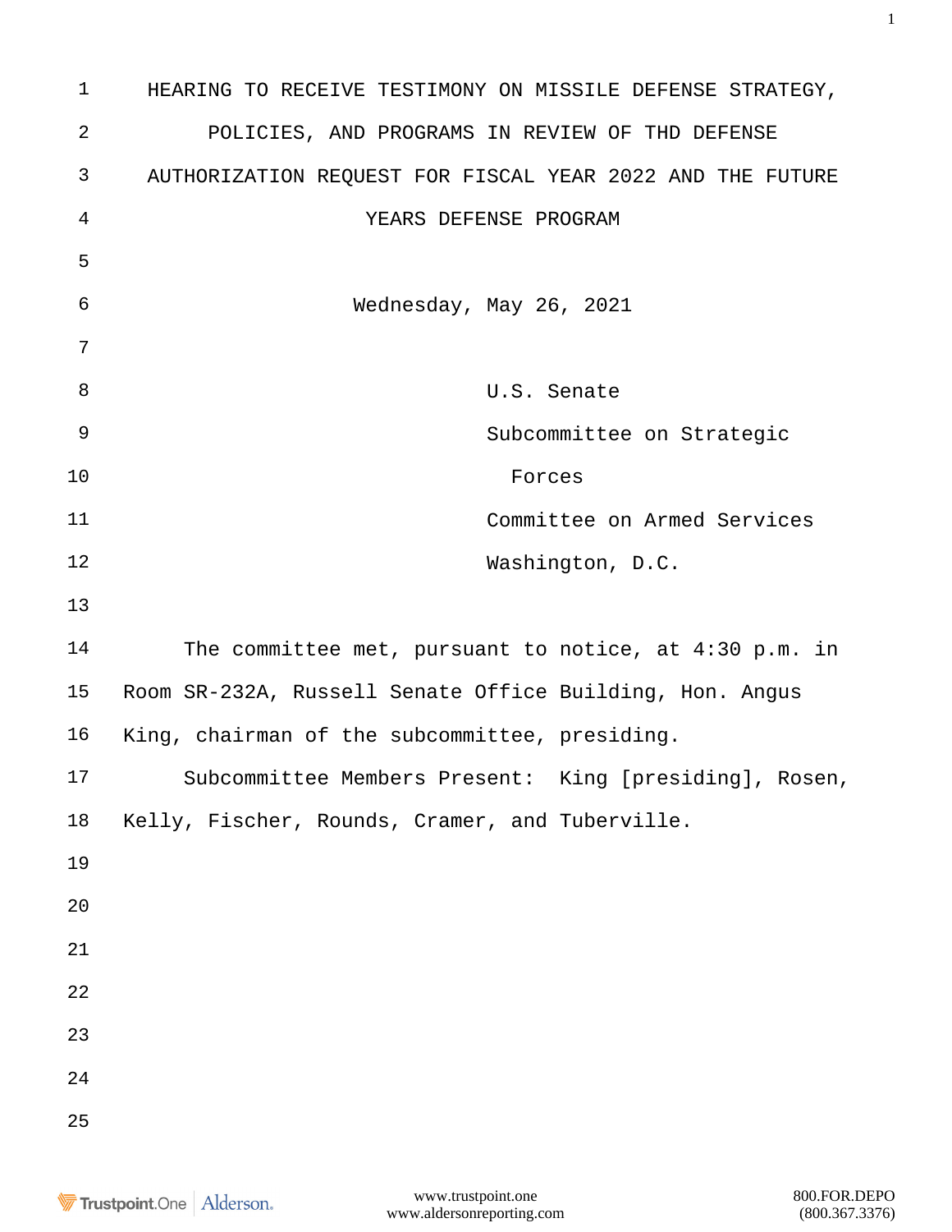# HEARING TO RECEIVE TESTIMONY ON MISSILE DEFENSE STRATEGY, POLICIES, AND PROGRAMS IN REVIEW OF THD DEFENSE AUTHORIZATION REQUEST FOR FISCAL YEAR 2022 AND THE FUTURE YEARS DEFENSE PROGRAM

Wednesday, May 26, 2021

U.S. Senate
Subcommittee on Strategic Forces
Committee on Armed Services
Washington, D.C.

The committee met, pursuant to notice, at 4:30 p.m. in Room SR-232A, Russell Senate Office Building, Hon. Angus King, chairman of the subcommittee, presiding.

Subcommittee Members Present: King [presiding], Rosen, Kelly, Fischer, Rounds, Cramer, and Tuberville.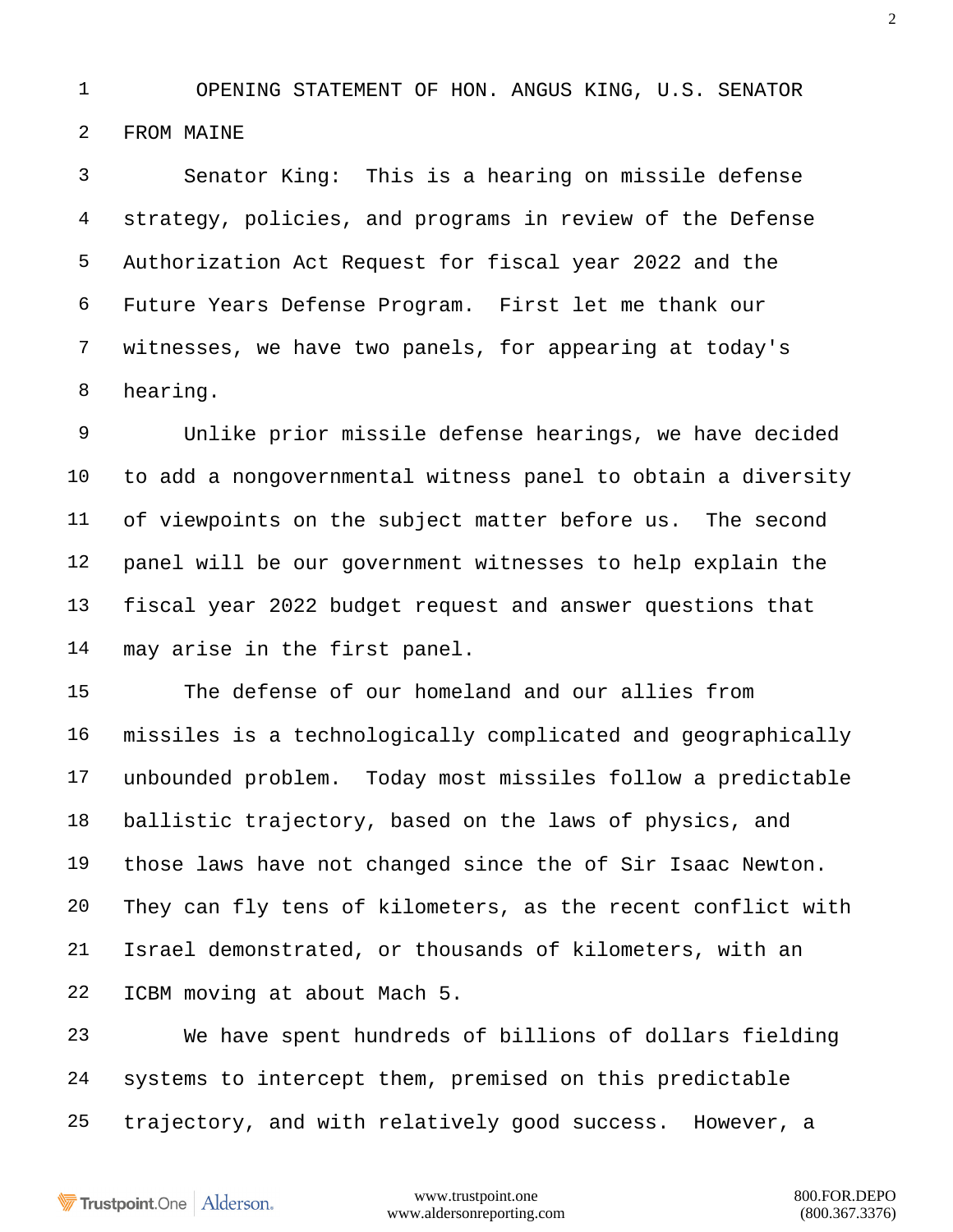OPENING STATEMENT OF HON. ANGUS KING, U.S. SENATOR FROM MAINE

Senator King: This is a hearing on missile defense strategy, policies, and programs in review of the Defense Authorization Act Request for fiscal year 2022 and the Future Years Defense Program. First let me thank our witnesses, we have two panels, for appearing at today's hearing.

Unlike prior missile defense hearings, we have decided to add a nongovernmental witness panel to obtain a diversity of viewpoints on the subject matter before us. The second panel will be our government witnesses to help explain the fiscal year 2022 budget request and answer questions that may arise in the first panel.

The defense of our homeland and our allies from missiles is a technologically complicated and geographically unbounded problem. Today most missiles follow a predictable ballistic trajectory, based on the laws of physics, and those laws have not changed since the of Sir Isaac Newton. They can fly tens of kilometers, as the recent conflict with Israel demonstrated, or thousands of kilometers, with an ICBM moving at about Mach 5.

We have spent hundreds of billions of dollars fielding systems to intercept them, premised on this predictable trajectory, and with relatively good success. However, a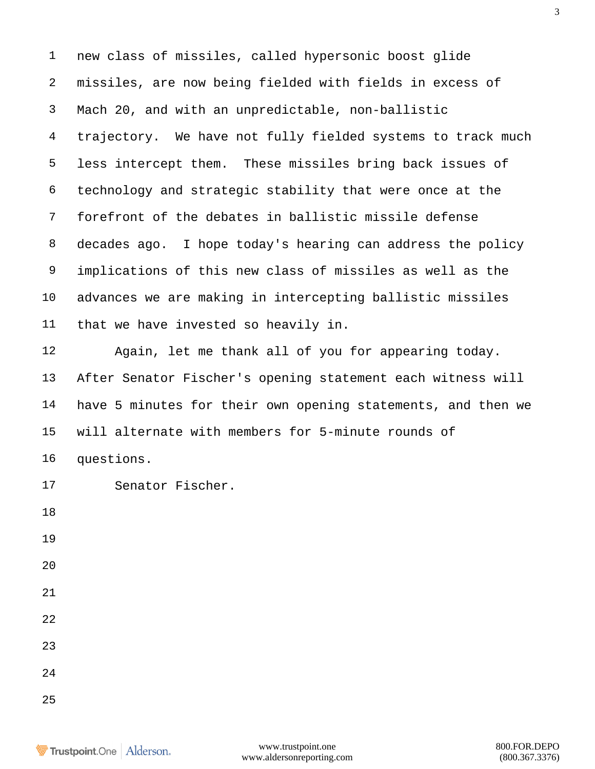new class of missiles, called hypersonic boost glide missiles, are now being fielded with fields in excess of Mach 20, and with an unpredictable, non-ballistic trajectory. We have not fully fielded systems to track much less intercept them. These missiles bring back issues of technology and strategic stability that were once at the forefront of the debates in ballistic missile defense decades ago. I hope today's hearing can address the policy implications of this new class of missiles as well as the advances we are making in intercepting ballistic missiles that we have invested so heavily in.

Again, let me thank all of you for appearing today. After Senator Fischer's opening statement each witness will have 5 minutes for their own opening statements, and then we will alternate with members for 5-minute rounds of questions.

Senator Fischer.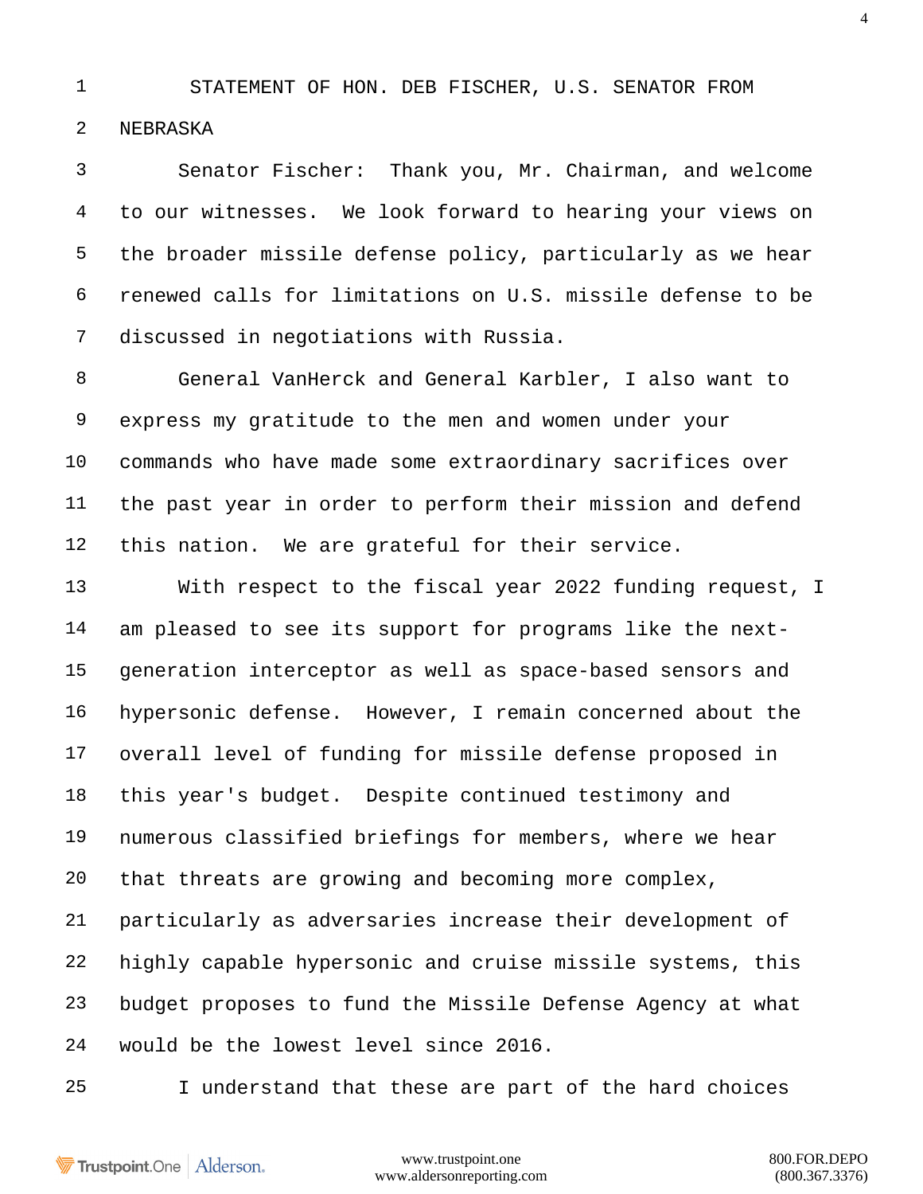STATEMENT OF HON. DEB FISCHER, U.S. SENATOR FROM NEBRASKA

Senator Fischer: Thank you, Mr. Chairman, and welcome to our witnesses. We look forward to hearing your views on the broader missile defense policy, particularly as we hear renewed calls for limitations on U.S. missile defense to be discussed in negotiations with Russia.

General VanHerck and General Karbler, I also want to express my gratitude to the men and women under your commands who have made some extraordinary sacrifices over the past year in order to perform their mission and defend this nation. We are grateful for their service.

With respect to the fiscal year 2022 funding request, I am pleased to see its support for programs like the next-generation interceptor as well as space-based sensors and hypersonic defense. However, I remain concerned about the overall level of funding for missile defense proposed in this year's budget. Despite continued testimony and numerous classified briefings for members, where we hear that threats are growing and becoming more complex, particularly as adversaries increase their development of highly capable hypersonic and cruise missile systems, this budget proposes to fund the Missile Defense Agency at what would be the lowest level since 2016.

I understand that these are part of the hard choices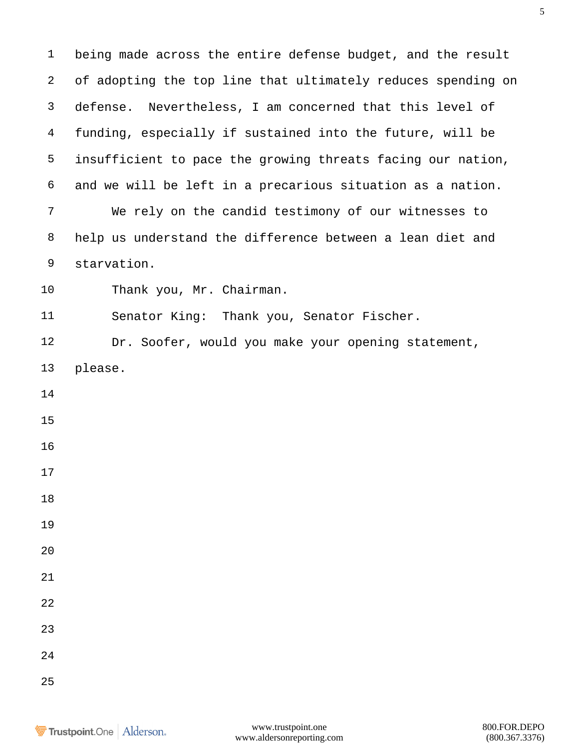being made across the entire defense budget, and the result of adopting the top line that ultimately reduces spending on defense. Nevertheless, I am concerned that this level of funding, especially if sustained into the future, will be insufficient to pace the growing threats facing our nation, and we will be left in a precarious situation as a nation.

We rely on the candid testimony of our witnesses to help us understand the difference between a lean diet and starvation.

Thank you, Mr. Chairman.

Senator King: Thank you, Senator Fischer.

Dr. Soofer, would you make your opening statement, please.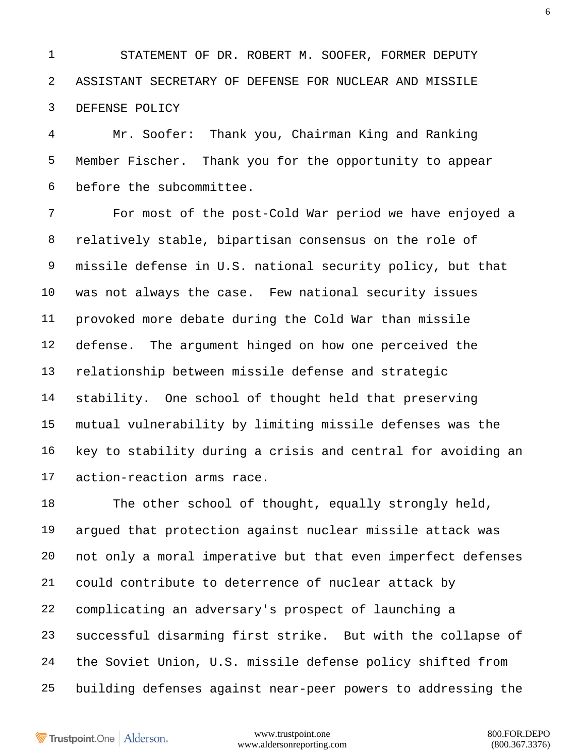STATEMENT OF DR. ROBERT M. SOOFER, FORMER DEPUTY ASSISTANT SECRETARY OF DEFENSE FOR NUCLEAR AND MISSILE DEFENSE POLICY

Mr. Soofer: Thank you, Chairman King and Ranking Member Fischer. Thank you for the opportunity to appear before the subcommittee.

For most of the post-Cold War period we have enjoyed a relatively stable, bipartisan consensus on the role of missile defense in U.S. national security policy, but that was not always the case. Few national security issues provoked more debate during the Cold War than missile defense. The argument hinged on how one perceived the relationship between missile defense and strategic stability. One school of thought held that preserving mutual vulnerability by limiting missile defenses was the key to stability during a crisis and central for avoiding an action-reaction arms race.

The other school of thought, equally strongly held, argued that protection against nuclear missile attack was not only a moral imperative but that even imperfect defenses could contribute to deterrence of nuclear attack by complicating an adversary's prospect of launching a successful disarming first strike. But with the collapse of the Soviet Union, U.S. missile defense policy shifted from building defenses against near-peer powers to addressing the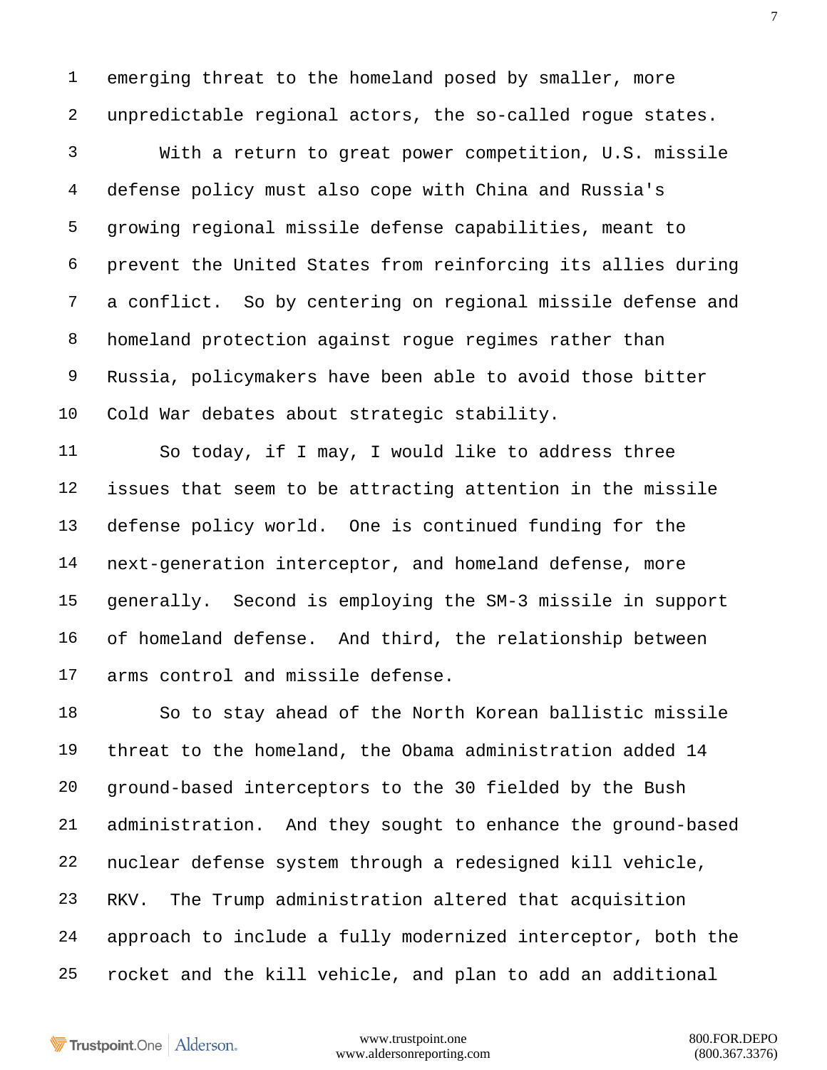emerging threat to the homeland posed by smaller, more unpredictable regional actors, the so-called rogue states.

With a return to great power competition, U.S. missile defense policy must also cope with China and Russia's growing regional missile defense capabilities, meant to prevent the United States from reinforcing its allies during a conflict. So by centering on regional missile defense and homeland protection against rogue regimes rather than Russia, policymakers have been able to avoid those bitter Cold War debates about strategic stability.

So today, if I may, I would like to address three issues that seem to be attracting attention in the missile defense policy world. One is continued funding for the next-generation interceptor, and homeland defense, more generally. Second is employing the SM-3 missile in support of homeland defense. And third, the relationship between arms control and missile defense.

So to stay ahead of the North Korean ballistic missile threat to the homeland, the Obama administration added 14 ground-based interceptors to the 30 fielded by the Bush administration. And they sought to enhance the ground-based nuclear defense system through a redesigned kill vehicle, RKV. The Trump administration altered that acquisition approach to include a fully modernized interceptor, both the rocket and the kill vehicle, and plan to add an additional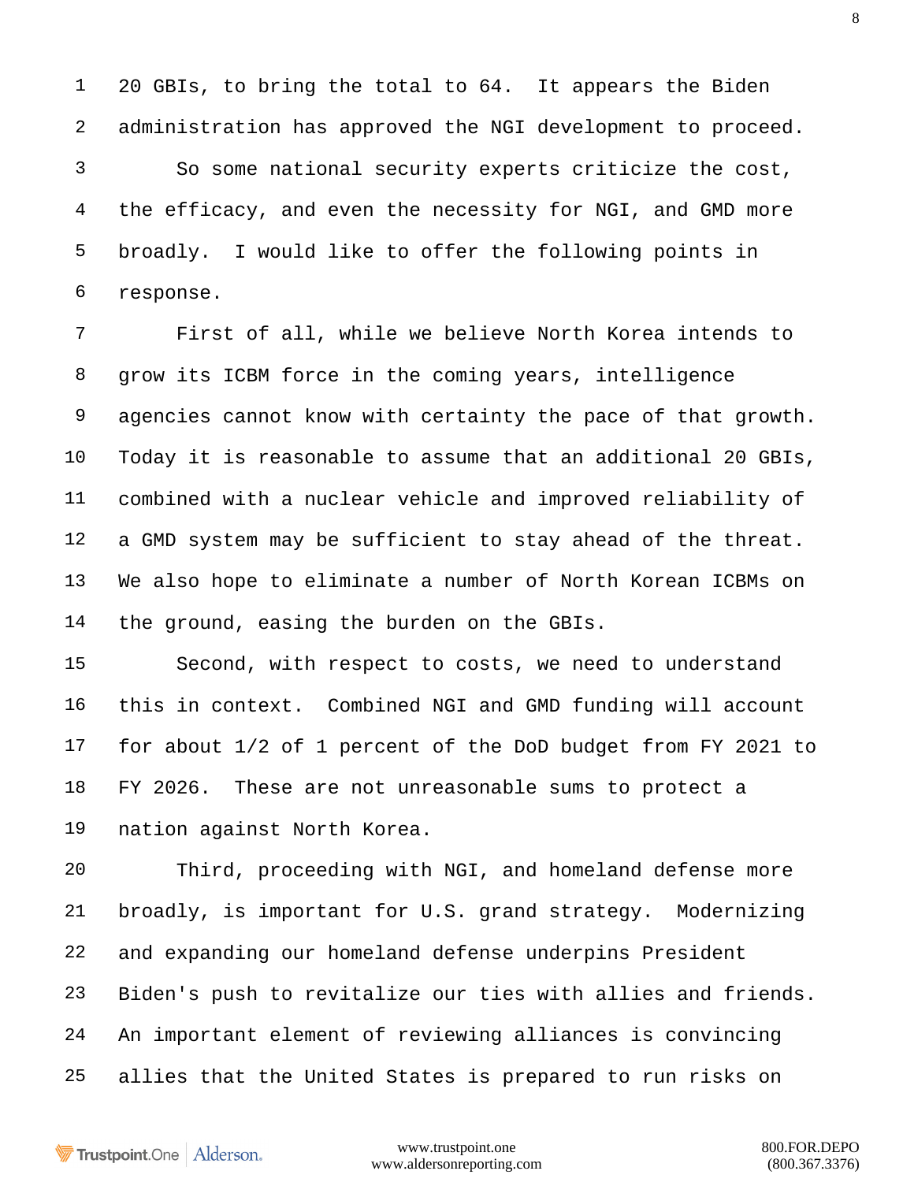20 GBIs, to bring the total to 64. It appears the Biden administration has approved the NGI development to proceed.

So some national security experts criticize the cost, the efficacy, and even the necessity for NGI, and GMD more broadly. I would like to offer the following points in response.

First of all, while we believe North Korea intends to grow its ICBM force in the coming years, intelligence agencies cannot know with certainty the pace of that growth. Today it is reasonable to assume that an additional 20 GBIs, combined with a nuclear vehicle and improved reliability of a GMD system may be sufficient to stay ahead of the threat. We also hope to eliminate a number of North Korean ICBMs on the ground, easing the burden on the GBIs.

Second, with respect to costs, we need to understand this in context. Combined NGI and GMD funding will account for about 1/2 of 1 percent of the DoD budget from FY 2021 to FY 2026. These are not unreasonable sums to protect a nation against North Korea.

Third, proceeding with NGI, and homeland defense more broadly, is important for U.S. grand strategy. Modernizing and expanding our homeland defense underpins President Biden's push to revitalize our ties with allies and friends. An important element of reviewing alliances is convincing allies that the United States is prepared to run risks on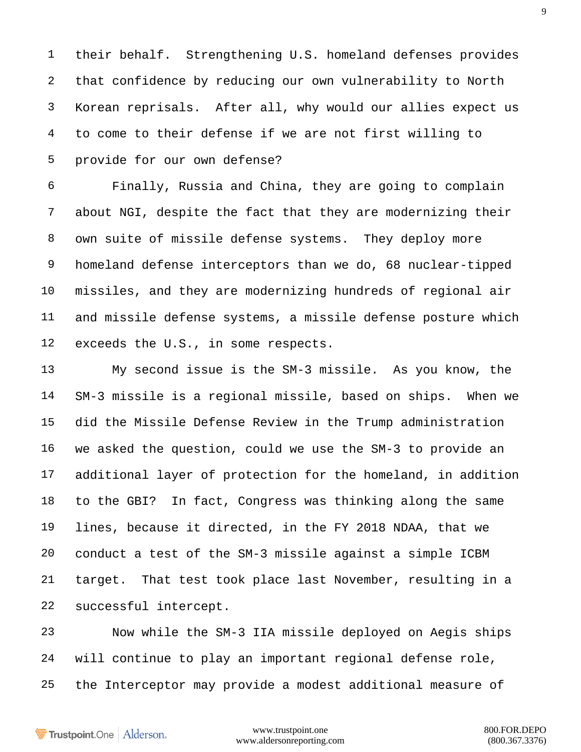their behalf. Strengthening U.S. homeland defenses provides that confidence by reducing our own vulnerability to North Korean reprisals. After all, why would our allies expect us to come to their defense if we are not first willing to provide for our own defense?

Finally, Russia and China, they are going to complain about NGI, despite the fact that they are modernizing their own suite of missile defense systems. They deploy more homeland defense interceptors than we do, 68 nuclear-tipped missiles, and they are modernizing hundreds of regional air and missile defense systems, a missile defense posture which exceeds the U.S., in some respects.

My second issue is the SM-3 missile. As you know, the SM-3 missile is a regional missile, based on ships. When we did the Missile Defense Review in the Trump administration we asked the question, could we use the SM-3 to provide an additional layer of protection for the homeland, in addition to the GBI? In fact, Congress was thinking along the same lines, because it directed, in the FY 2018 NDAA, that we conduct a test of the SM-3 missile against a simple ICBM target. That test took place last November, resulting in a successful intercept.

Now while the SM-3 IIA missile deployed on Aegis ships will continue to play an important regional defense role, the Interceptor may provide a modest additional measure of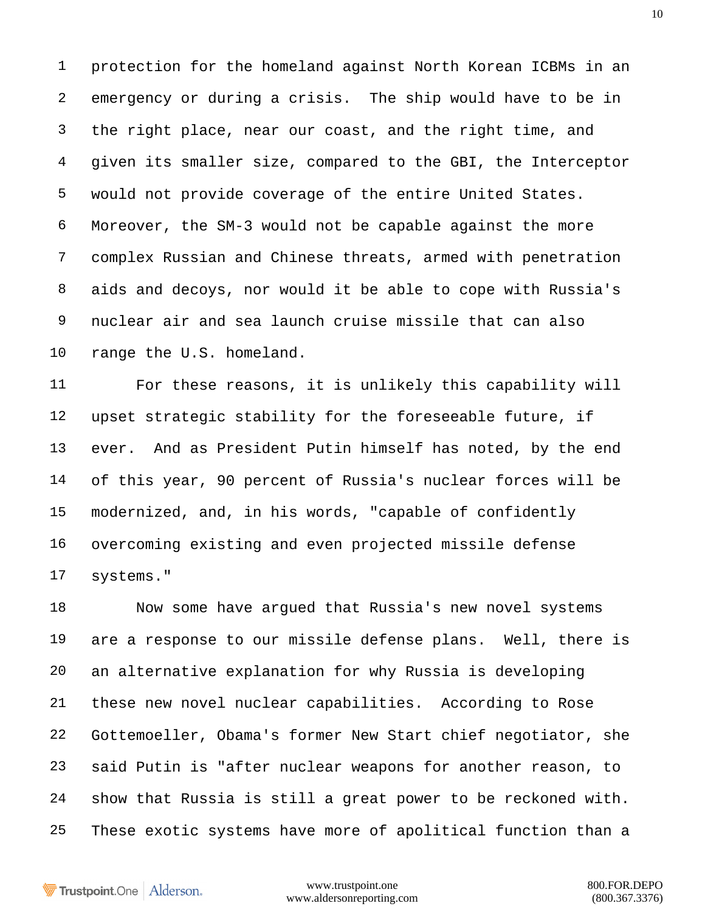protection for the homeland against North Korean ICBMs in an emergency or during a crisis. The ship would have to be in the right place, near our coast, and the right time, and given its smaller size, compared to the GBI, the Interceptor would not provide coverage of the entire United States. Moreover, the SM-3 would not be capable against the more complex Russian and Chinese threats, armed with penetration aids and decoys, nor would it be able to cope with Russia's nuclear air and sea launch cruise missile that can also range the U.S. homeland.

For these reasons, it is unlikely this capability will upset strategic stability for the foreseeable future, if ever. And as President Putin himself has noted, by the end of this year, 90 percent of Russia's nuclear forces will be modernized, and, in his words, "capable of confidently overcoming existing and even projected missile defense systems."

Now some have argued that Russia's new novel systems are a response to our missile defense plans. Well, there is an alternative explanation for why Russia is developing these new novel nuclear capabilities. According to Rose Gottemoeller, Obama's former New Start chief negotiator, she said Putin is "after nuclear weapons for another reason, to show that Russia is still a great power to be reckoned with. These exotic systems have more of apolitical function than a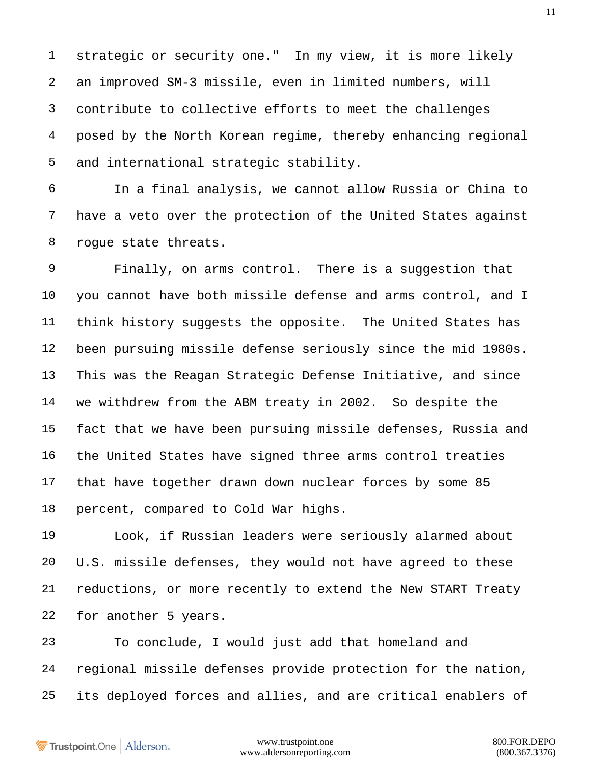strategic or security one." In my view, it is more likely an improved SM-3 missile, even in limited numbers, will contribute to collective efforts to meet the challenges posed by the North Korean regime, thereby enhancing regional and international strategic stability.

In a final analysis, we cannot allow Russia or China to have a veto over the protection of the United States against rogue state threats.

Finally, on arms control. There is a suggestion that you cannot have both missile defense and arms control, and I think history suggests the opposite. The United States has been pursuing missile defense seriously since the mid 1980s. This was the Reagan Strategic Defense Initiative, and since we withdrew from the ABM treaty in 2002. So despite the fact that we have been pursuing missile defenses, Russia and the United States have signed three arms control treaties that have together drawn down nuclear forces by some 85 percent, compared to Cold War highs.

Look, if Russian leaders were seriously alarmed about U.S. missile defenses, they would not have agreed to these reductions, or more recently to extend the New START Treaty for another 5 years.

To conclude, I would just add that homeland and regional missile defenses provide protection for the nation, its deployed forces and allies, and are critical enablers of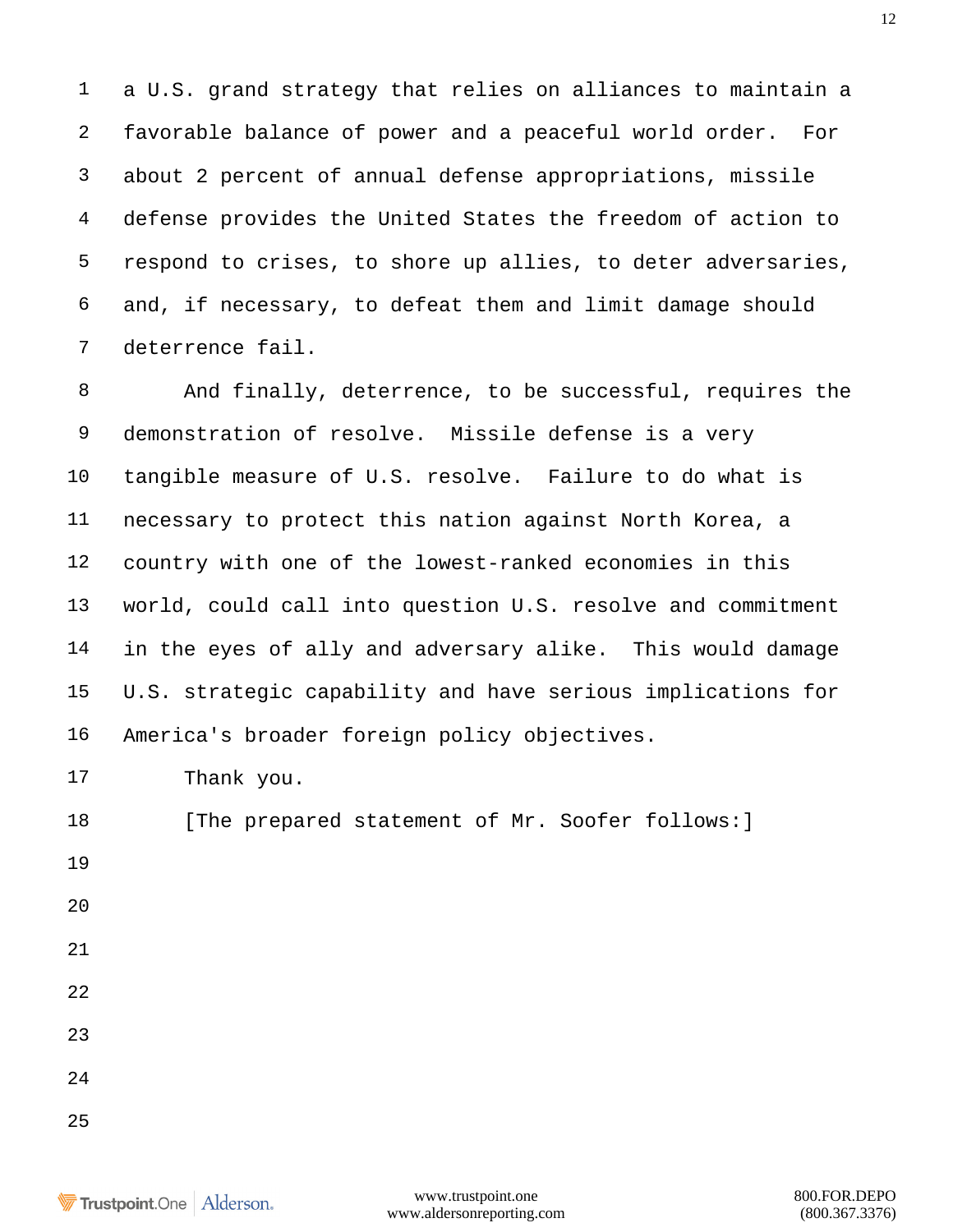a U.S. grand strategy that relies on alliances to maintain a favorable balance of power and a peaceful world order. For about 2 percent of annual defense appropriations, missile defense provides the United States the freedom of action to respond to crises, to shore up allies, to deter adversaries, and, if necessary, to defeat them and limit damage should deterrence fail.

And finally, deterrence, to be successful, requires the demonstration of resolve. Missile defense is a very tangible measure of U.S. resolve. Failure to do what is necessary to protect this nation against North Korea, a country with one of the lowest-ranked economies in this world, could call into question U.S. resolve and commitment in the eyes of ally and adversary alike. This would damage U.S. strategic capability and have serious implications for America's broader foreign policy objectives.

Thank you.

[The prepared statement of Mr. Soofer follows:]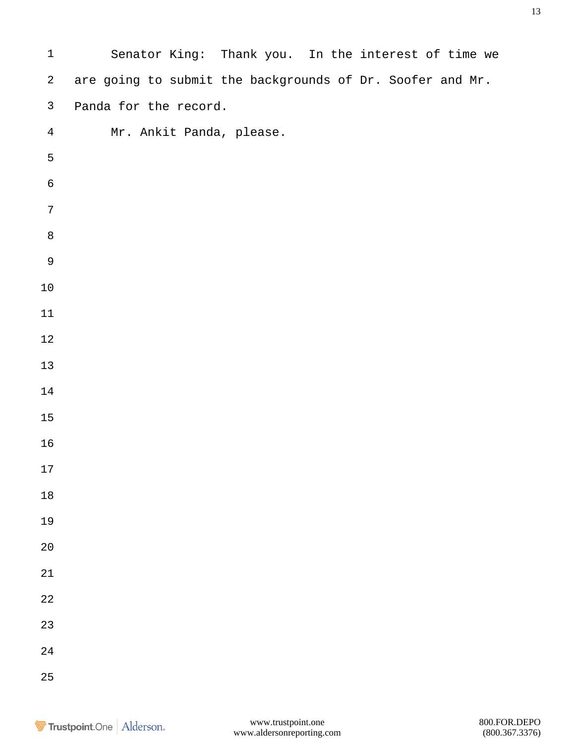Senator King: Thank you. In the interest of time we are going to submit the backgrounds of Dr. Soofer and Mr. Panda for the record.

Mr. Ankit Panda, please.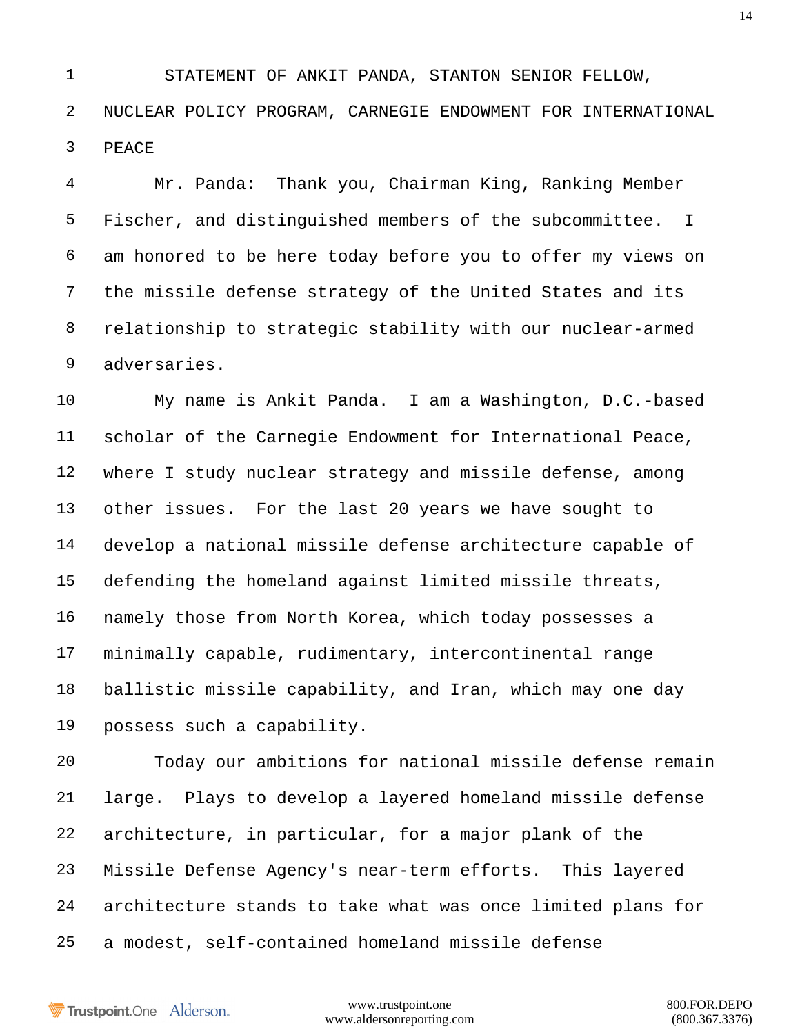STATEMENT OF ANKIT PANDA, STANTON SENIOR FELLOW, NUCLEAR POLICY PROGRAM, CARNEGIE ENDOWMENT FOR INTERNATIONAL PEACE

Mr. Panda: Thank you, Chairman King, Ranking Member Fischer, and distinguished members of the subcommittee. I am honored to be here today before you to offer my views on the missile defense strategy of the United States and its relationship to strategic stability with our nuclear-armed adversaries.

My name is Ankit Panda. I am a Washington, D.C.-based scholar of the Carnegie Endowment for International Peace, where I study nuclear strategy and missile defense, among other issues. For the last 20 years we have sought to develop a national missile defense architecture capable of defending the homeland against limited missile threats, namely those from North Korea, which today possesses a minimally capable, rudimentary, intercontinental range ballistic missile capability, and Iran, which may one day possess such a capability.

Today our ambitions for national missile defense remain large. Plays to develop a layered homeland missile defense architecture, in particular, for a major plank of the Missile Defense Agency's near-term efforts. This layered architecture stands to take what was once limited plans for a modest, self-contained homeland missile defense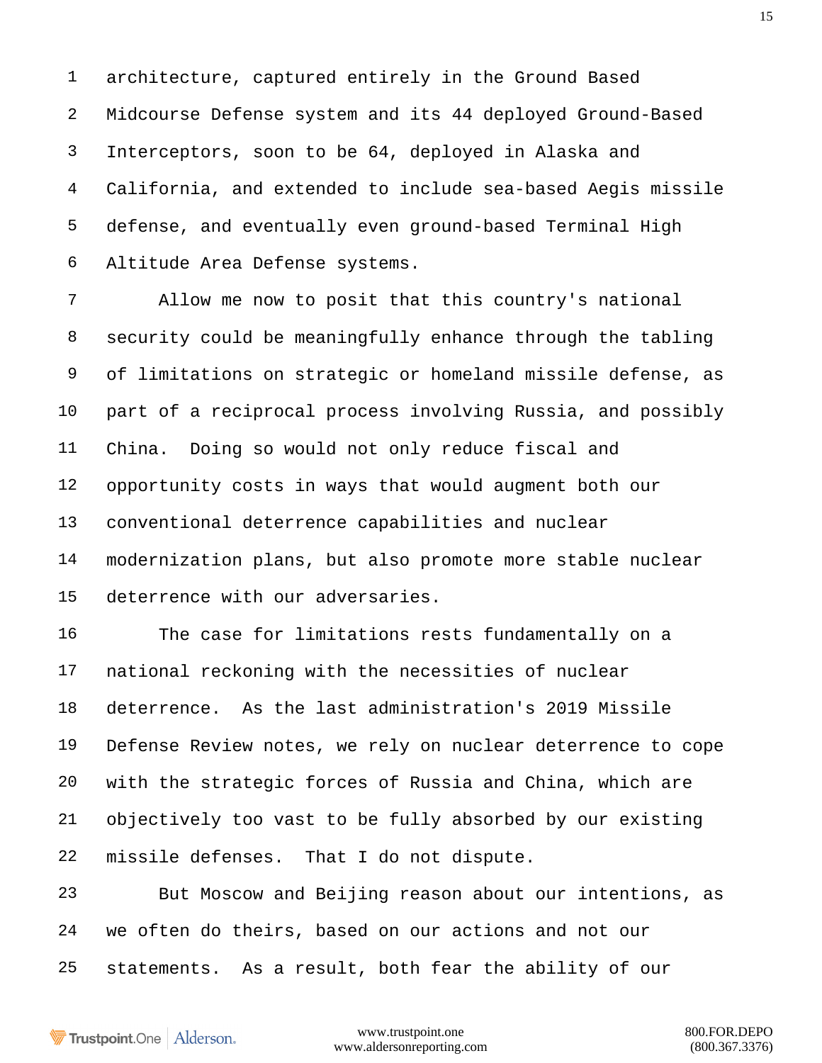architecture, captured entirely in the Ground Based Midcourse Defense system and its 44 deployed Ground-Based Interceptors, soon to be 64, deployed in Alaska and California, and extended to include sea-based Aegis missile defense, and eventually even ground-based Terminal High Altitude Area Defense systems.

Allow me now to posit that this country's national security could be meaningfully enhance through the tabling of limitations on strategic or homeland missile defense, as part of a reciprocal process involving Russia, and possibly China. Doing so would not only reduce fiscal and opportunity costs in ways that would augment both our conventional deterrence capabilities and nuclear modernization plans, but also promote more stable nuclear deterrence with our adversaries.

The case for limitations rests fundamentally on a national reckoning with the necessities of nuclear deterrence. As the last administration's 2019 Missile Defense Review notes, we rely on nuclear deterrence to cope with the strategic forces of Russia and China, which are objectively too vast to be fully absorbed by our existing missile defenses. That I do not dispute.

But Moscow and Beijing reason about our intentions, as we often do theirs, based on our actions and not our statements. As a result, both fear the ability of our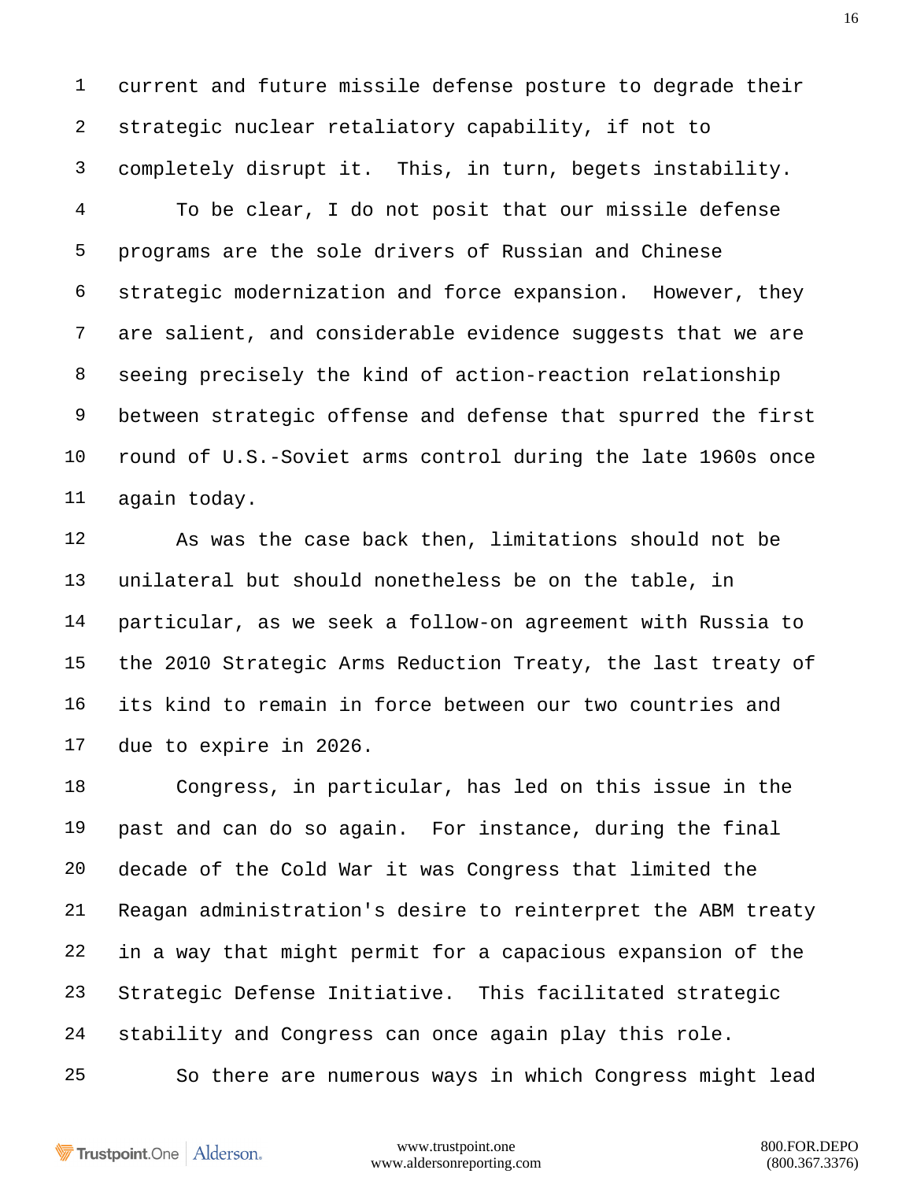current and future missile defense posture to degrade their strategic nuclear retaliatory capability, if not to completely disrupt it. This, in turn, begets instability.

To be clear, I do not posit that our missile defense programs are the sole drivers of Russian and Chinese strategic modernization and force expansion. However, they are salient, and considerable evidence suggests that we are seeing precisely the kind of action-reaction relationship between strategic offense and defense that spurred the first round of U.S.-Soviet arms control during the late 1960s once again today.

As was the case back then, limitations should not be unilateral but should nonetheless be on the table, in particular, as we seek a follow-on agreement with Russia to the 2010 Strategic Arms Reduction Treaty, the last treaty of its kind to remain in force between our two countries and due to expire in 2026.

Congress, in particular, has led on this issue in the past and can do so again. For instance, during the final decade of the Cold War it was Congress that limited the Reagan administration's desire to reinterpret the ABM treaty in a way that might permit for a capacious expansion of the Strategic Defense Initiative. This facilitated strategic stability and Congress can once again play this role.

So there are numerous ways in which Congress might lead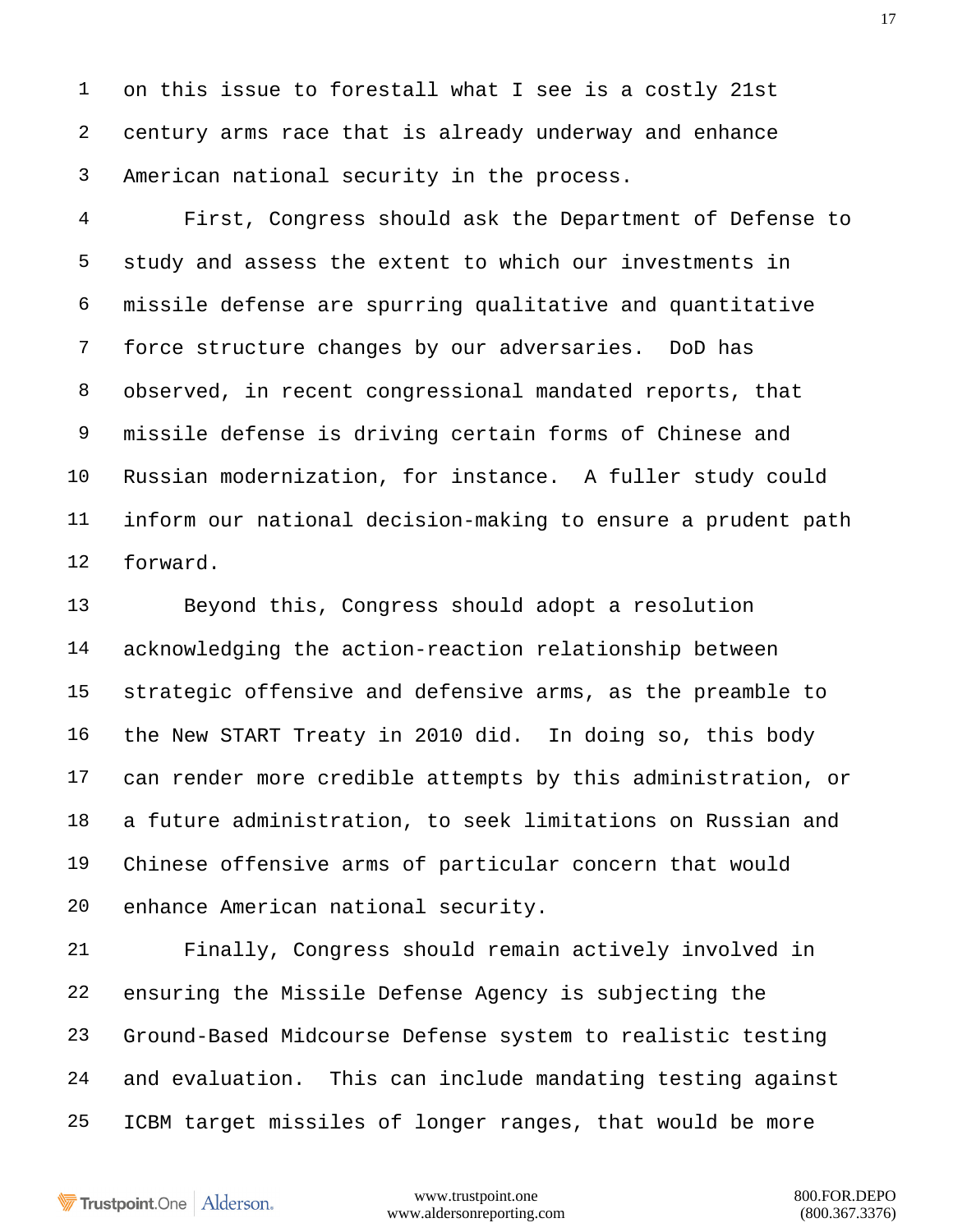on this issue to forestall what I see is a costly 21st century arms race that is already underway and enhance American national security in the process.

First, Congress should ask the Department of Defense to study and assess the extent to which our investments in missile defense are spurring qualitative and quantitative force structure changes by our adversaries. DoD has observed, in recent congressional mandated reports, that missile defense is driving certain forms of Chinese and Russian modernization, for instance. A fuller study could inform our national decision-making to ensure a prudent path forward.

Beyond this, Congress should adopt a resolution acknowledging the action-reaction relationship between strategic offensive and defensive arms, as the preamble to the New START Treaty in 2010 did. In doing so, this body can render more credible attempts by this administration, or a future administration, to seek limitations on Russian and Chinese offensive arms of particular concern that would enhance American national security.

Finally, Congress should remain actively involved in ensuring the Missile Defense Agency is subjecting the Ground-Based Midcourse Defense system to realistic testing and evaluation. This can include mandating testing against ICBM target missiles of longer ranges, that would be more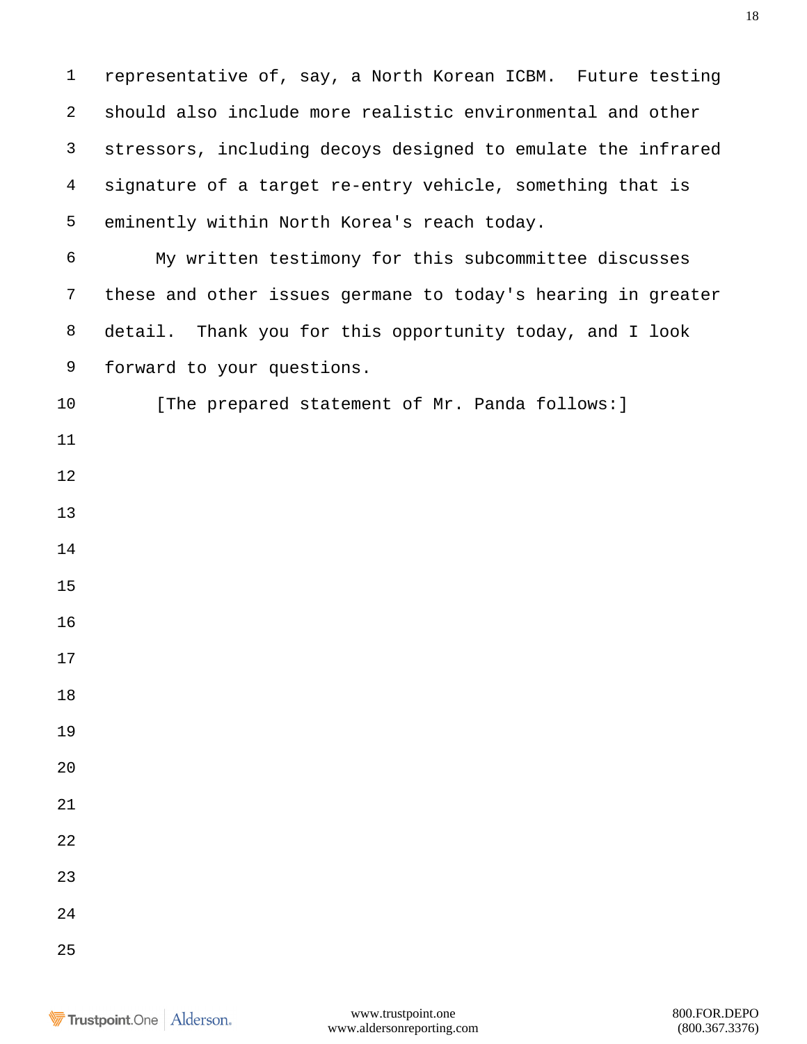representative of, say, a North Korean ICBM. Future testing should also include more realistic environmental and other stressors, including decoys designed to emulate the infrared signature of a target re-entry vehicle, something that is eminently within North Korea's reach today.

My written testimony for this subcommittee discusses these and other issues germane to today's hearing in greater detail. Thank you for this opportunity today, and I look forward to your questions.

[The prepared statement of Mr. Panda follows:]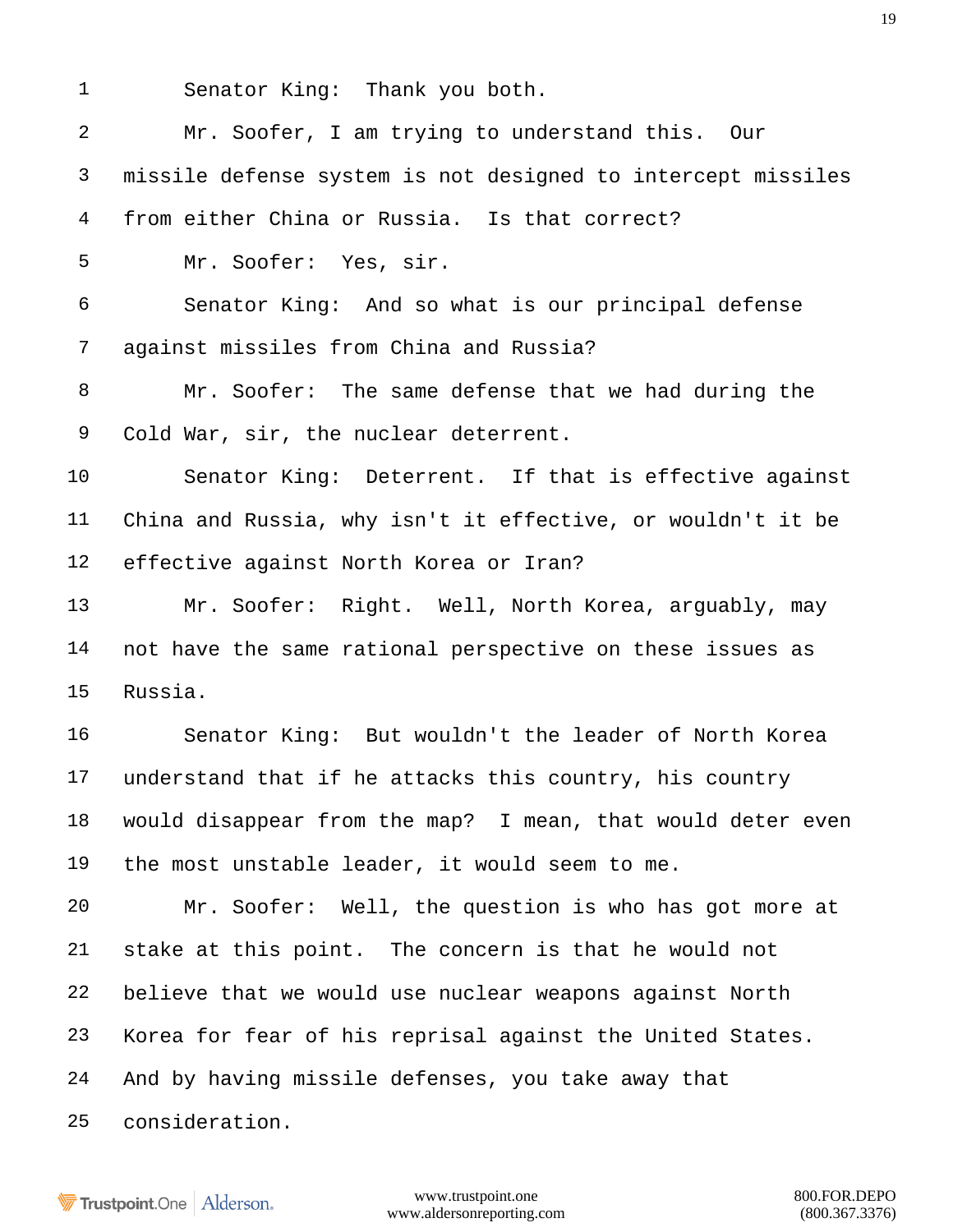Senator King: Thank you both.

Mr. Soofer, I am trying to understand this. Our missile defense system is not designed to intercept missiles from either China or Russia. Is that correct?

Mr. Soofer: Yes, sir.

Senator King: And so what is our principal defense against missiles from China and Russia?

Mr. Soofer: The same defense that we had during the Cold War, sir, the nuclear deterrent.

Senator King: Deterrent. If that is effective against China and Russia, why isn't it effective, or wouldn't it be effective against North Korea or Iran?

Mr. Soofer: Right. Well, North Korea, arguably, may not have the same rational perspective on these issues as Russia.

Senator King: But wouldn't the leader of North Korea understand that if he attacks this country, his country would disappear from the map? I mean, that would deter even the most unstable leader, it would seem to me.

Mr. Soofer: Well, the question is who has got more at stake at this point. The concern is that he would not believe that we would use nuclear weapons against North Korea for fear of his reprisal against the United States. And by having missile defenses, you take away that consideration.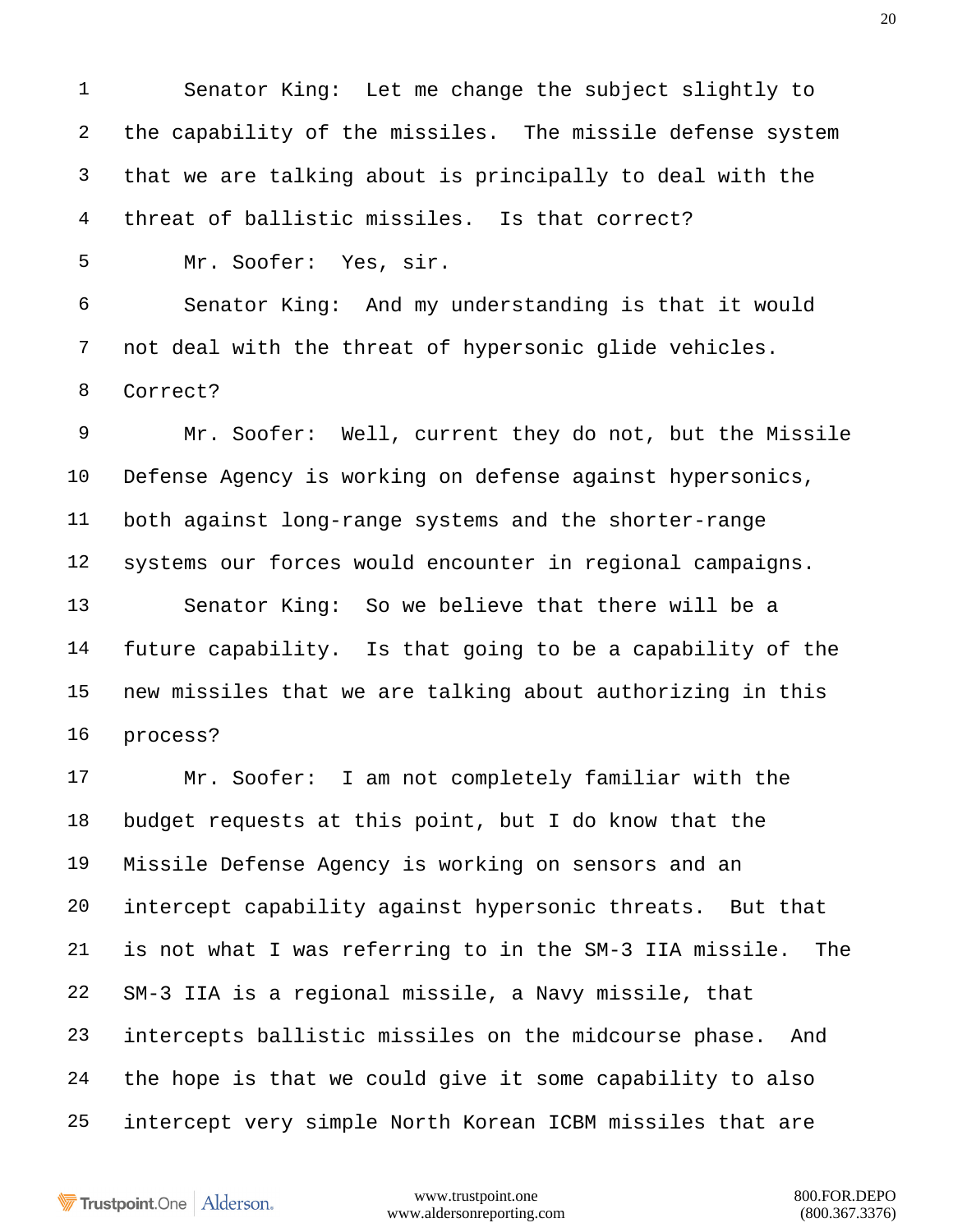Senator King: Let me change the subject slightly to the capability of the missiles. The missile defense system that we are talking about is principally to deal with the threat of ballistic missiles. Is that correct?

Mr. Soofer: Yes, sir.

Senator King: And my understanding is that it would not deal with the threat of hypersonic glide vehicles. Correct?

Mr. Soofer: Well, current they do not, but the Missile Defense Agency is working on defense against hypersonics, both against long-range systems and the shorter-range systems our forces would encounter in regional campaigns.

Senator King: So we believe that there will be a future capability. Is that going to be a capability of the new missiles that we are talking about authorizing in this process?

Mr. Soofer: I am not completely familiar with the budget requests at this point, but I do know that the Missile Defense Agency is working on sensors and an intercept capability against hypersonic threats. But that is not what I was referring to in the SM-3 IIA missile. The SM-3 IIA is a regional missile, a Navy missile, that intercepts ballistic missiles on the midcourse phase. And the hope is that we could give it some capability to also intercept very simple North Korean ICBM missiles that are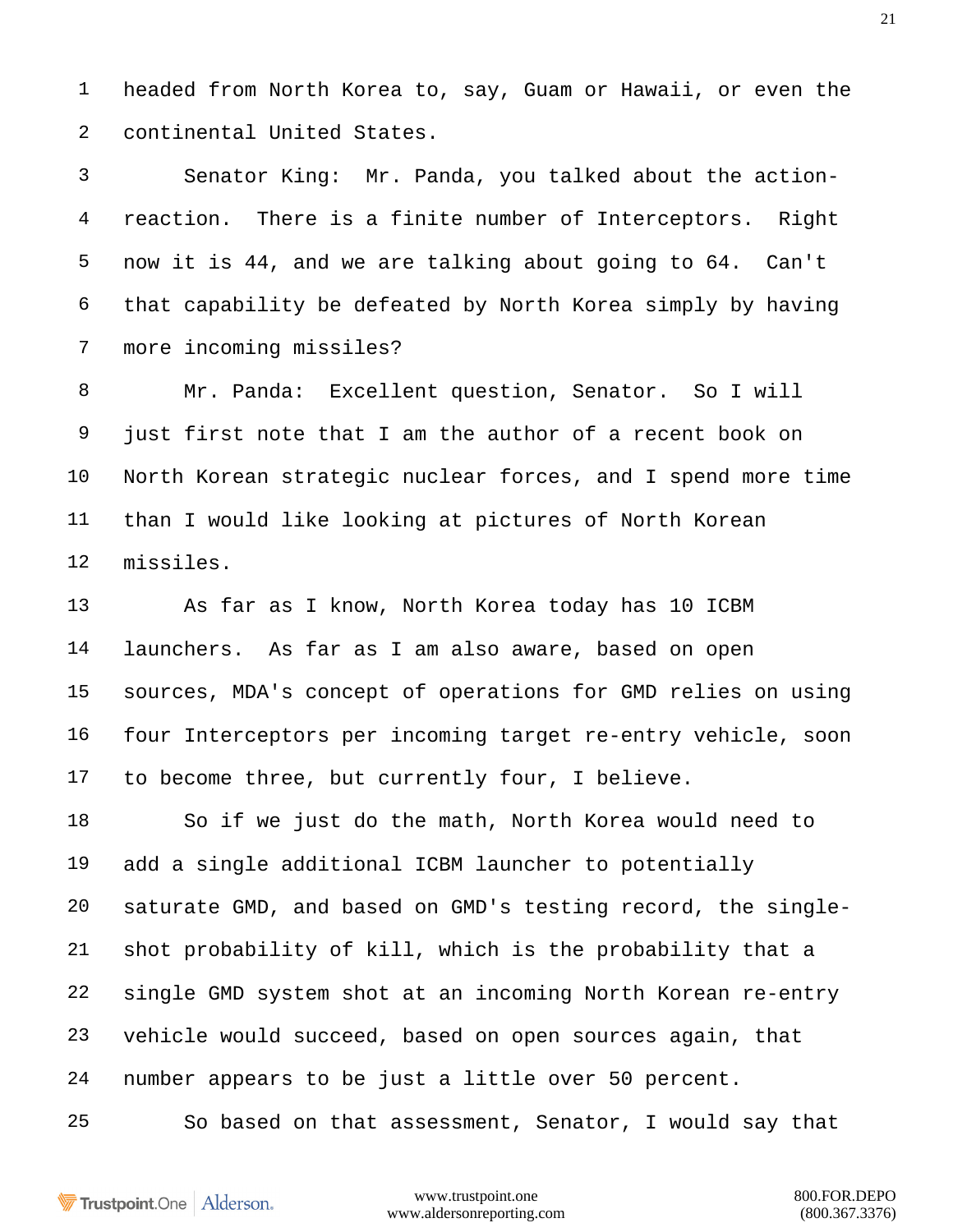headed from North Korea to, say, Guam or Hawaii, or even the continental United States.

Senator King: Mr. Panda, you talked about the action-reaction. There is a finite number of Interceptors. Right now it is 44, and we are talking about going to 64. Can't that capability be defeated by North Korea simply by having more incoming missiles?

Mr. Panda: Excellent question, Senator. So I will just first note that I am the author of a recent book on North Korean strategic nuclear forces, and I spend more time than I would like looking at pictures of North Korean missiles.

As far as I know, North Korea today has 10 ICBM launchers. As far as I am also aware, based on open sources, MDA's concept of operations for GMD relies on using four Interceptors per incoming target re-entry vehicle, soon to become three, but currently four, I believe.

So if we just do the math, North Korea would need to add a single additional ICBM launcher to potentially saturate GMD, and based on GMD's testing record, the single-shot probability of kill, which is the probability that a single GMD system shot at an incoming North Korean re-entry vehicle would succeed, based on open sources again, that number appears to be just a little over 50 percent.

So based on that assessment, Senator, I would say that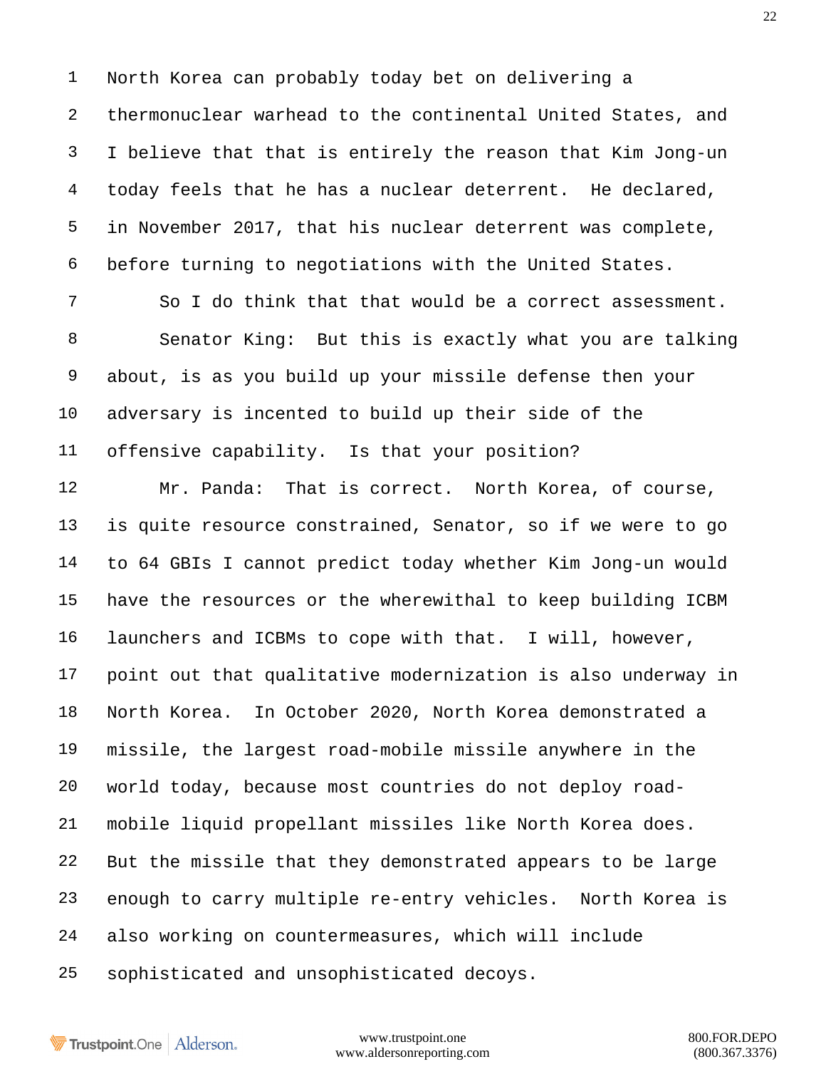North Korea can probably today bet on delivering a thermonuclear warhead to the continental United States, and I believe that that is entirely the reason that Kim Jong-un today feels that he has a nuclear deterrent. He declared, in November 2017, that his nuclear deterrent was complete, before turning to negotiations with the United States.

So I do think that that would be a correct assessment.

Senator King: But this is exactly what you are talking about, is as you build up your missile defense then your adversary is incented to build up their side of the offensive capability. Is that your position?

Mr. Panda: That is correct. North Korea, of course, is quite resource constrained, Senator, so if we were to go to 64 GBIs I cannot predict today whether Kim Jong-un would have the resources or the wherewithal to keep building ICBM launchers and ICBMs to cope with that. I will, however, point out that qualitative modernization is also underway in North Korea. In October 2020, North Korea demonstrated a missile, the largest road-mobile missile anywhere in the world today, because most countries do not deploy road-mobile liquid propellant missiles like North Korea does. But the missile that they demonstrated appears to be large enough to carry multiple re-entry vehicles. North Korea is also working on countermeasures, which will include sophisticated and unsophisticated decoys.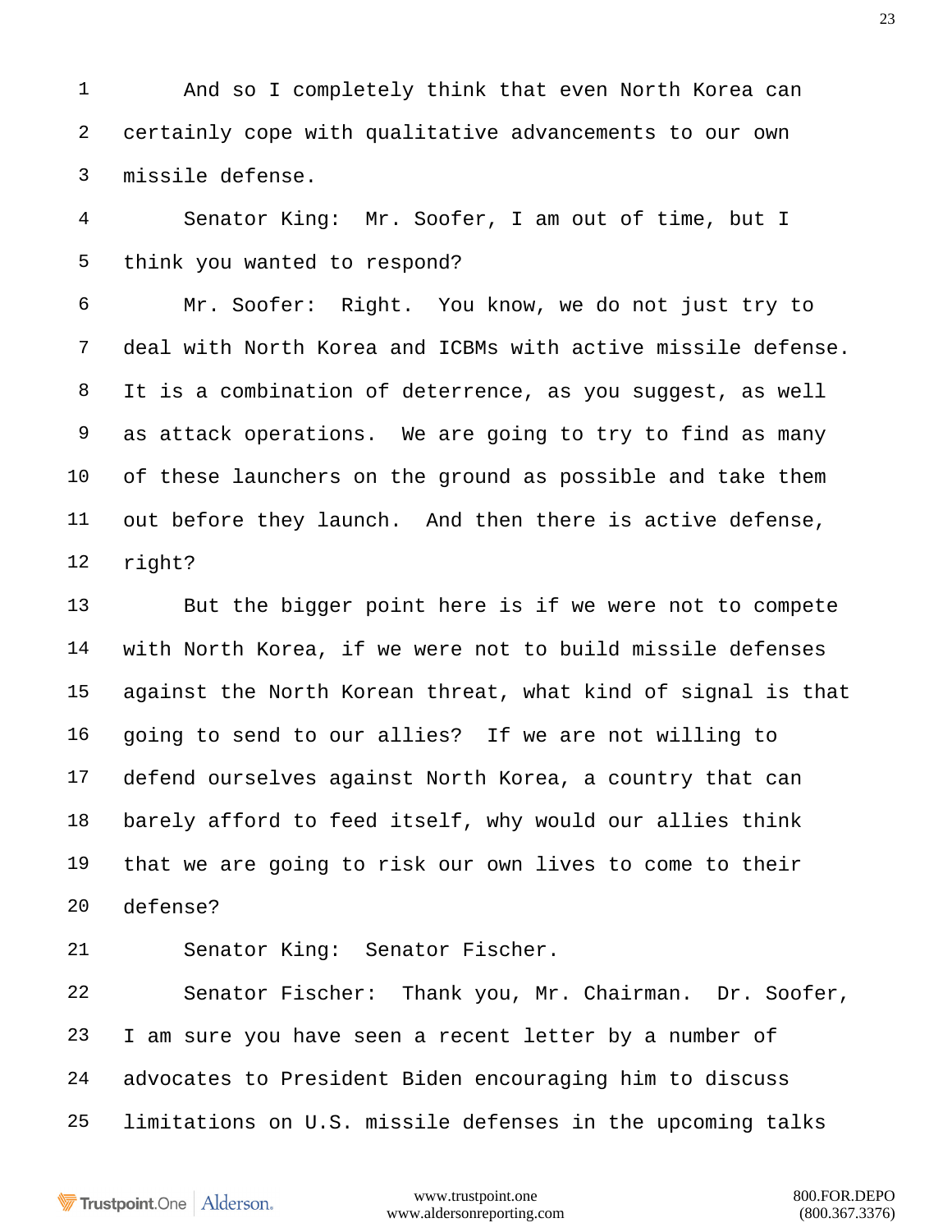And so I completely think that even North Korea can certainly cope with qualitative advancements to our own missile defense.

Senator King: Mr. Soofer, I am out of time, but I think you wanted to respond?

Mr. Soofer: Right. You know, we do not just try to deal with North Korea and ICBMs with active missile defense. It is a combination of deterrence, as you suggest, as well as attack operations. We are going to try to find as many of these launchers on the ground as possible and take them out before they launch. And then there is active defense, right?

But the bigger point here is if we were not to compete with North Korea, if we were not to build missile defenses against the North Korean threat, what kind of signal is that going to send to our allies? If we are not willing to defend ourselves against North Korea, a country that can barely afford to feed itself, why would our allies think that we are going to risk our own lives to come to their defense?

Senator King: Senator Fischer.

Senator Fischer: Thank you, Mr. Chairman. Dr. Soofer, I am sure you have seen a recent letter by a number of advocates to President Biden encouraging him to discuss limitations on U.S. missile defenses in the upcoming talks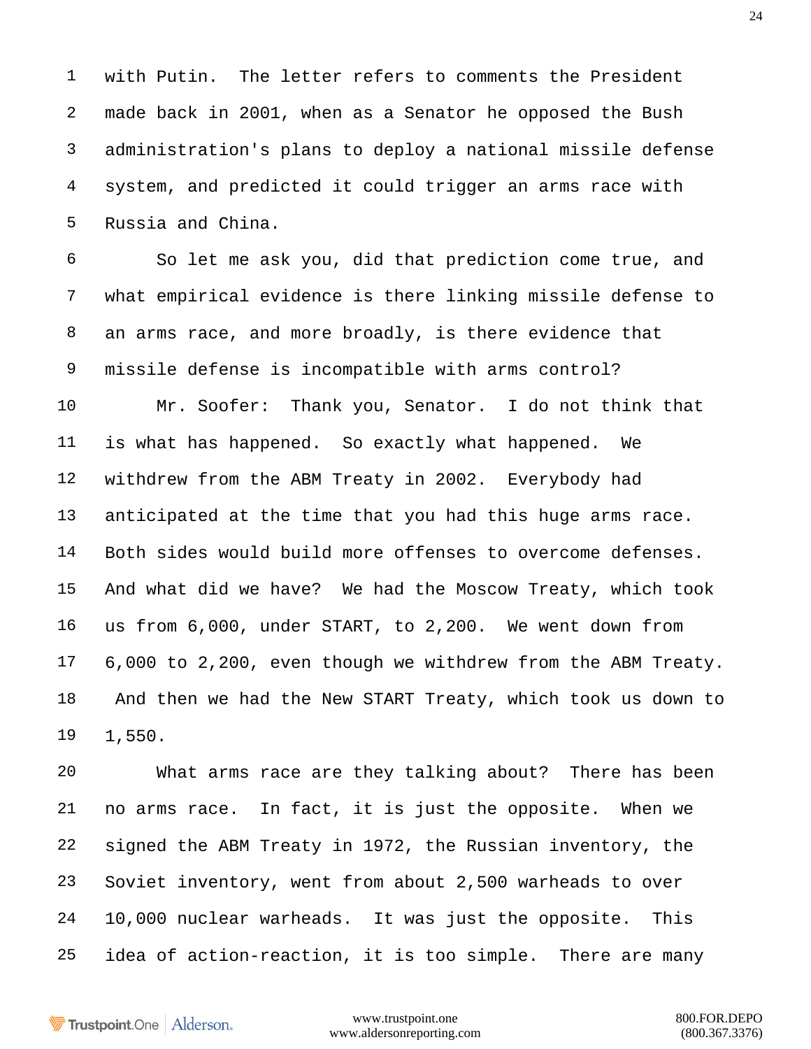with Putin. The letter refers to comments the President made back in 2001, when as a Senator he opposed the Bush administration's plans to deploy a national missile defense system, and predicted it could trigger an arms race with Russia and China.

So let me ask you, did that prediction come true, and what empirical evidence is there linking missile defense to an arms race, and more broadly, is there evidence that missile defense is incompatible with arms control?

Mr. Soofer: Thank you, Senator. I do not think that is what has happened. So exactly what happened. We withdrew from the ABM Treaty in 2002. Everybody had anticipated at the time that you had this huge arms race. Both sides would build more offenses to overcome defenses. And what did we have? We had the Moscow Treaty, which took us from 6,000, under START, to 2,200. We went down from 6,000 to 2,200, even though we withdrew from the ABM Treaty. And then we had the New START Treaty, which took us down to 1,550.

What arms race are they talking about? There has been no arms race. In fact, it is just the opposite. When we signed the ABM Treaty in 1972, the Russian inventory, the Soviet inventory, went from about 2,500 warheads to over 10,000 nuclear warheads. It was just the opposite. This idea of action-reaction, it is too simple. There are many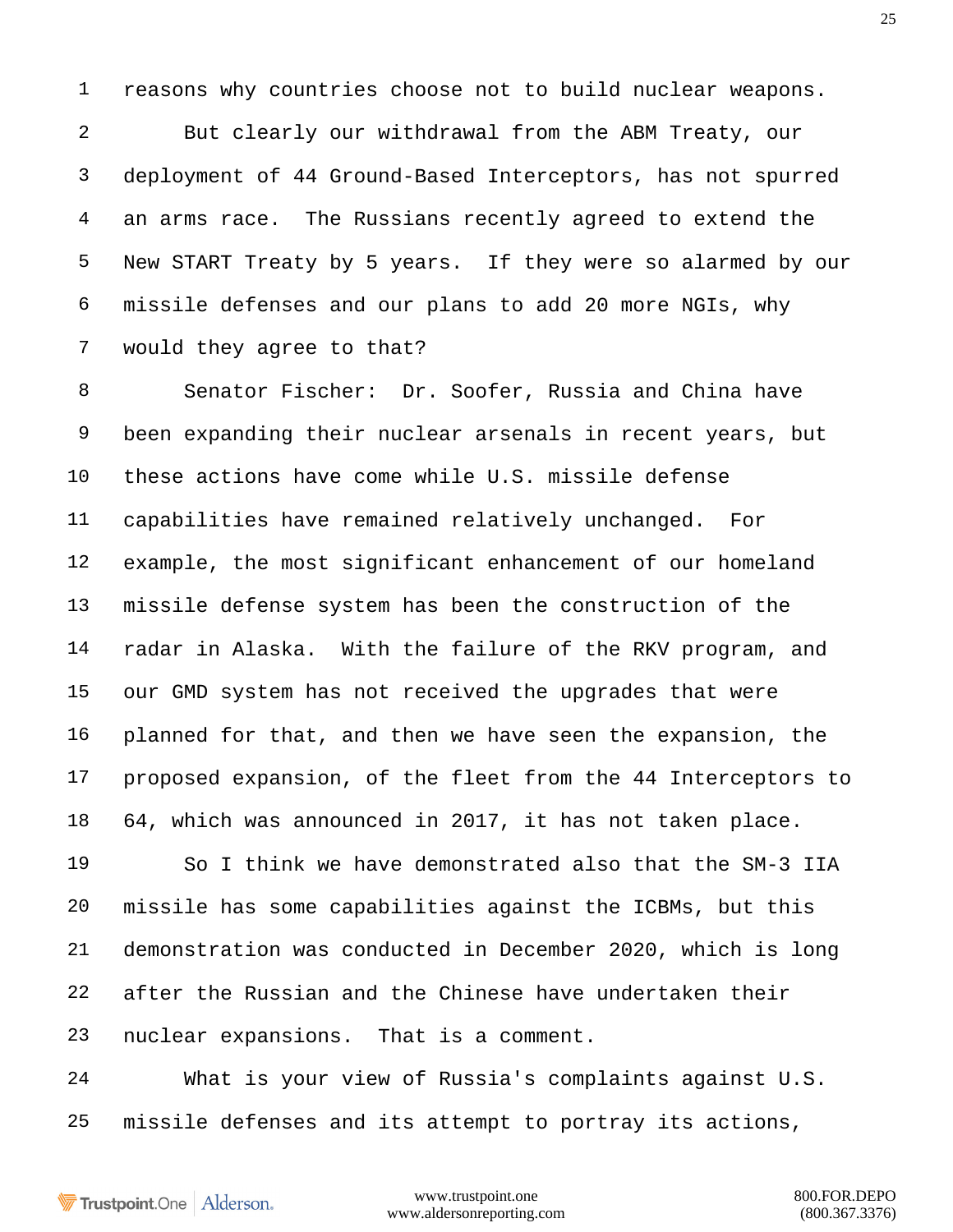reasons why countries choose not to build nuclear weapons.

But clearly our withdrawal from the ABM Treaty, our deployment of 44 Ground-Based Interceptors, has not spurred an arms race. The Russians recently agreed to extend the New START Treaty by 5 years. If they were so alarmed by our missile defenses and our plans to add 20 more NGIs, why would they agree to that?

Senator Fischer: Dr. Soofer, Russia and China have been expanding their nuclear arsenals in recent years, but these actions have come while U.S. missile defense capabilities have remained relatively unchanged. For example, the most significant enhancement of our homeland missile defense system has been the construction of the radar in Alaska. With the failure of the RKV program, and our GMD system has not received the upgrades that were planned for that, and then we have seen the expansion, the proposed expansion, of the fleet from the 44 Interceptors to 64, which was announced in 2017, it has not taken place.

So I think we have demonstrated also that the SM-3 IIA missile has some capabilities against the ICBMs, but this demonstration was conducted in December 2020, which is long after the Russian and the Chinese have undertaken their nuclear expansions. That is a comment.

What is your view of Russia's complaints against U.S. missile defenses and its attempt to portray its actions,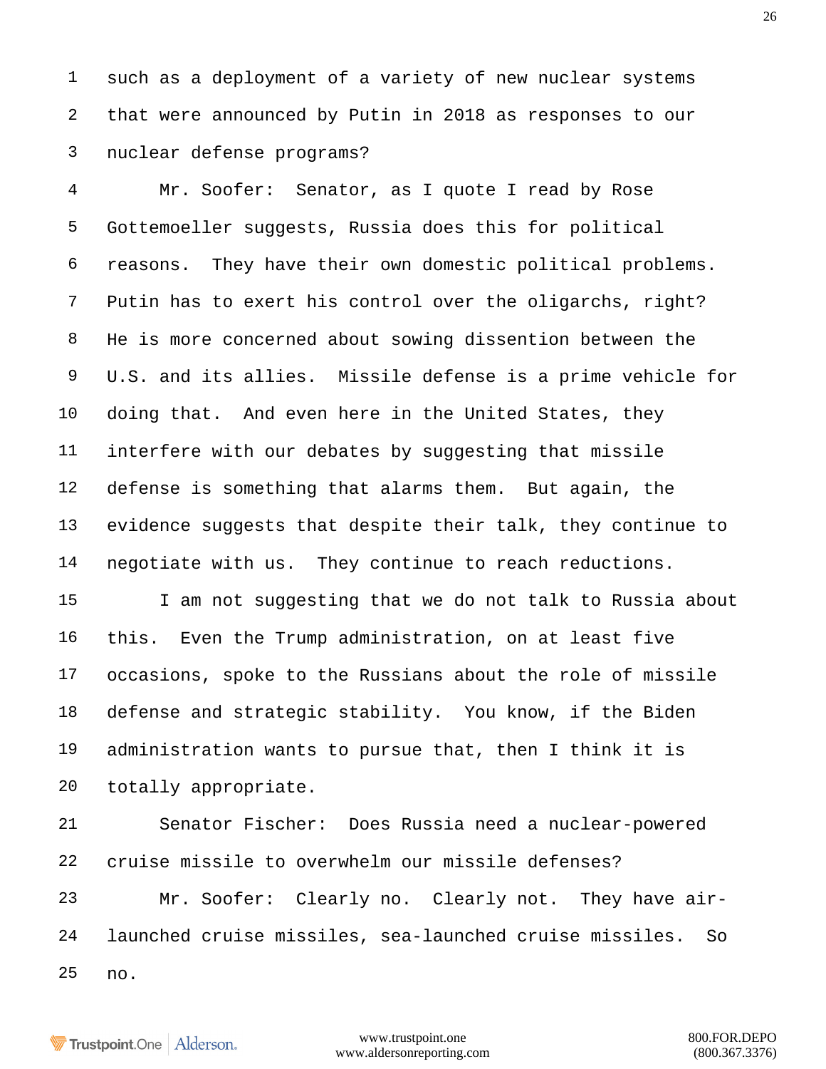such as a deployment of a variety of new nuclear systems that were announced by Putin in 2018 as responses to our nuclear defense programs?

Mr. Soofer: Senator, as I quote I read by Rose Gottemoeller suggests, Russia does this for political reasons. They have their own domestic political problems. Putin has to exert his control over the oligarchs, right? He is more concerned about sowing dissention between the U.S. and its allies. Missile defense is a prime vehicle for doing that. And even here in the United States, they interfere with our debates by suggesting that missile defense is something that alarms them. But again, the evidence suggests that despite their talk, they continue to negotiate with us. They continue to reach reductions.

I am not suggesting that we do not talk to Russia about this. Even the Trump administration, on at least five occasions, spoke to the Russians about the role of missile defense and strategic stability. You know, if the Biden administration wants to pursue that, then I think it is totally appropriate.

Senator Fischer: Does Russia need a nuclear-powered cruise missile to overwhelm our missile defenses?

Mr. Soofer: Clearly no. Clearly not. They have air-launched cruise missiles, sea-launched cruise missiles. So no.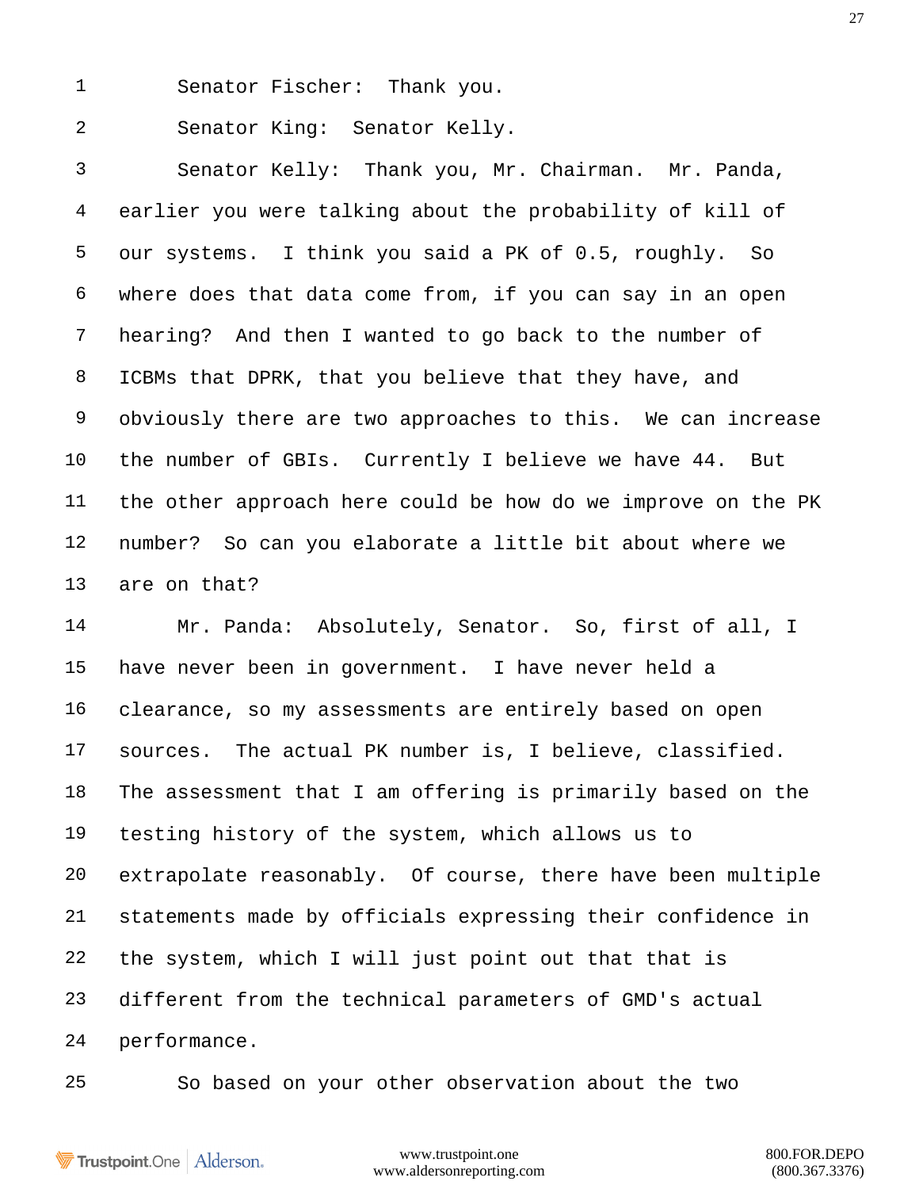Senator Fischer: Thank you.

Senator King: Senator Kelly.

Senator Kelly: Thank you, Mr. Chairman. Mr. Panda, earlier you were talking about the probability of kill of our systems. I think you said a PK of 0.5, roughly. So where does that data come from, if you can say in an open hearing? And then I wanted to go back to the number of ICBMs that DPRK, that you believe that they have, and obviously there are two approaches to this. We can increase the number of GBIs. Currently I believe we have 44. But the other approach here could be how do we improve on the PK number? So can you elaborate a little bit about where we are on that?

Mr. Panda: Absolutely, Senator. So, first of all, I have never been in government. I have never held a clearance, so my assessments are entirely based on open sources. The actual PK number is, I believe, classified. The assessment that I am offering is primarily based on the testing history of the system, which allows us to extrapolate reasonably. Of course, there have been multiple statements made by officials expressing their confidence in the system, which I will just point out that that is different from the technical parameters of GMD's actual performance.

So based on your other observation about the two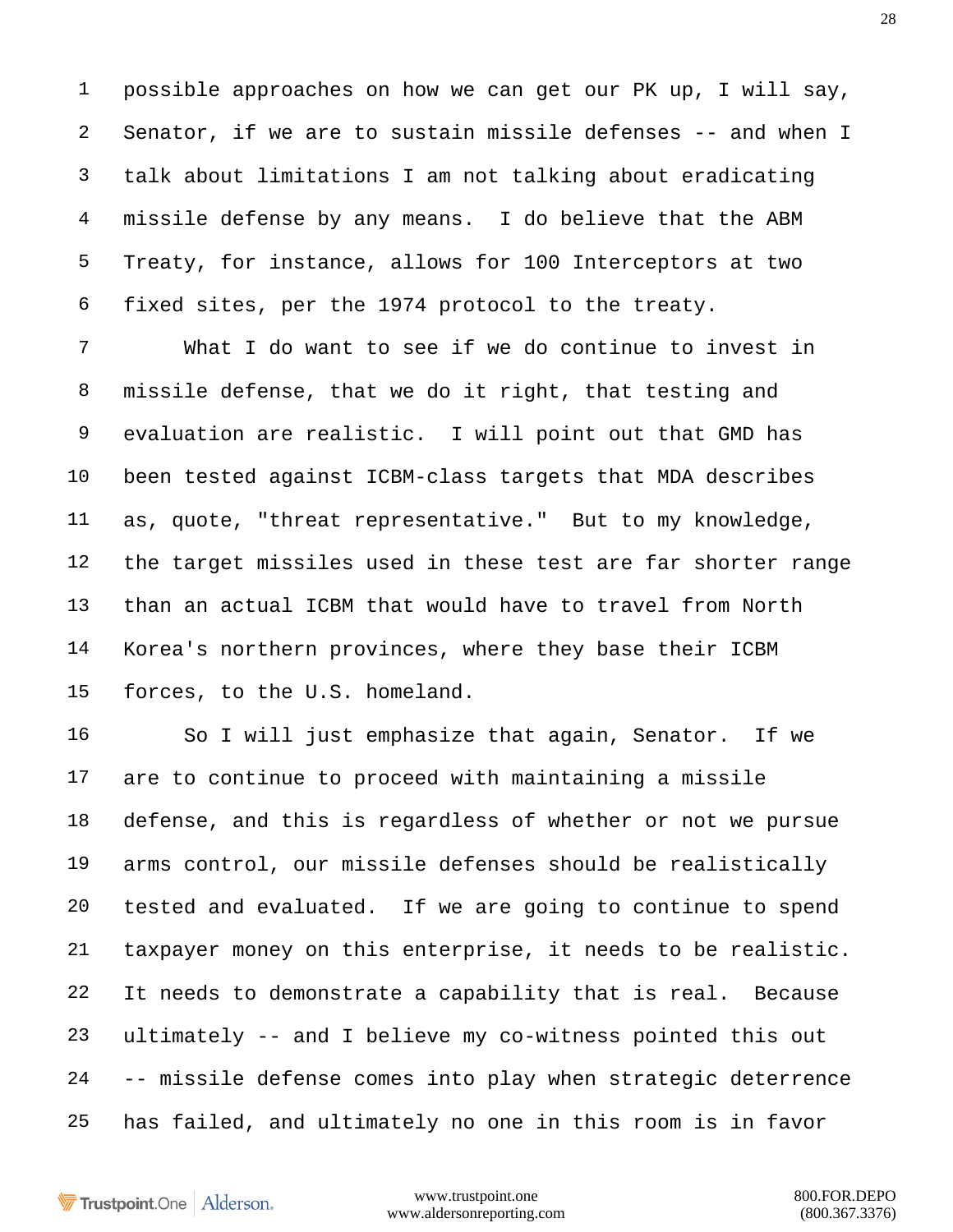possible approaches on how we can get our PK up, I will say, Senator, if we are to sustain missile defenses -- and when I talk about limitations I am not talking about eradicating missile defense by any means. I do believe that the ABM Treaty, for instance, allows for 100 Interceptors at two fixed sites, per the 1974 protocol to the treaty.

What I do want to see if we do continue to invest in missile defense, that we do it right, that testing and evaluation are realistic. I will point out that GMD has been tested against ICBM-class targets that MDA describes as, quote, "threat representative." But to my knowledge, the target missiles used in these test are far shorter range than an actual ICBM that would have to travel from North Korea's northern provinces, where they base their ICBM forces, to the U.S. homeland.

So I will just emphasize that again, Senator. If we are to continue to proceed with maintaining a missile defense, and this is regardless of whether or not we pursue arms control, our missile defenses should be realistically tested and evaluated. If we are going to continue to spend taxpayer money on this enterprise, it needs to be realistic. It needs to demonstrate a capability that is real. Because ultimately -- and I believe my co-witness pointed this out -- missile defense comes into play when strategic deterrence has failed, and ultimately no one in this room is in favor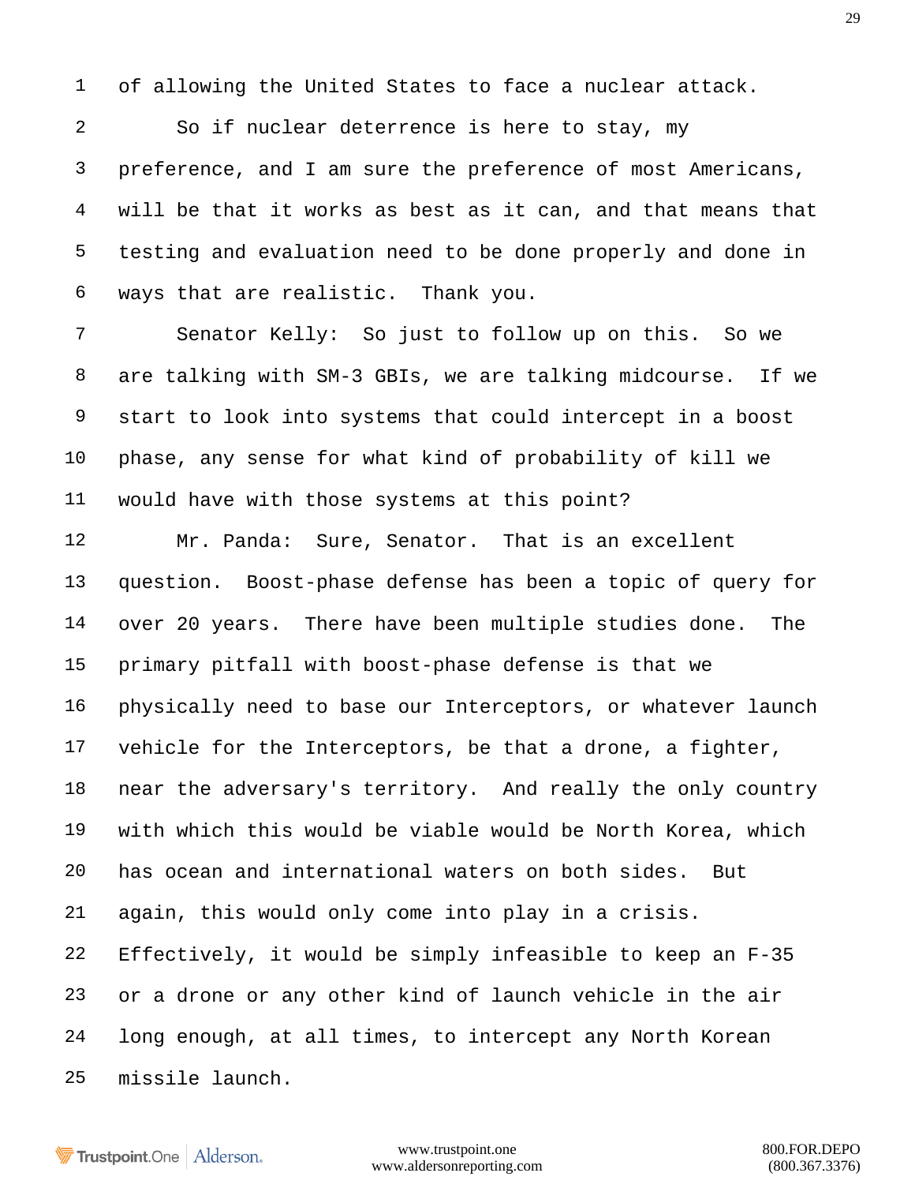of allowing the United States to face a nuclear attack.

So if nuclear deterrence is here to stay, my preference, and I am sure the preference of most Americans, will be that it works as best as it can, and that means that testing and evaluation need to be done properly and done in ways that are realistic. Thank you.

Senator Kelly: So just to follow up on this. So we are talking with SM-3 GBIs, we are talking midcourse. If we start to look into systems that could intercept in a boost phase, any sense for what kind of probability of kill we would have with those systems at this point?

Mr. Panda: Sure, Senator. That is an excellent question. Boost-phase defense has been a topic of query for over 20 years. There have been multiple studies done. The primary pitfall with boost-phase defense is that we physically need to base our Interceptors, or whatever launch vehicle for the Interceptors, be that a drone, a fighter, near the adversary's territory. And really the only country with which this would be viable would be North Korea, which has ocean and international waters on both sides. But again, this would only come into play in a crisis. Effectively, it would be simply infeasible to keep an F-35 or a drone or any other kind of launch vehicle in the air long enough, at all times, to intercept any North Korean missile launch.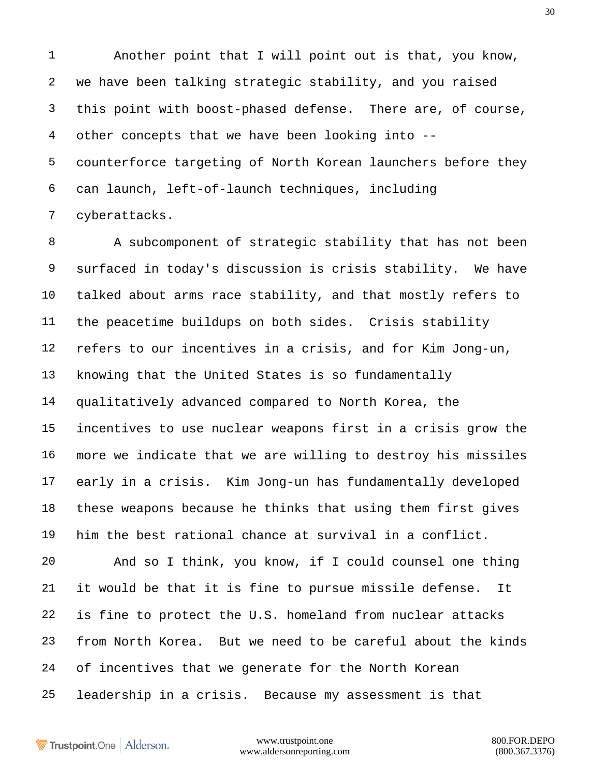Another point that I will point out is that, you know, we have been talking strategic stability, and you raised this point with boost-phased defense. There are, of course, other concepts that we have been looking into -- counterforce targeting of North Korean launchers before they can launch, left-of-launch techniques, including cyberattacks.

A subcomponent of strategic stability that has not been surfaced in today's discussion is crisis stability. We have talked about arms race stability, and that mostly refers to the peacetime buildups on both sides. Crisis stability refers to our incentives in a crisis, and for Kim Jong-un, knowing that the United States is so fundamentally qualitatively advanced compared to North Korea, the incentives to use nuclear weapons first in a crisis grow the more we indicate that we are willing to destroy his missiles early in a crisis. Kim Jong-un has fundamentally developed these weapons because he thinks that using them first gives him the best rational chance at survival in a conflict.

And so I think, you know, if I could counsel one thing it would be that it is fine to pursue missile defense. It is fine to protect the U.S. homeland from nuclear attacks from North Korea. But we need to be careful about the kinds of incentives that we generate for the North Korean leadership in a crisis. Because my assessment is that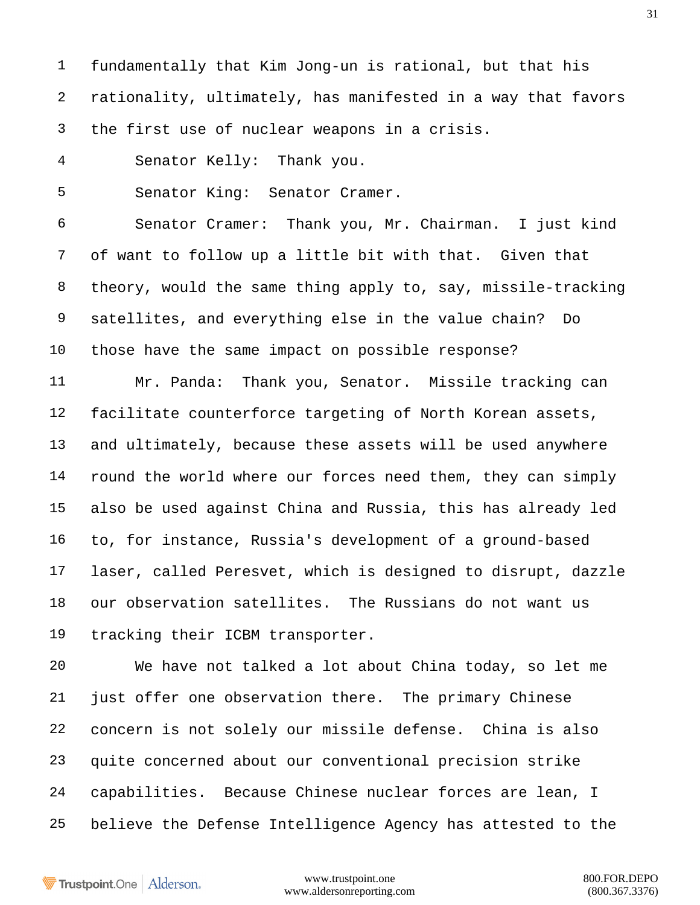fundamentally that Kim Jong-un is rational, but that his rationality, ultimately, has manifested in a way that favors the first use of nuclear weapons in a crisis.

Senator Kelly: Thank you.

Senator King: Senator Cramer.

Senator Cramer: Thank you, Mr. Chairman. I just kind of want to follow up a little bit with that. Given that theory, would the same thing apply to, say, missile-tracking satellites, and everything else in the value chain? Do those have the same impact on possible response?

Mr. Panda: Thank you, Senator. Missile tracking can facilitate counterforce targeting of North Korean assets, and ultimately, because these assets will be used anywhere round the world where our forces need them, they can simply also be used against China and Russia, this has already led to, for instance, Russia's development of a ground-based laser, called Peresvet, which is designed to disrupt, dazzle our observation satellites. The Russians do not want us tracking their ICBM transporter.

We have not talked a lot about China today, so let me just offer one observation there. The primary Chinese concern is not solely our missile defense. China is also quite concerned about our conventional precision strike capabilities. Because Chinese nuclear forces are lean, I believe the Defense Intelligence Agency has attested to the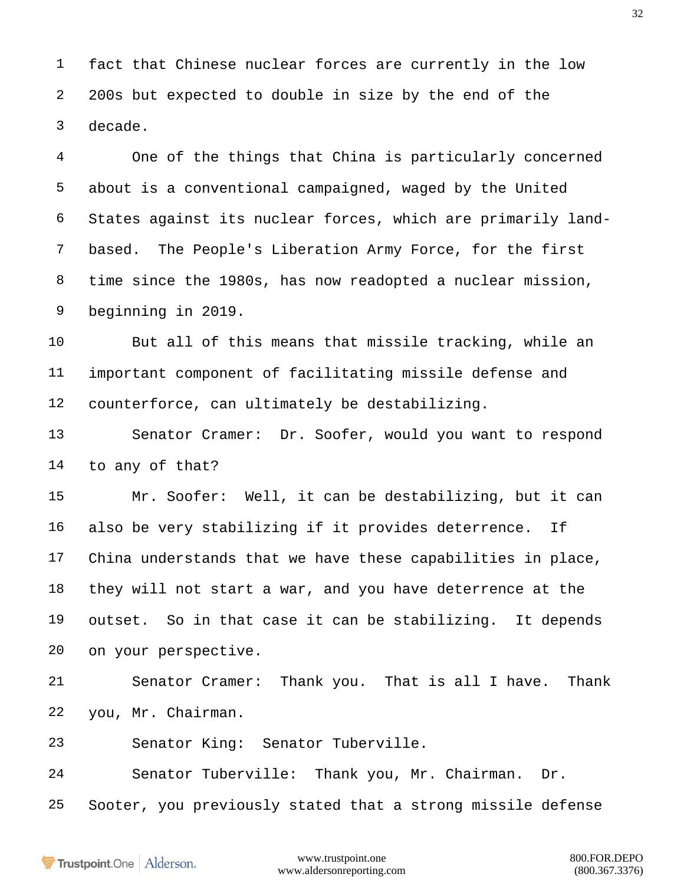fact that Chinese nuclear forces are currently in the low 200s but expected to double in size by the end of the decade.

One of the things that China is particularly concerned about is a conventional campaigned, waged by the United States against its nuclear forces, which are primarily land-based. The People's Liberation Army Force, for the first time since the 1980s, has now readopted a nuclear mission, beginning in 2019.

But all of this means that missile tracking, while an important component of facilitating missile defense and counterforce, can ultimately be destabilizing.

Senator Cramer: Dr. Soofer, would you want to respond to any of that?

Mr. Soofer: Well, it can be destabilizing, but it can also be very stabilizing if it provides deterrence. If China understands that we have these capabilities in place, they will not start a war, and you have deterrence at the outset. So in that case it can be stabilizing. It depends on your perspective.

Senator Cramer: Thank you. That is all I have. Thank you, Mr. Chairman.

Senator King: Senator Tuberville.

Senator Tuberville: Thank you, Mr. Chairman. Dr. Sooter, you previously stated that a strong missile defense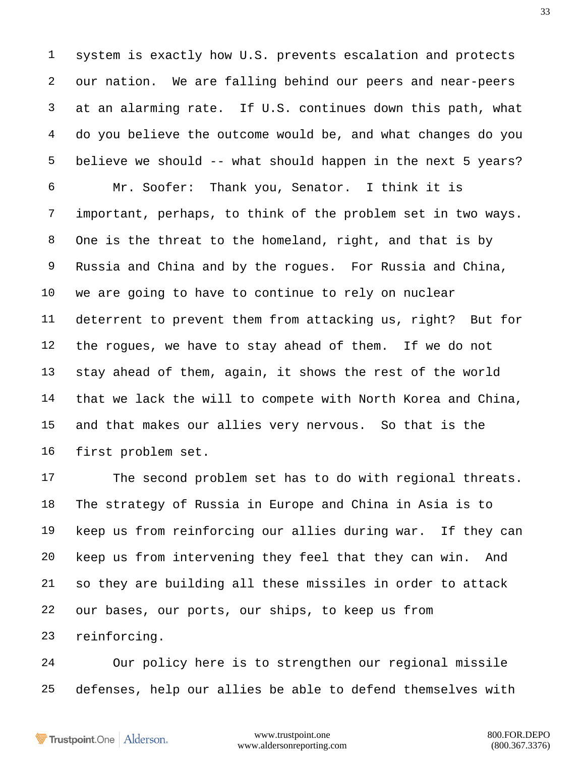system is exactly how U.S. prevents escalation and protects our nation. We are falling behind our peers and near-peers at an alarming rate. If U.S. continues down this path, what do you believe the outcome would be, and what changes do you believe we should -- what should happen in the next 5 years?

Mr. Soofer: Thank you, Senator. I think it is important, perhaps, to think of the problem set in two ways. One is the threat to the homeland, right, and that is by Russia and China and by the rogues. For Russia and China, we are going to have to continue to rely on nuclear deterrent to prevent them from attacking us, right? But for the rogues, we have to stay ahead of them. If we do not stay ahead of them, again, it shows the rest of the world that we lack the will to compete with North Korea and China, and that makes our allies very nervous. So that is the first problem set.

The second problem set has to do with regional threats. The strategy of Russia in Europe and China in Asia is to keep us from reinforcing our allies during war. If they can keep us from intervening they feel that they can win. And so they are building all these missiles in order to attack our bases, our ports, our ships, to keep us from reinforcing.

Our policy here is to strengthen our regional missile defenses, help our allies be able to defend themselves with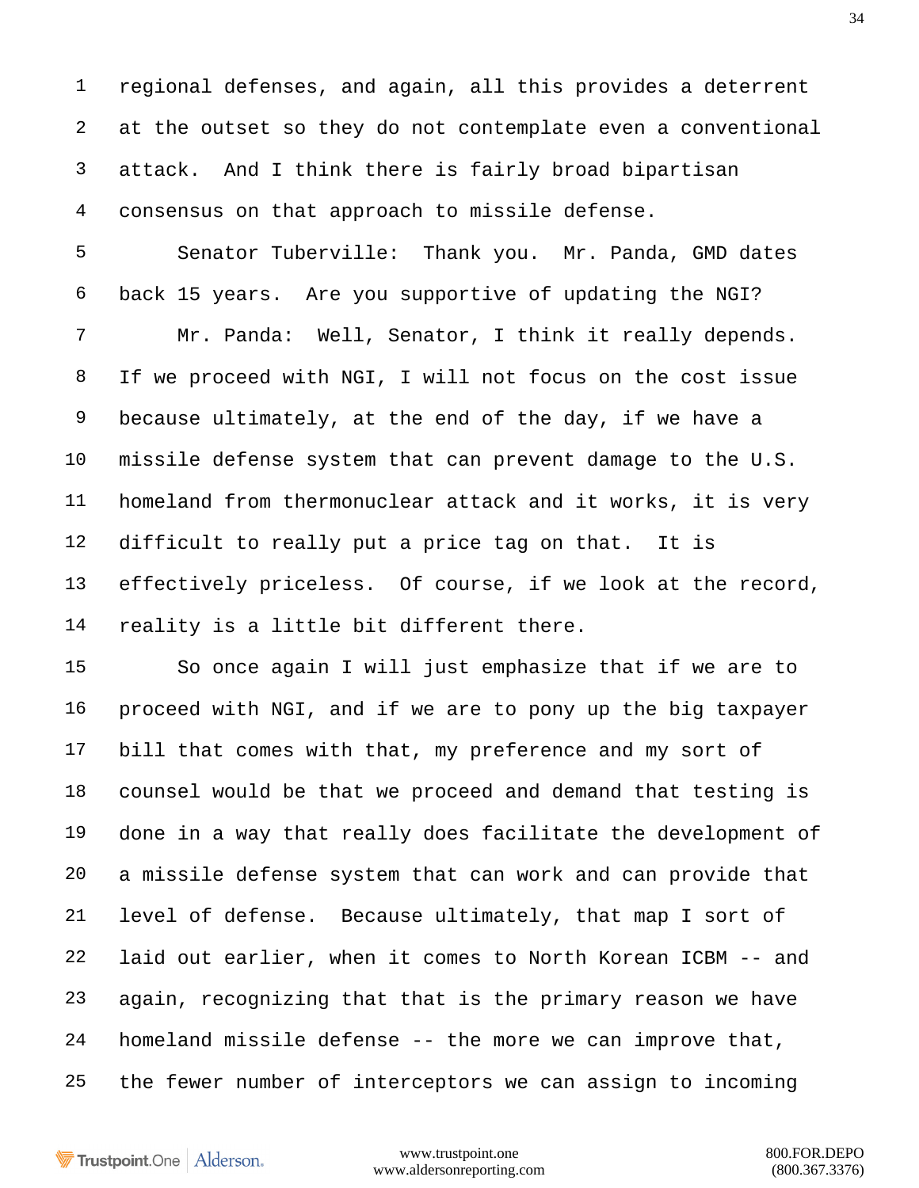regional defenses, and again, all this provides a deterrent at the outset so they do not contemplate even a conventional attack. And I think there is fairly broad bipartisan consensus on that approach to missile defense.

Senator Tuberville: Thank you. Mr. Panda, GMD dates back 15 years. Are you supportive of updating the NGI?

Mr. Panda: Well, Senator, I think it really depends. If we proceed with NGI, I will not focus on the cost issue because ultimately, at the end of the day, if we have a missile defense system that can prevent damage to the U.S. homeland from thermonuclear attack and it works, it is very difficult to really put a price tag on that. It is effectively priceless. Of course, if we look at the record, reality is a little bit different there.

So once again I will just emphasize that if we are to proceed with NGI, and if we are to pony up the big taxpayer bill that comes with that, my preference and my sort of counsel would be that we proceed and demand that testing is done in a way that really does facilitate the development of a missile defense system that can work and can provide that level of defense. Because ultimately, that map I sort of laid out earlier, when it comes to North Korean ICBM -- and again, recognizing that that is the primary reason we have homeland missile defense -- the more we can improve that, the fewer number of interceptors we can assign to incoming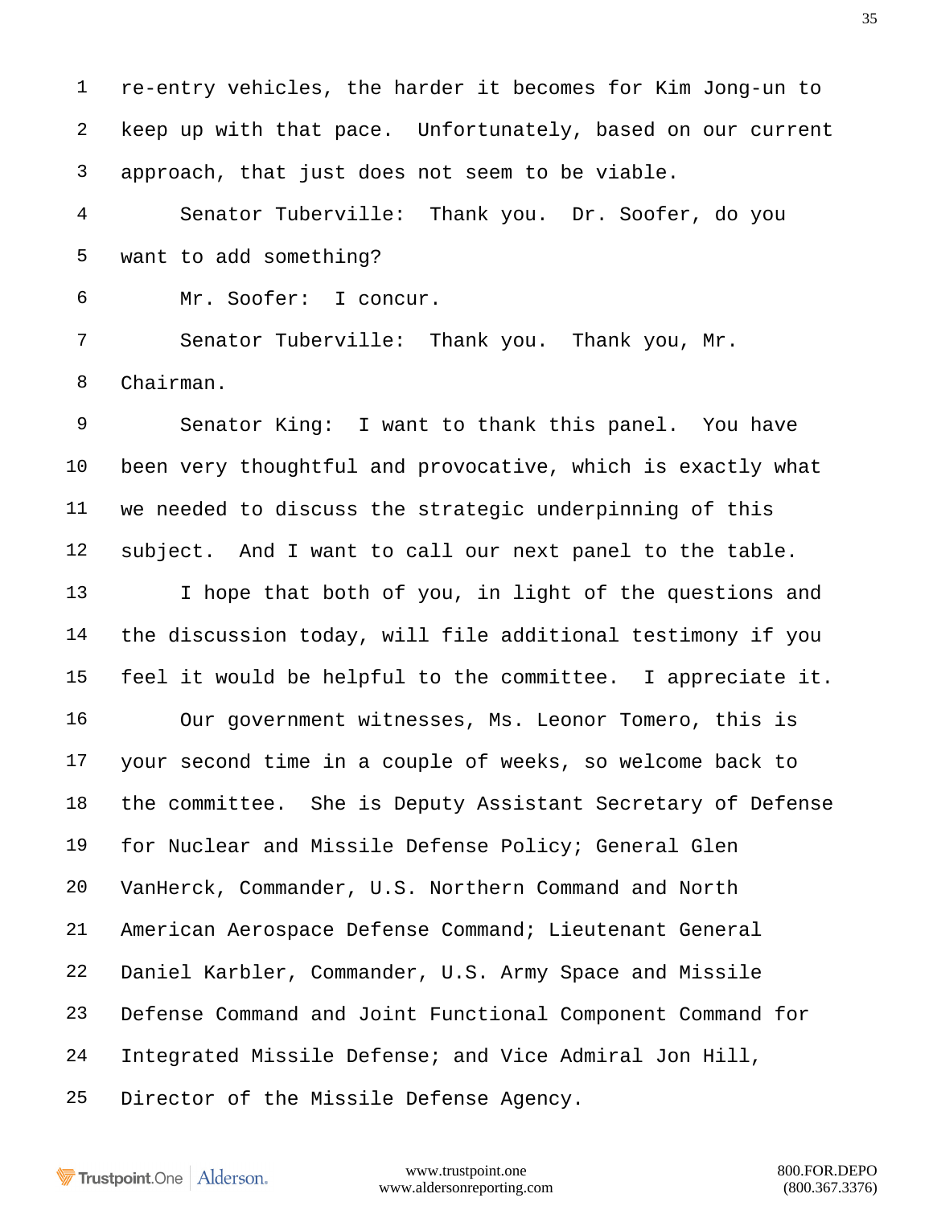re-entry vehicles, the harder it becomes for Kim Jong-un to keep up with that pace. Unfortunately, based on our current approach, that just does not seem to be viable.

Senator Tuberville: Thank you. Dr. Soofer, do you want to add something?

Mr. Soofer: I concur.

Senator Tuberville: Thank you. Thank you, Mr. Chairman.

Senator King: I want to thank this panel. You have been very thoughtful and provocative, which is exactly what we needed to discuss the strategic underpinning of this subject. And I want to call our next panel to the table.

I hope that both of you, in light of the questions and the discussion today, will file additional testimony if you feel it would be helpful to the committee. I appreciate it.

Our government witnesses, Ms. Leonor Tomero, this is your second time in a couple of weeks, so welcome back to the committee. She is Deputy Assistant Secretary of Defense for Nuclear and Missile Defense Policy; General Glen VanHerck, Commander, U.S. Northern Command and North American Aerospace Defense Command; Lieutenant General Daniel Karbler, Commander, U.S. Army Space and Missile Defense Command and Joint Functional Component Command for Integrated Missile Defense; and Vice Admiral Jon Hill, Director of the Missile Defense Agency.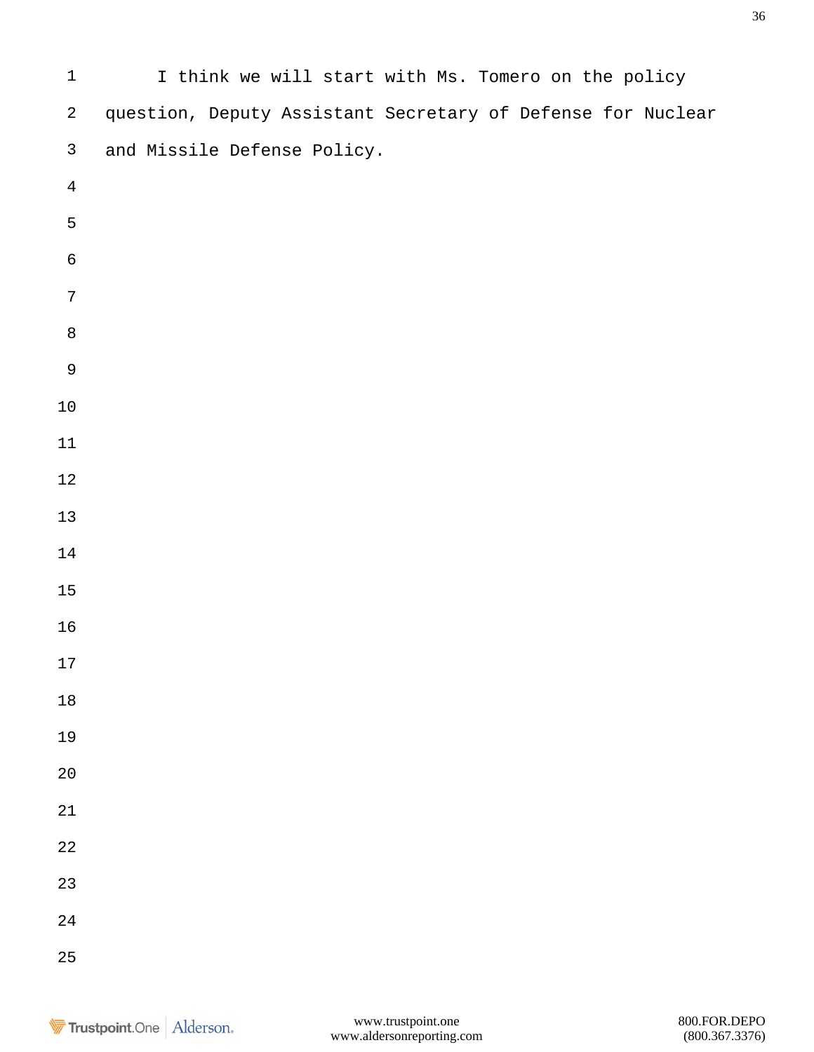I think we will start with Ms. Tomero on the policy question, Deputy Assistant Secretary of Defense for Nuclear and Missile Defense Policy.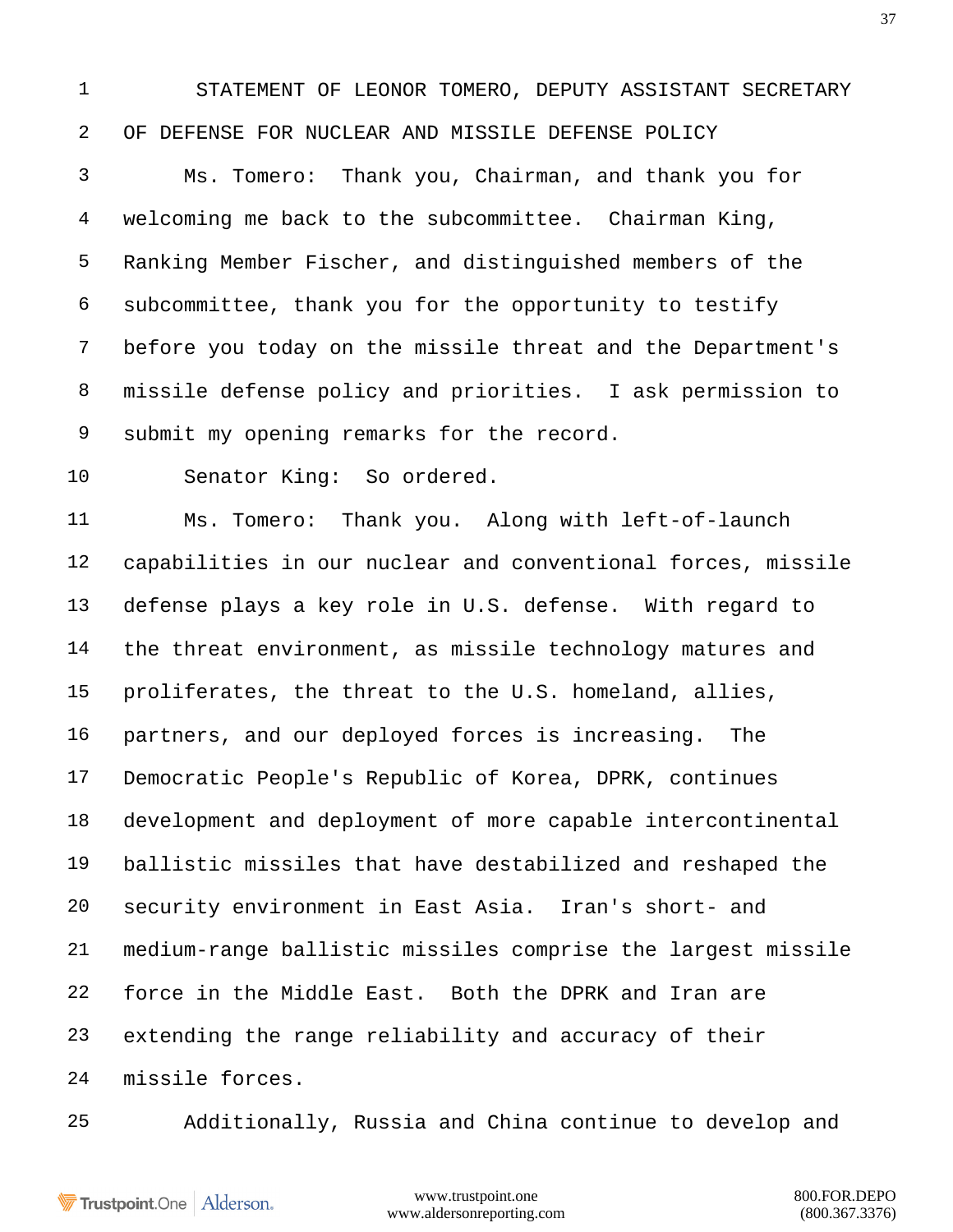STATEMENT OF LEONOR TOMERO, DEPUTY ASSISTANT SECRETARY OF DEFENSE FOR NUCLEAR AND MISSILE DEFENSE POLICY

Ms. Tomero: Thank you, Chairman, and thank you for welcoming me back to the subcommittee. Chairman King, Ranking Member Fischer, and distinguished members of the subcommittee, thank you for the opportunity to testify before you today on the missile threat and the Department's missile defense policy and priorities. I ask permission to submit my opening remarks for the record.

Senator King: So ordered.

Ms. Tomero: Thank you. Along with left-of-launch capabilities in our nuclear and conventional forces, missile defense plays a key role in U.S. defense. With regard to the threat environment, as missile technology matures and proliferates, the threat to the U.S. homeland, allies, partners, and our deployed forces is increasing. The Democratic People's Republic of Korea, DPRK, continues development and deployment of more capable intercontinental ballistic missiles that have destabilized and reshaped the security environment in East Asia. Iran's short- and medium-range ballistic missiles comprise the largest missile force in the Middle East. Both the DPRK and Iran are extending the range reliability and accuracy of their missile forces.

Additionally, Russia and China continue to develop and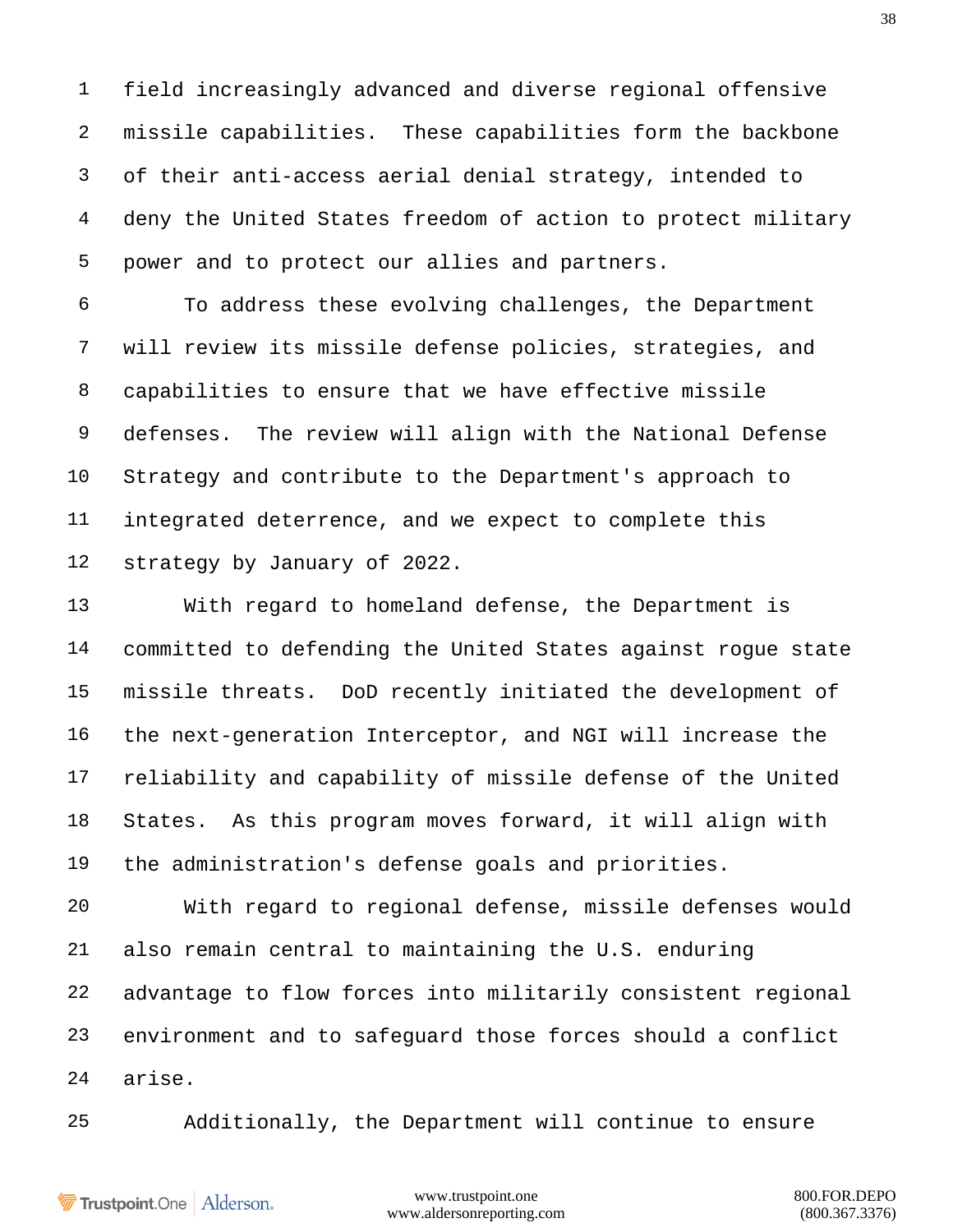field increasingly advanced and diverse regional offensive missile capabilities. These capabilities form the backbone of their anti-access aerial denial strategy, intended to deny the United States freedom of action to protect military power and to protect our allies and partners.

To address these evolving challenges, the Department will review its missile defense policies, strategies, and capabilities to ensure that we have effective missile defenses. The review will align with the National Defense Strategy and contribute to the Department's approach to integrated deterrence, and we expect to complete this strategy by January of 2022.

With regard to homeland defense, the Department is committed to defending the United States against rogue state missile threats. DoD recently initiated the development of the next-generation Interceptor, and NGI will increase the reliability and capability of missile defense of the United States. As this program moves forward, it will align with the administration's defense goals and priorities.

With regard to regional defense, missile defenses would also remain central to maintaining the U.S. enduring advantage to flow forces into militarily consistent regional environment and to safeguard those forces should a conflict arise.

Additionally, the Department will continue to ensure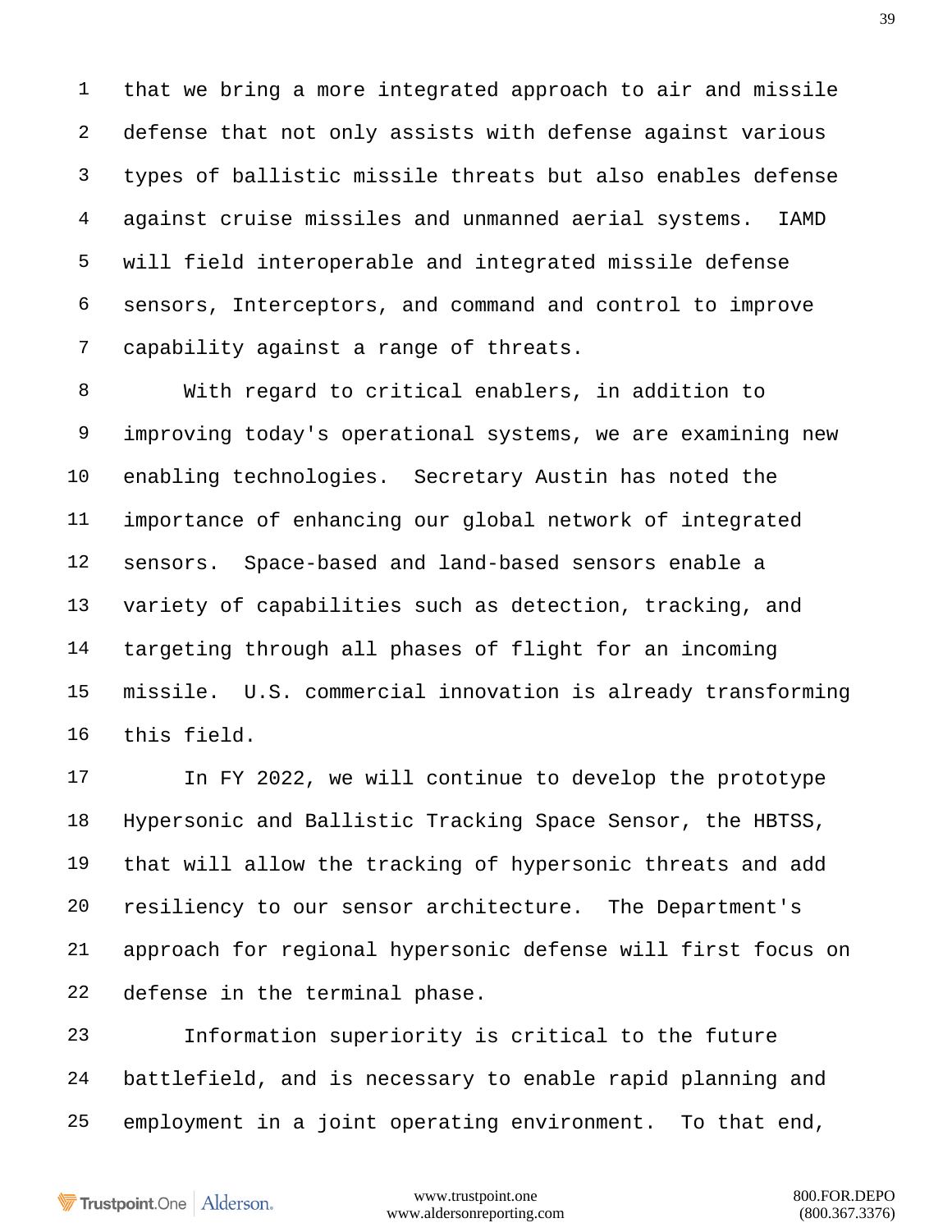that we bring a more integrated approach to air and missile defense that not only assists with defense against various types of ballistic missile threats but also enables defense against cruise missiles and unmanned aerial systems. IAMD will field interoperable and integrated missile defense sensors, Interceptors, and command and control to improve capability against a range of threats.

With regard to critical enablers, in addition to improving today's operational systems, we are examining new enabling technologies. Secretary Austin has noted the importance of enhancing our global network of integrated sensors. Space-based and land-based sensors enable a variety of capabilities such as detection, tracking, and targeting through all phases of flight for an incoming missile. U.S. commercial innovation is already transforming this field.

In FY 2022, we will continue to develop the prototype Hypersonic and Ballistic Tracking Space Sensor, the HBTSS, that will allow the tracking of hypersonic threats and add resiliency to our sensor architecture. The Department's approach for regional hypersonic defense will first focus on defense in the terminal phase.

Information superiority is critical to the future battlefield, and is necessary to enable rapid planning and employment in a joint operating environment. To that end,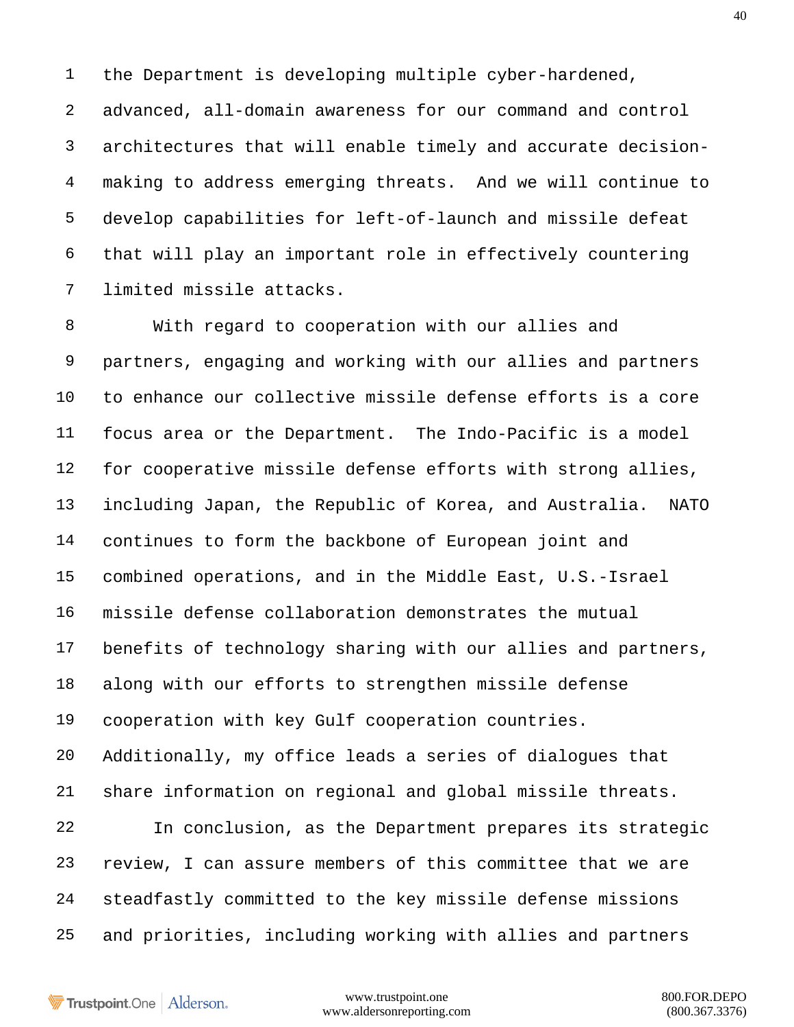the Department is developing multiple cyber-hardened, advanced, all-domain awareness for our command and control architectures that will enable timely and accurate decision-making to address emerging threats. And we will continue to develop capabilities for left-of-launch and missile defeat that will play an important role in effectively countering limited missile attacks.

With regard to cooperation with our allies and partners, engaging and working with our allies and partners to enhance our collective missile defense efforts is a core focus area or the Department. The Indo-Pacific is a model for cooperative missile defense efforts with strong allies, including Japan, the Republic of Korea, and Australia. NATO continues to form the backbone of European joint and combined operations, and in the Middle East, U.S.-Israel missile defense collaboration demonstrates the mutual benefits of technology sharing with our allies and partners, along with our efforts to strengthen missile defense cooperation with key Gulf cooperation countries. Additionally, my office leads a series of dialogues that share information on regional and global missile threats.

In conclusion, as the Department prepares its strategic review, I can assure members of this committee that we are steadfastly committed to the key missile defense missions and priorities, including working with allies and partners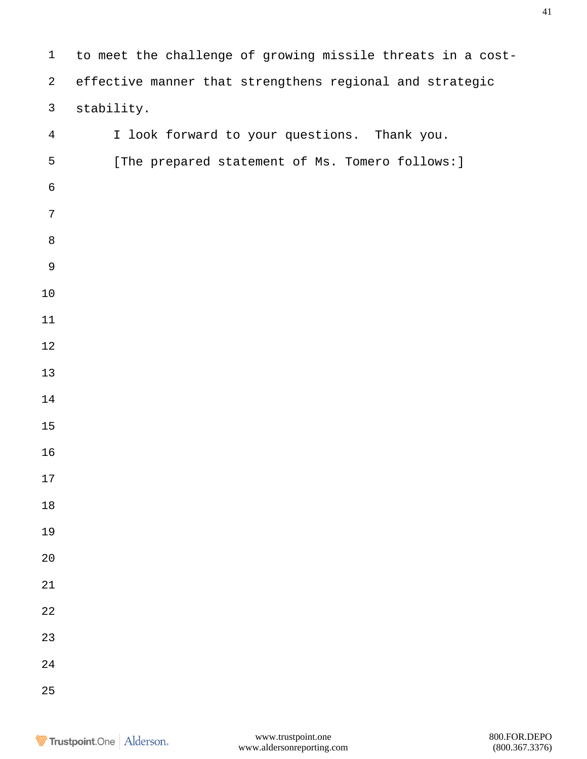to meet the challenge of growing missile threats in a cost-effective manner that strengthens regional and strategic stability.

I look forward to your questions. Thank you.

[The prepared statement of Ms. Tomero follows:]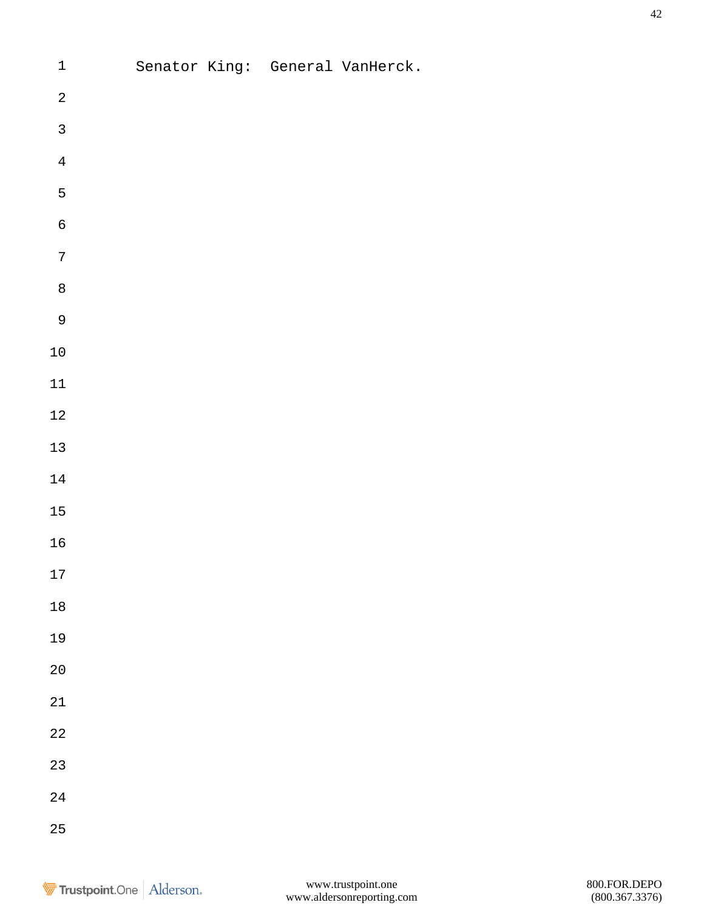Senator King: General VanHerck.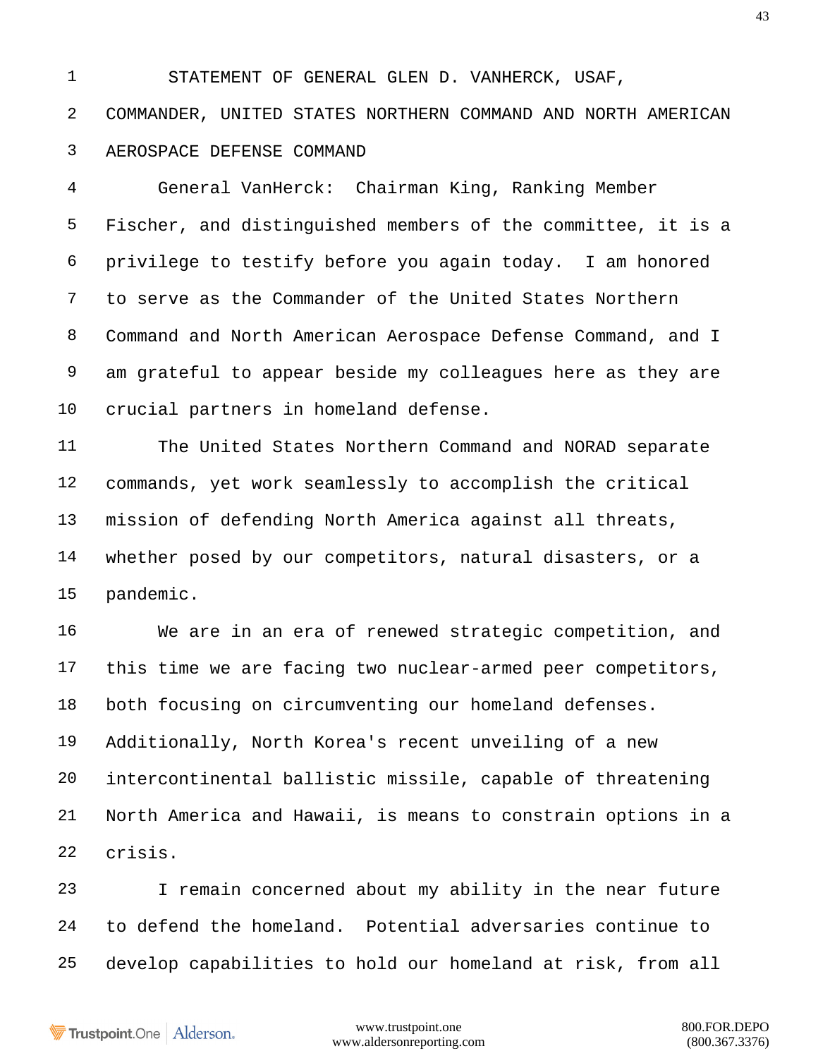STATEMENT OF GENERAL GLEN D. VANHERCK, USAF, COMMANDER, UNITED STATES NORTHERN COMMAND AND NORTH AMERICAN AEROSPACE DEFENSE COMMAND

General VanHerck: Chairman King, Ranking Member Fischer, and distinguished members of the committee, it is a privilege to testify before you again today. I am honored to serve as the Commander of the United States Northern Command and North American Aerospace Defense Command, and I am grateful to appear beside my colleagues here as they are crucial partners in homeland defense.

The United States Northern Command and NORAD separate commands, yet work seamlessly to accomplish the critical mission of defending North America against all threats, whether posed by our competitors, natural disasters, or a pandemic.

We are in an era of renewed strategic competition, and this time we are facing two nuclear-armed peer competitors, both focusing on circumventing our homeland defenses. Additionally, North Korea's recent unveiling of a new intercontinental ballistic missile, capable of threatening North America and Hawaii, is means to constrain options in a crisis.

I remain concerned about my ability in the near future to defend the homeland. Potential adversaries continue to develop capabilities to hold our homeland at risk, from all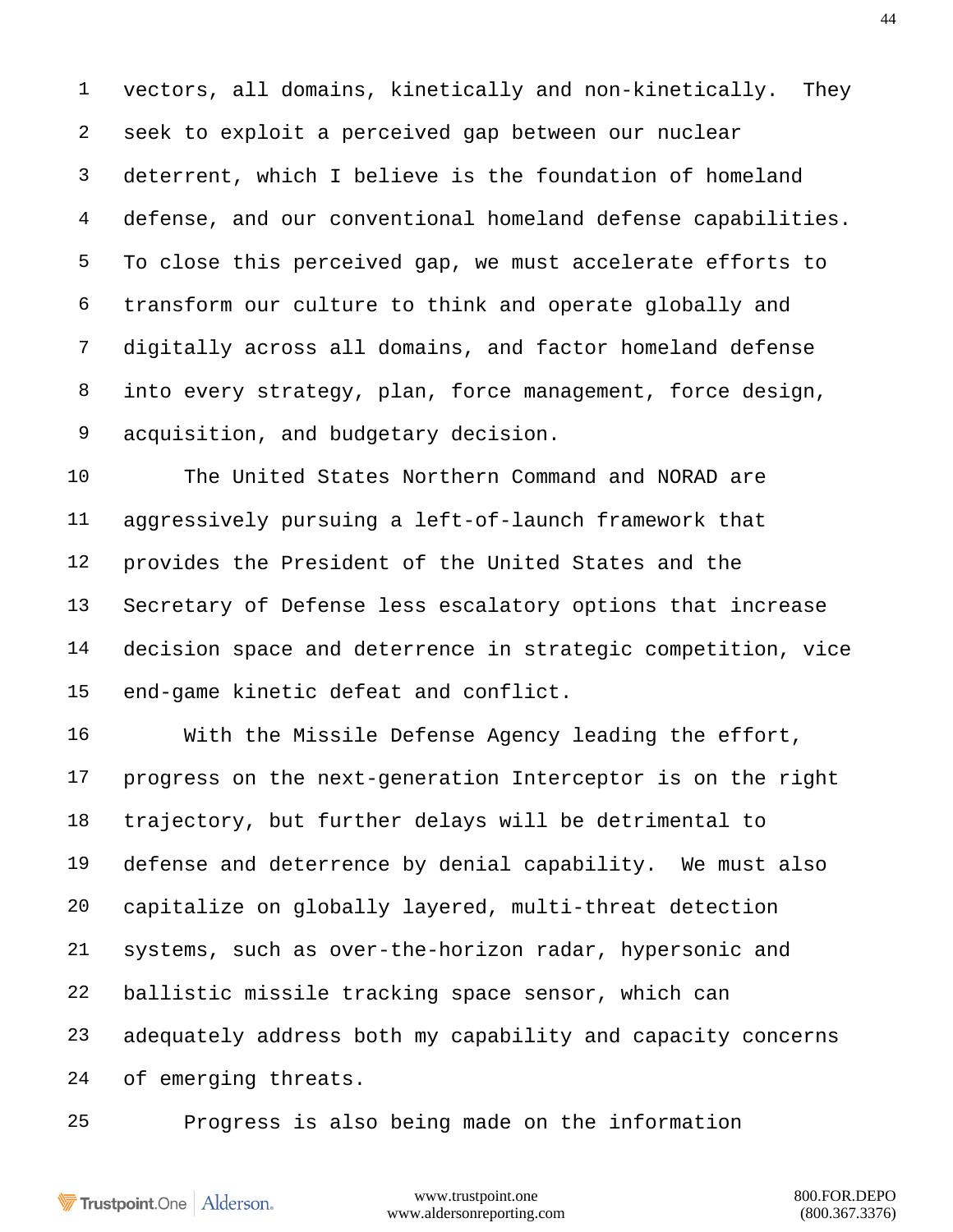vectors, all domains, kinetically and non-kinetically. They seek to exploit a perceived gap between our nuclear deterrent, which I believe is the foundation of homeland defense, and our conventional homeland defense capabilities. To close this perceived gap, we must accelerate efforts to transform our culture to think and operate globally and digitally across all domains, and factor homeland defense into every strategy, plan, force management, force design, acquisition, and budgetary decision.

The United States Northern Command and NORAD are aggressively pursuing a left-of-launch framework that provides the President of the United States and the Secretary of Defense less escalatory options that increase decision space and deterrence in strategic competition, vice end-game kinetic defeat and conflict.

With the Missile Defense Agency leading the effort, progress on the next-generation Interceptor is on the right trajectory, but further delays will be detrimental to defense and deterrence by denial capability. We must also capitalize on globally layered, multi-threat detection systems, such as over-the-horizon radar, hypersonic and ballistic missile tracking space sensor, which can adequately address both my capability and capacity concerns of emerging threats.

Progress is also being made on the information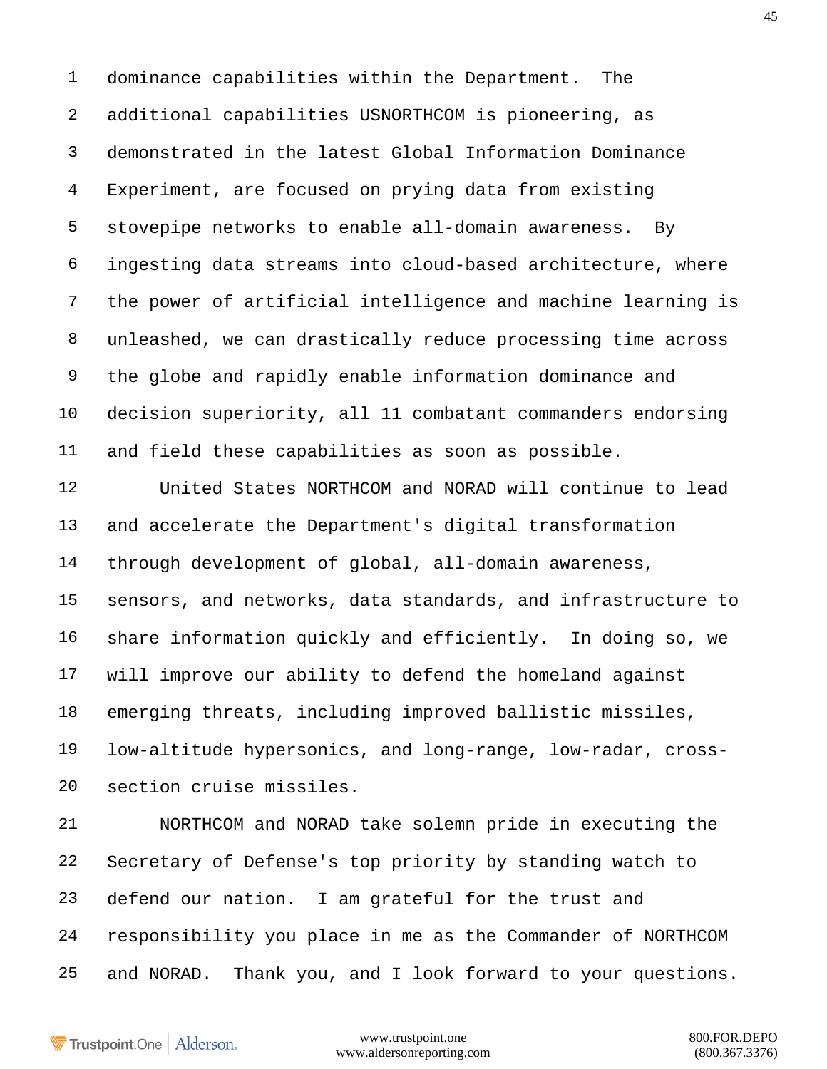dominance capabilities within the Department. The additional capabilities USNORTHCOM is pioneering, as demonstrated in the latest Global Information Dominance Experiment, are focused on prying data from existing stovepipe networks to enable all-domain awareness. By ingesting data streams into cloud-based architecture, where the power of artificial intelligence and machine learning is unleashed, we can drastically reduce processing time across the globe and rapidly enable information dominance and decision superiority, all 11 combatant commanders endorsing and field these capabilities as soon as possible.

United States NORTHCOM and NORAD will continue to lead and accelerate the Department's digital transformation through development of global, all-domain awareness, sensors, and networks, data standards, and infrastructure to share information quickly and efficiently. In doing so, we will improve our ability to defend the homeland against emerging threats, including improved ballistic missiles, low-altitude hypersonics, and long-range, low-radar, cross-section cruise missiles.

NORTHCOM and NORAD take solemn pride in executing the Secretary of Defense's top priority by standing watch to defend our nation. I am grateful for the trust and responsibility you place in me as the Commander of NORTHCOM and NORAD. Thank you, and I look forward to your questions.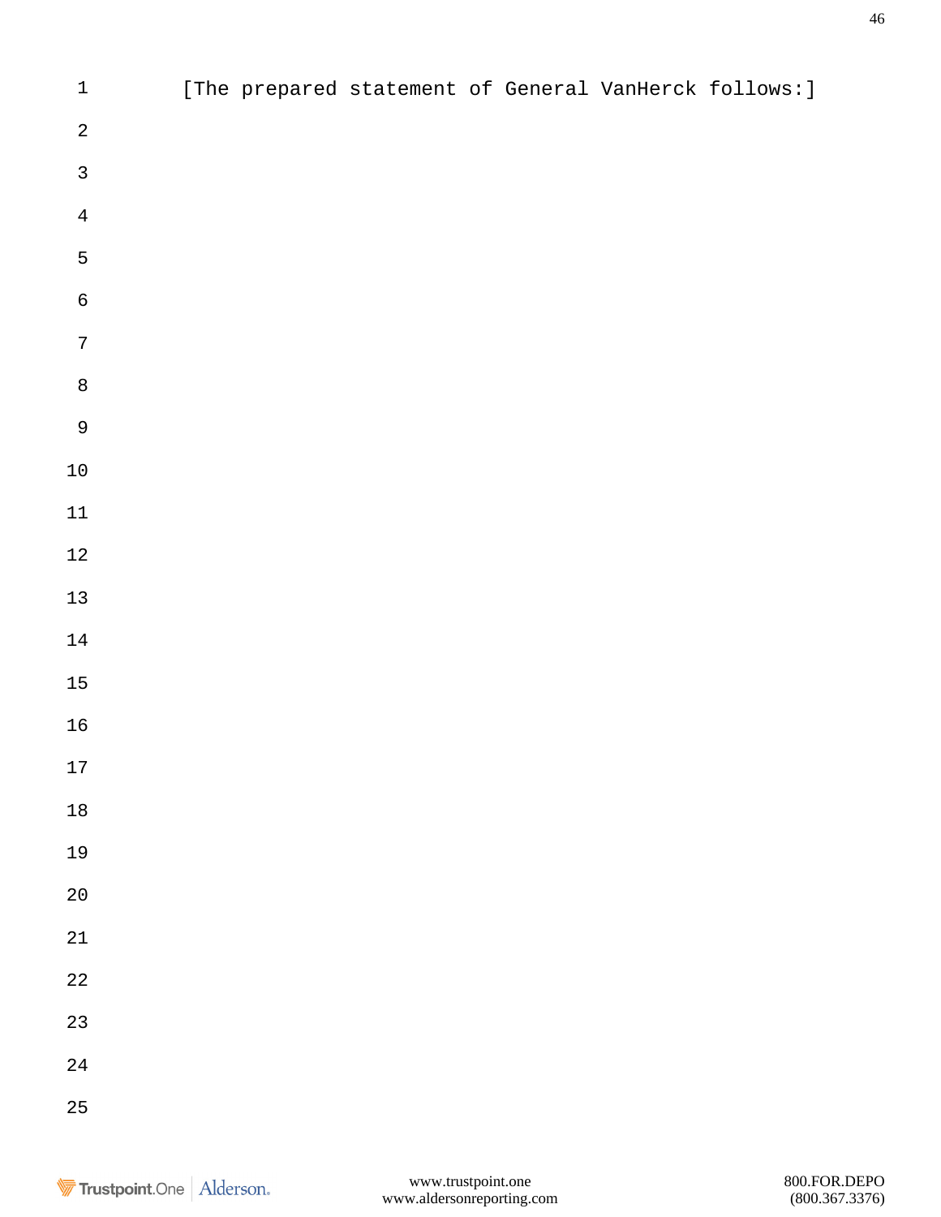[The prepared statement of General VanHerck follows:]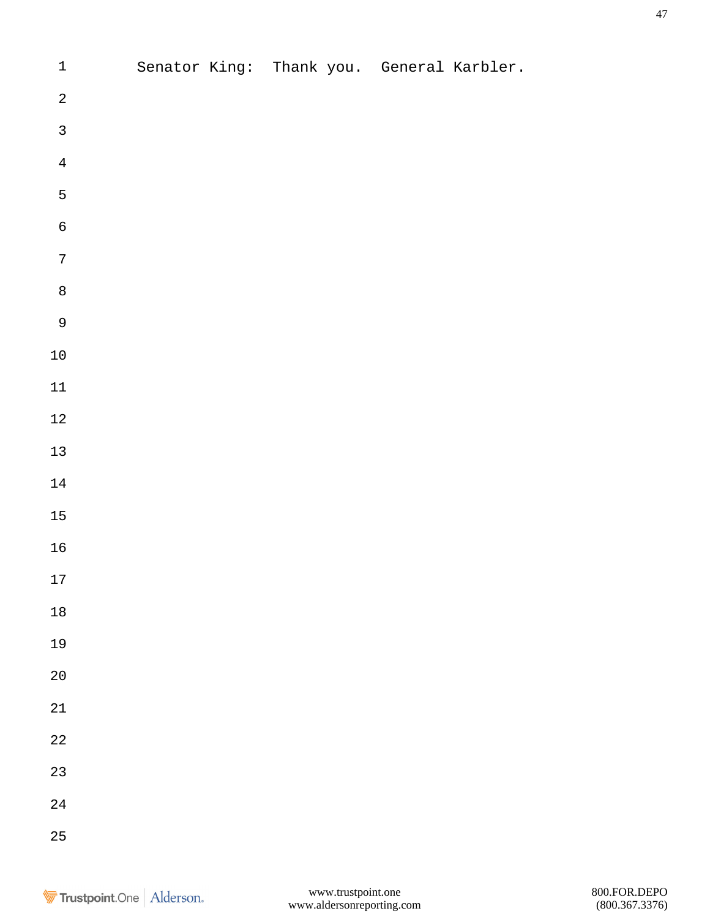Senator King: Thank you. General Karbler.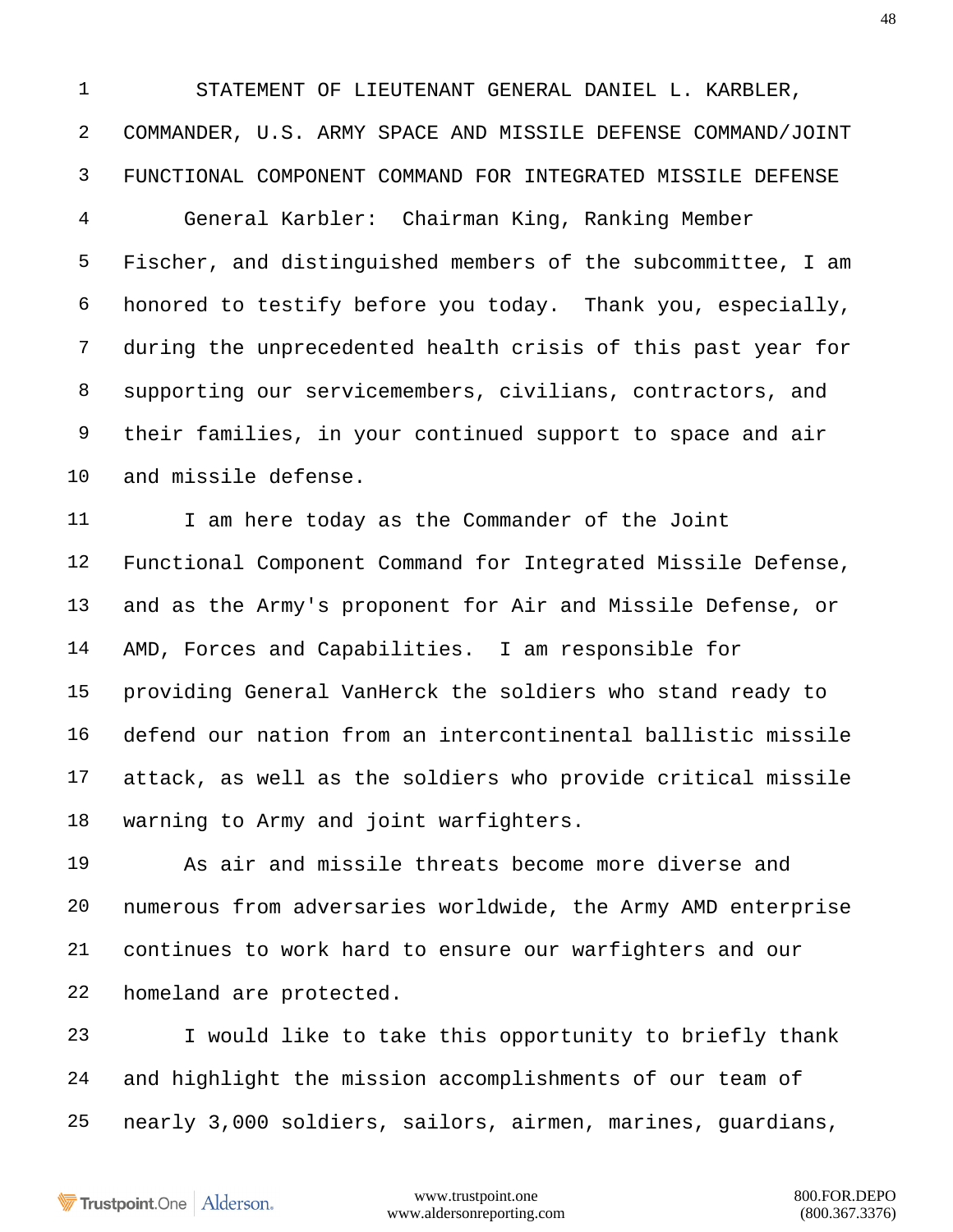STATEMENT OF LIEUTENANT GENERAL DANIEL L. KARBLER, COMMANDER, U.S. ARMY SPACE AND MISSILE DEFENSE COMMAND/JOINT FUNCTIONAL COMPONENT COMMAND FOR INTEGRATED MISSILE DEFENSE

General Karbler: Chairman King, Ranking Member Fischer, and distinguished members of the subcommittee, I am honored to testify before you today. Thank you, especially, during the unprecedented health crisis of this past year for supporting our servicemembers, civilians, contractors, and their families, in your continued support to space and air and missile defense.

I am here today as the Commander of the Joint Functional Component Command for Integrated Missile Defense, and as the Army's proponent for Air and Missile Defense, or AMD, Forces and Capabilities. I am responsible for providing General VanHerck the soldiers who stand ready to defend our nation from an intercontinental ballistic missile attack, as well as the soldiers who provide critical missile warning to Army and joint warfighters.

As air and missile threats become more diverse and numerous from adversaries worldwide, the Army AMD enterprise continues to work hard to ensure our warfighters and our homeland are protected.

I would like to take this opportunity to briefly thank and highlight the mission accomplishments of our team of nearly 3,000 soldiers, sailors, airmen, marines, guardians,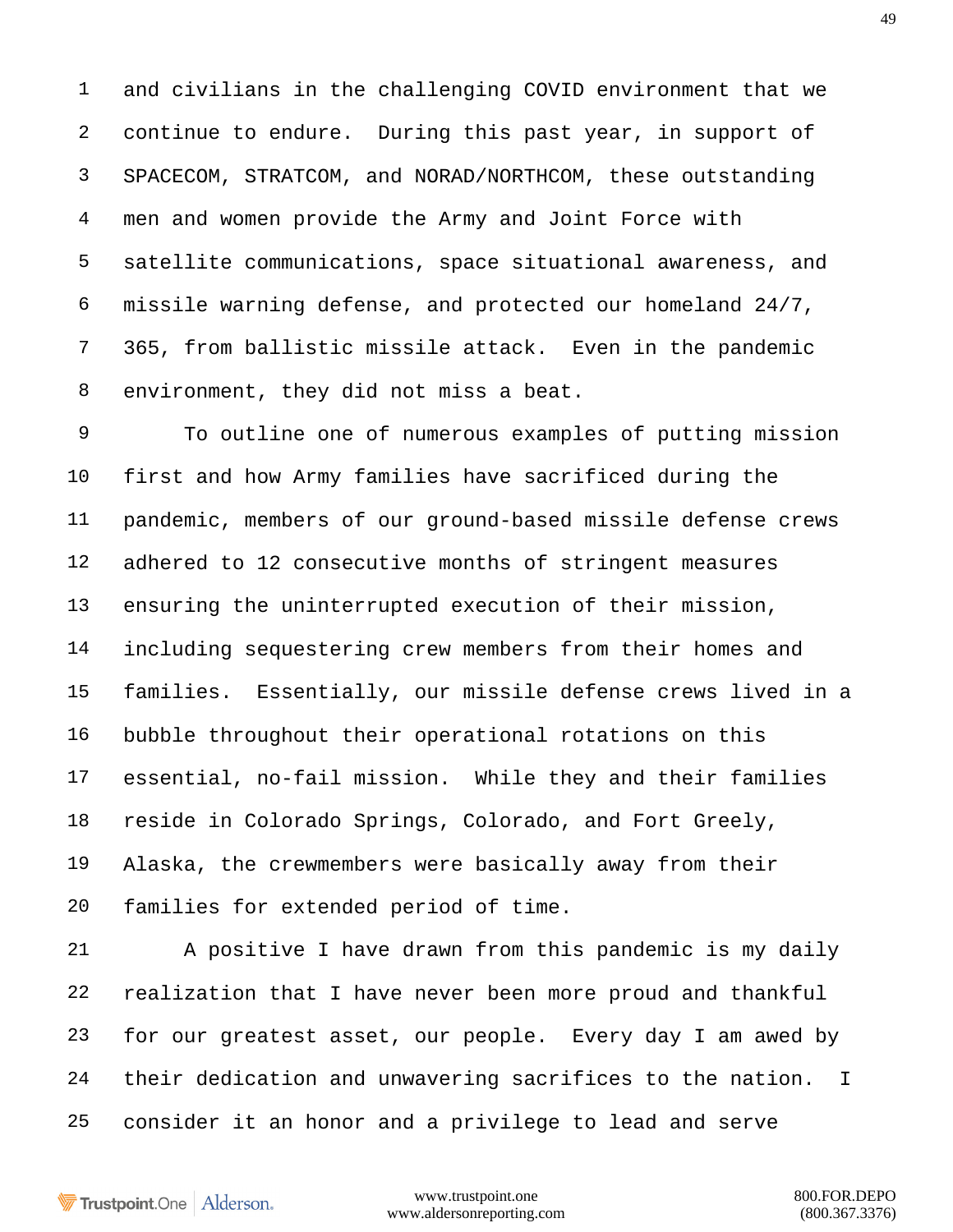and civilians in the challenging COVID environment that we continue to endure. During this past year, in support of SPACECOM, STRATCOM, and NORAD/NORTHCOM, these outstanding men and women provide the Army and Joint Force with satellite communications, space situational awareness, and missile warning defense, and protected our homeland 24/7, 365, from ballistic missile attack. Even in the pandemic environment, they did not miss a beat.

To outline one of numerous examples of putting mission first and how Army families have sacrificed during the pandemic, members of our ground-based missile defense crews adhered to 12 consecutive months of stringent measures ensuring the uninterrupted execution of their mission, including sequestering crew members from their homes and families. Essentially, our missile defense crews lived in a bubble throughout their operational rotations on this essential, no-fail mission. While they and their families reside in Colorado Springs, Colorado, and Fort Greely, Alaska, the crewmembers were basically away from their families for extended period of time.

A positive I have drawn from this pandemic is my daily realization that I have never been more proud and thankful for our greatest asset, our people. Every day I am awed by their dedication and unwavering sacrifices to the nation. I consider it an honor and a privilege to lead and serve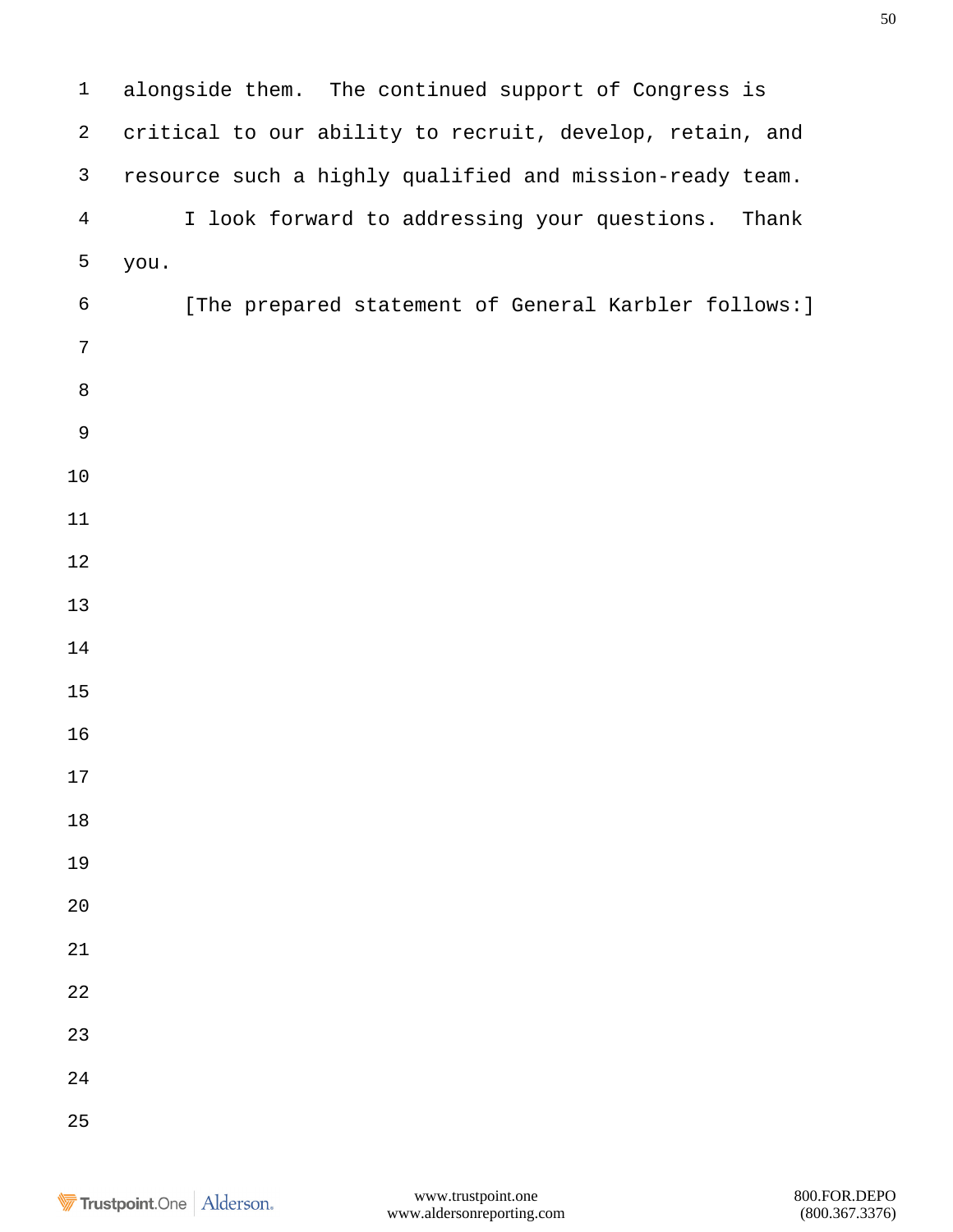alongside them. The continued support of Congress is critical to our ability to recruit, develop, retain, and resource such a highly qualified and mission-ready team.

I look forward to addressing your questions. Thank you.

[The prepared statement of General Karbler follows:]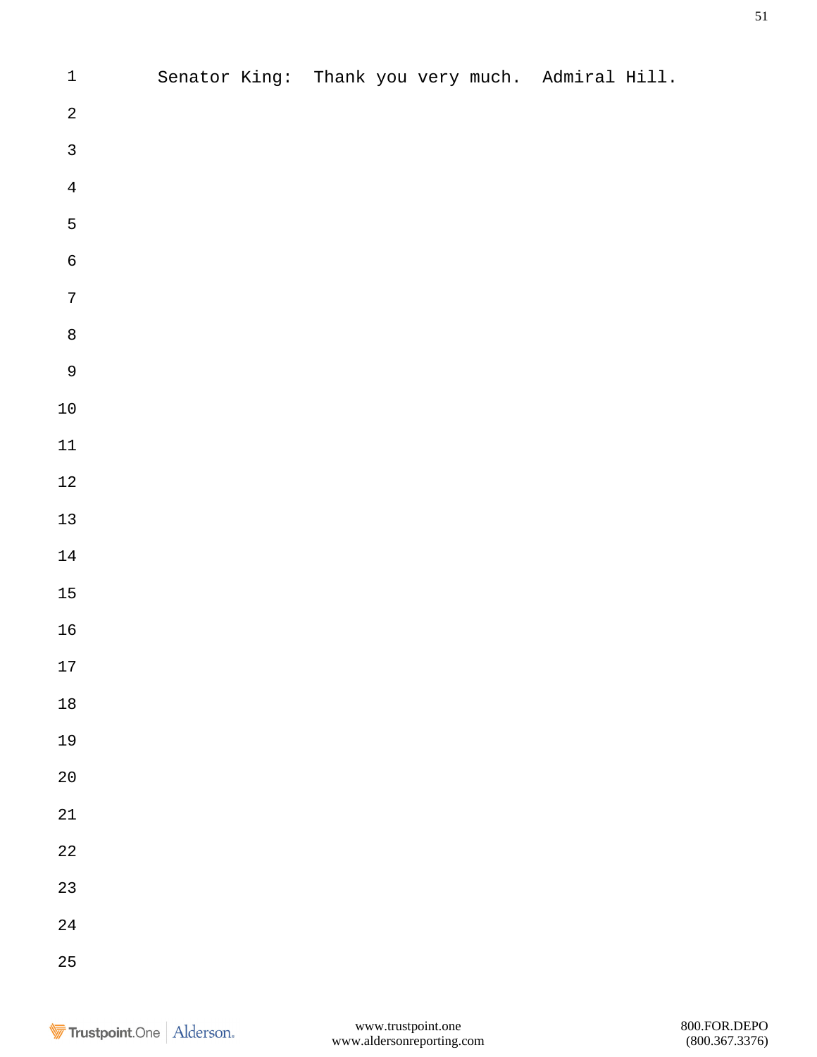Senator King: Thank you very much. Admiral Hill.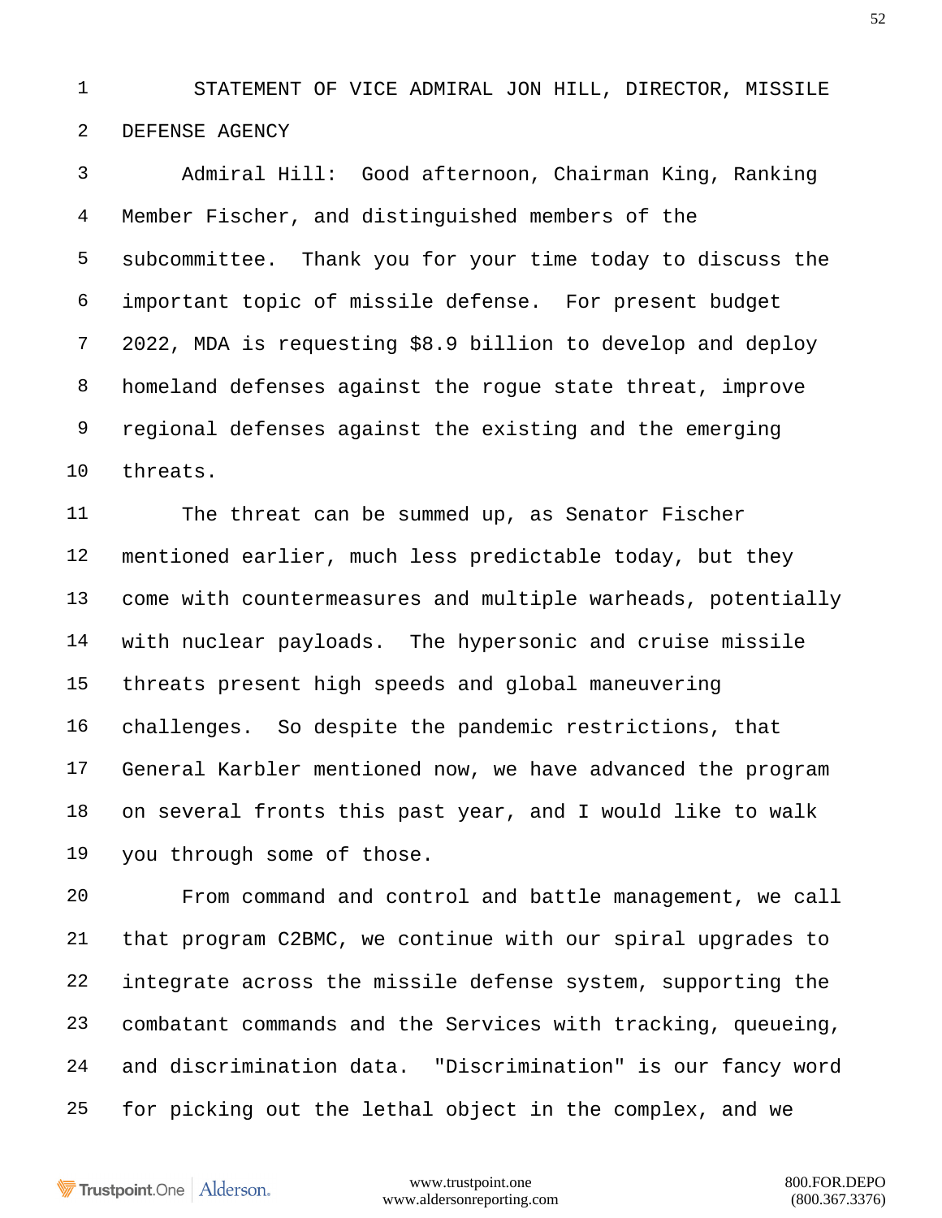STATEMENT OF VICE ADMIRAL JON HILL, DIRECTOR, MISSILE DEFENSE AGENCY

Admiral Hill: Good afternoon, Chairman King, Ranking Member Fischer, and distinguished members of the subcommittee. Thank you for your time today to discuss the important topic of missile defense. For present budget 2022, MDA is requesting $8.9 billion to develop and deploy homeland defenses against the rogue state threat, improve regional defenses against the existing and the emerging threats.

The threat can be summed up, as Senator Fischer mentioned earlier, much less predictable today, but they come with countermeasures and multiple warheads, potentially with nuclear payloads. The hypersonic and cruise missile threats present high speeds and global maneuvering challenges. So despite the pandemic restrictions, that General Karbler mentioned now, we have advanced the program on several fronts this past year, and I would like to walk you through some of those.

From command and control and battle management, we call that program C2BMC, we continue with our spiral upgrades to integrate across the missile defense system, supporting the combatant commands and the Services with tracking, queueing, and discrimination data. "Discrimination" is our fancy word for picking out the lethal object in the complex, and we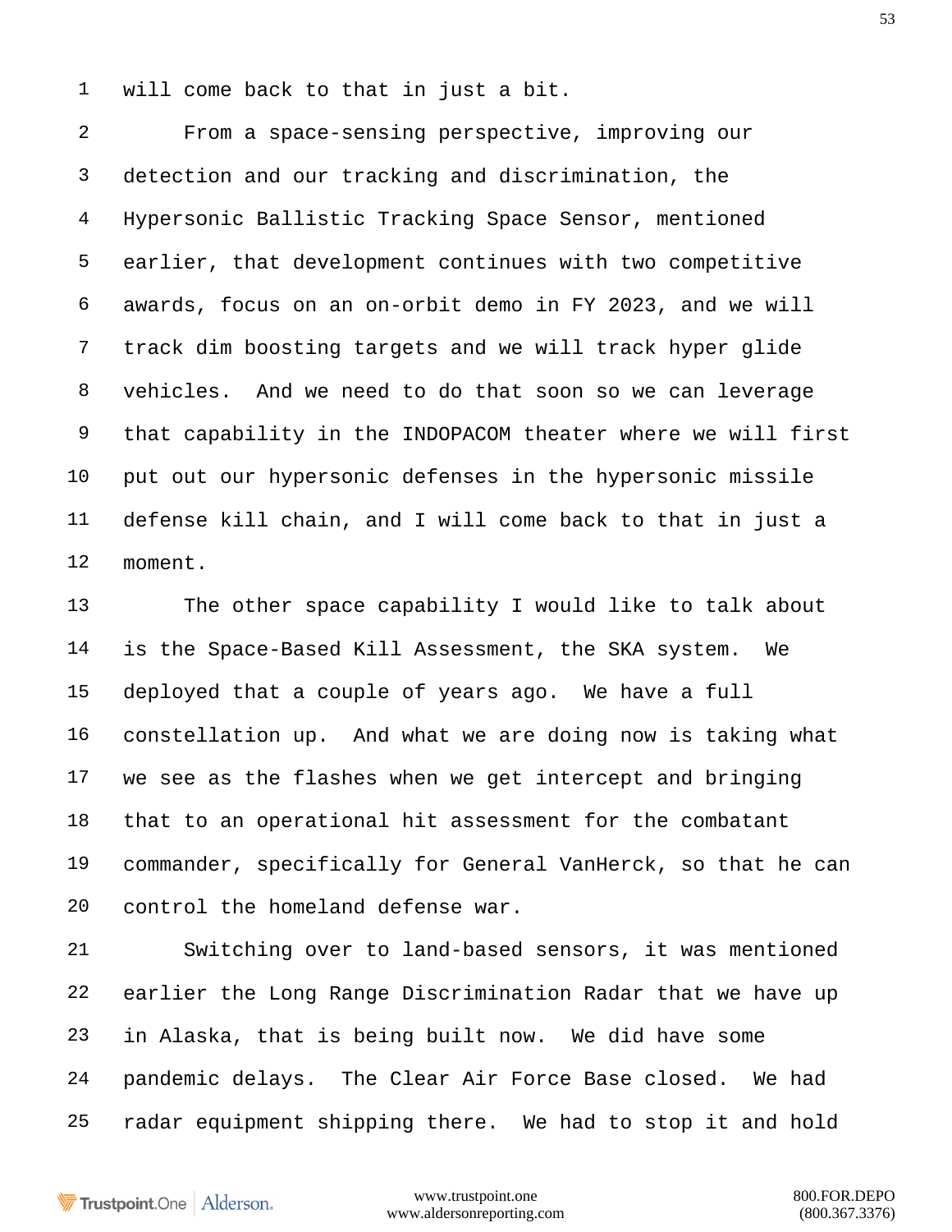will come back to that in just a bit.

From a space-sensing perspective, improving our detection and our tracking and discrimination, the Hypersonic Ballistic Tracking Space Sensor, mentioned earlier, that development continues with two competitive awards, focus on an on-orbit demo in FY 2023, and we will track dim boosting targets and we will track hyper glide vehicles. And we need to do that soon so we can leverage that capability in the INDOPACOM theater where we will first put out our hypersonic defenses in the hypersonic missile defense kill chain, and I will come back to that in just a moment.

The other space capability I would like to talk about is the Space-Based Kill Assessment, the SKA system. We deployed that a couple of years ago. We have a full constellation up. And what we are doing now is taking what we see as the flashes when we get intercept and bringing that to an operational hit assessment for the combatant commander, specifically for General VanHerck, so that he can control the homeland defense war.

Switching over to land-based sensors, it was mentioned earlier the Long Range Discrimination Radar that we have up in Alaska, that is being built now. We did have some pandemic delays. The Clear Air Force Base closed. We had radar equipment shipping there. We had to stop it and hold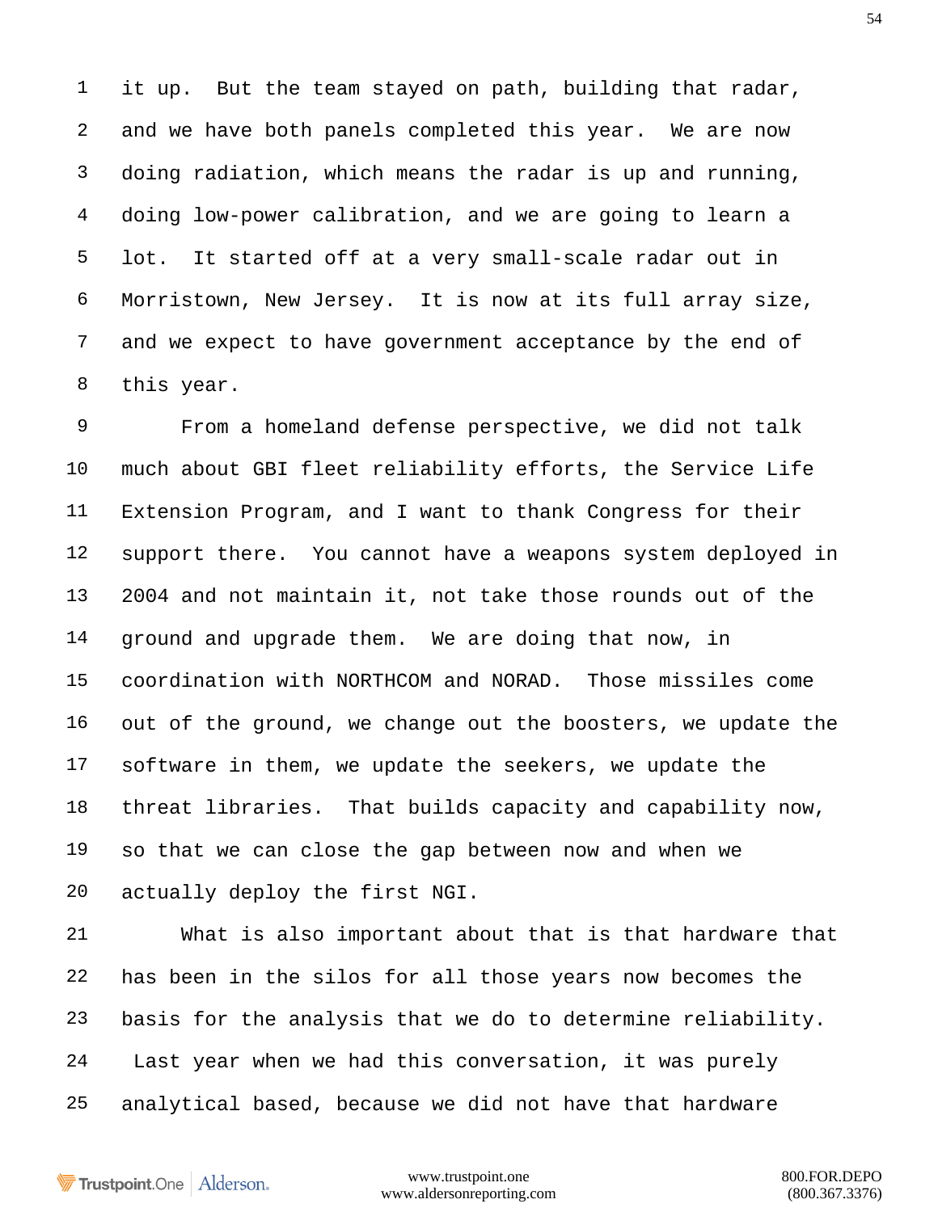it up. But the team stayed on path, building that radar, and we have both panels completed this year. We are now doing radiation, which means the radar is up and running, doing low-power calibration, and we are going to learn a lot. It started off at a very small-scale radar out in Morristown, New Jersey. It is now at its full array size, and we expect to have government acceptance by the end of this year.

From a homeland defense perspective, we did not talk much about GBI fleet reliability efforts, the Service Life Extension Program, and I want to thank Congress for their support there. You cannot have a weapons system deployed in 2004 and not maintain it, not take those rounds out of the ground and upgrade them. We are doing that now, in coordination with NORTHCOM and NORAD. Those missiles come out of the ground, we change out the boosters, we update the software in them, we update the seekers, we update the threat libraries. That builds capacity and capability now, so that we can close the gap between now and when we actually deploy the first NGI.

What is also important about that is that hardware that has been in the silos for all those years now becomes the basis for the analysis that we do to determine reliability. Last year when we had this conversation, it was purely analytical based, because we did not have that hardware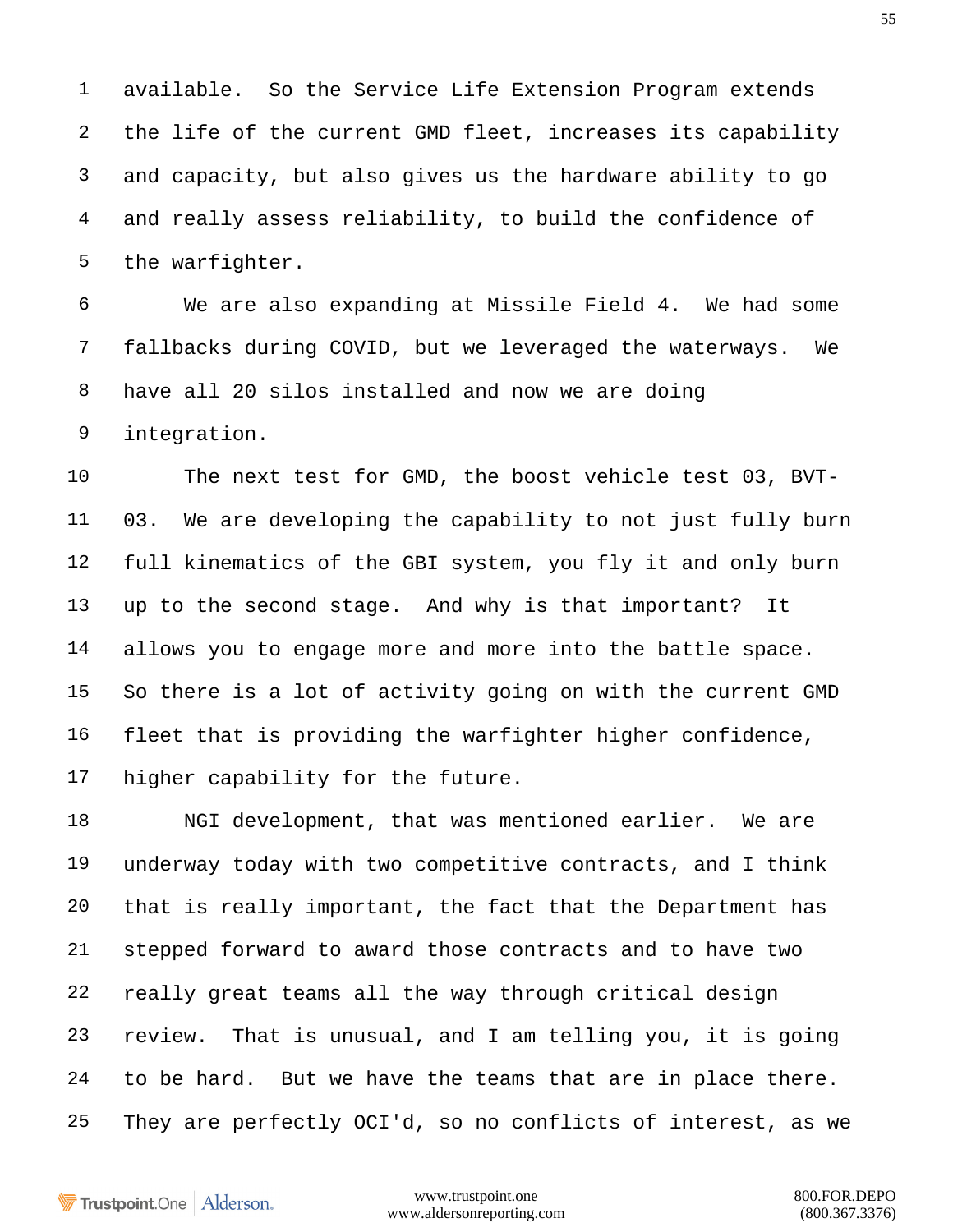available. So the Service Life Extension Program extends the life of the current GMD fleet, increases its capability and capacity, but also gives us the hardware ability to go and really assess reliability, to build the confidence of the warfighter.

We are also expanding at Missile Field 4. We had some fallbacks during COVID, but we leveraged the waterways. We have all 20 silos installed and now we are doing integration.

The next test for GMD, the boost vehicle test 03, BVT-03. We are developing the capability to not just fully burn full kinematics of the GBI system, you fly it and only burn up to the second stage. And why is that important? It allows you to engage more and more into the battle space. So there is a lot of activity going on with the current GMD fleet that is providing the warfighter higher confidence, higher capability for the future.

NGI development, that was mentioned earlier. We are underway today with two competitive contracts, and I think that is really important, the fact that the Department has stepped forward to award those contracts and to have two really great teams all the way through critical design review. That is unusual, and I am telling you, it is going to be hard. But we have the teams that are in place there. They are perfectly OCI'd, so no conflicts of interest, as we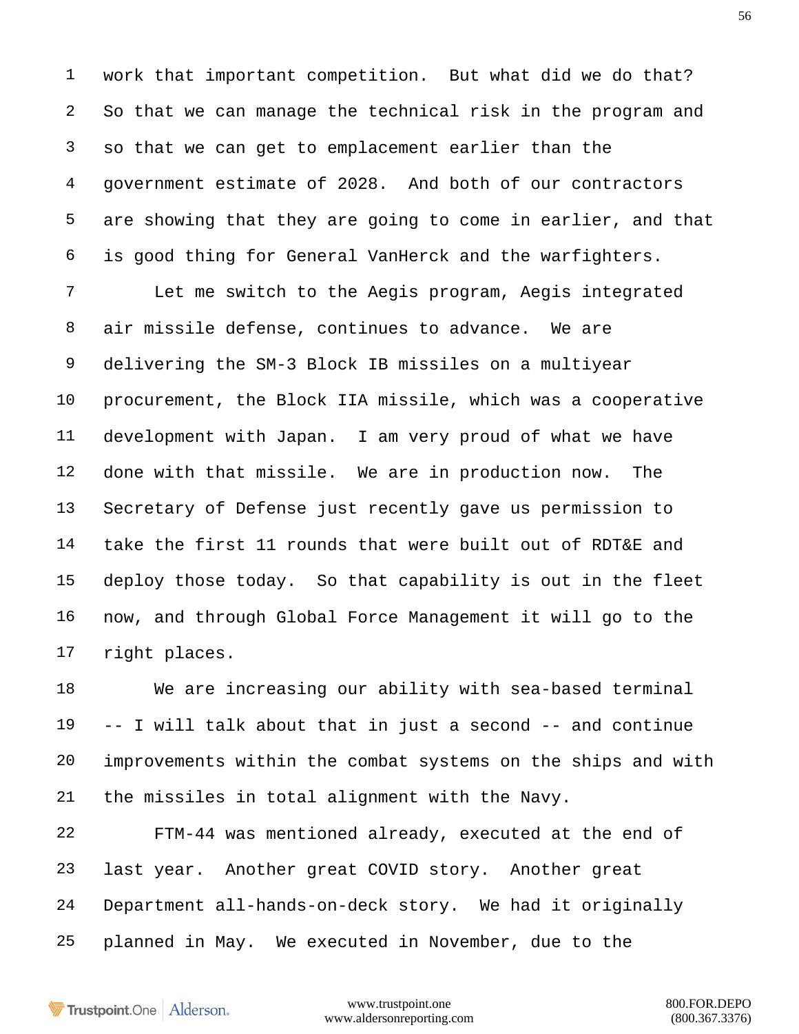work that important competition. But what did we do that? So that we can manage the technical risk in the program and so that we can get to emplacement earlier than the government estimate of 2028. And both of our contractors are showing that they are going to come in earlier, and that is good thing for General VanHerck and the warfighters.

Let me switch to the Aegis program, Aegis integrated air missile defense, continues to advance. We are delivering the SM-3 Block IB missiles on a multiyear procurement, the Block IIA missile, which was a cooperative development with Japan. I am very proud of what we have done with that missile. We are in production now. The Secretary of Defense just recently gave us permission to take the first 11 rounds that were built out of RDT&E and deploy those today. So that capability is out in the fleet now, and through Global Force Management it will go to the right places.

We are increasing our ability with sea-based terminal -- I will talk about that in just a second -- and continue improvements within the combat systems on the ships and with the missiles in total alignment with the Navy.

FTM-44 was mentioned already, executed at the end of last year. Another great COVID story. Another great Department all-hands-on-deck story. We had it originally planned in May. We executed in November, due to the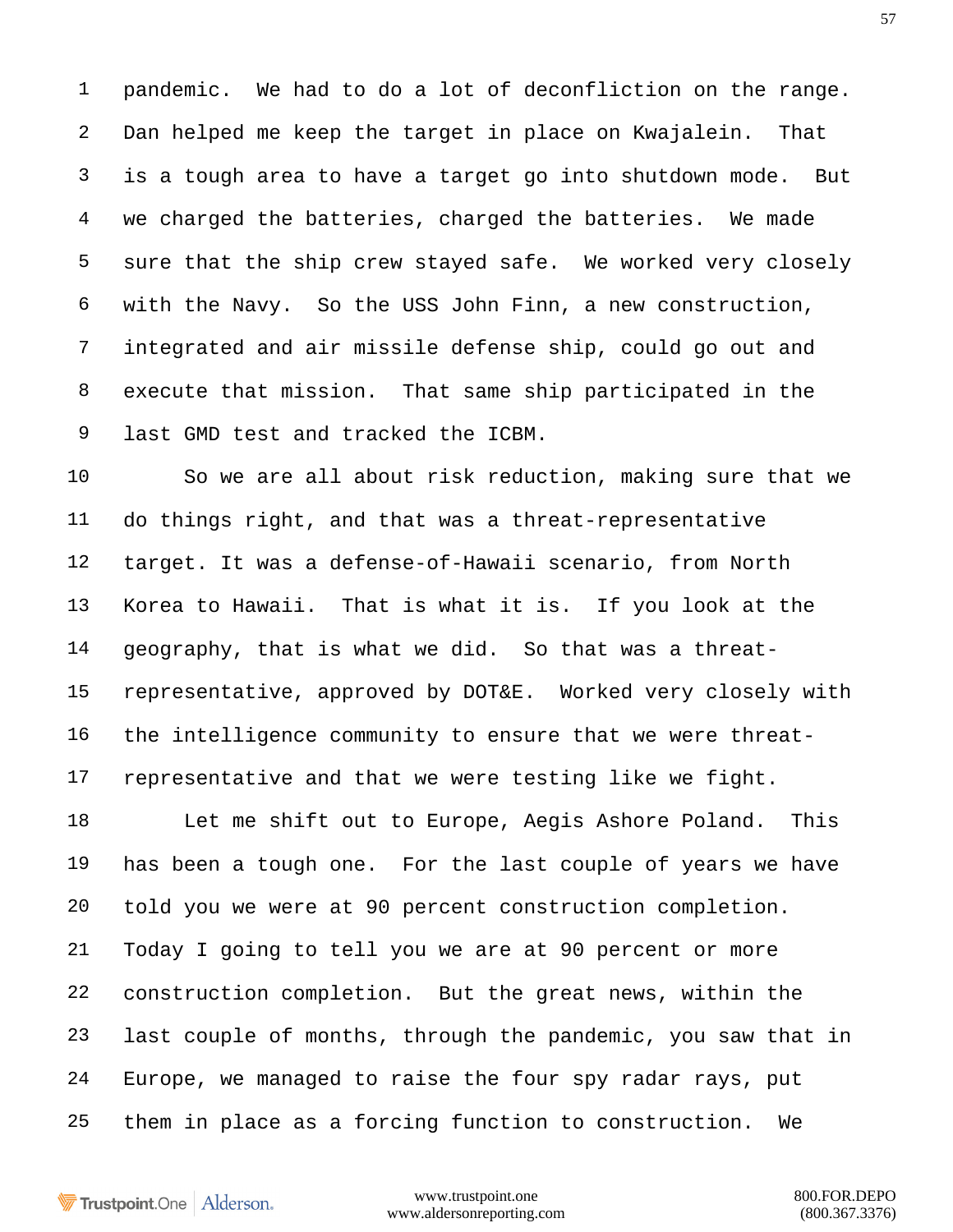pandemic. We had to do a lot of deconfliction on the range. Dan helped me keep the target in place on Kwajalein. That is a tough area to have a target go into shutdown mode. But we charged the batteries, charged the batteries. We made sure that the ship crew stayed safe. We worked very closely with the Navy. So the USS John Finn, a new construction, integrated and air missile defense ship, could go out and execute that mission. That same ship participated in the last GMD test and tracked the ICBM.

So we are all about risk reduction, making sure that we do things right, and that was a threat-representative target. It was a defense-of-Hawaii scenario, from North Korea to Hawaii. That is what it is. If you look at the geography, that is what we did. So that was a threat-representative, approved by DOT&E. Worked very closely with the intelligence community to ensure that we were threat-representative and that we were testing like we fight.

Let me shift out to Europe, Aegis Ashore Poland. This has been a tough one. For the last couple of years we have told you we were at 90 percent construction completion. Today I going to tell you we are at 90 percent or more construction completion. But the great news, within the last couple of months, through the pandemic, you saw that in Europe, we managed to raise the four spy radar rays, put them in place as a forcing function to construction. We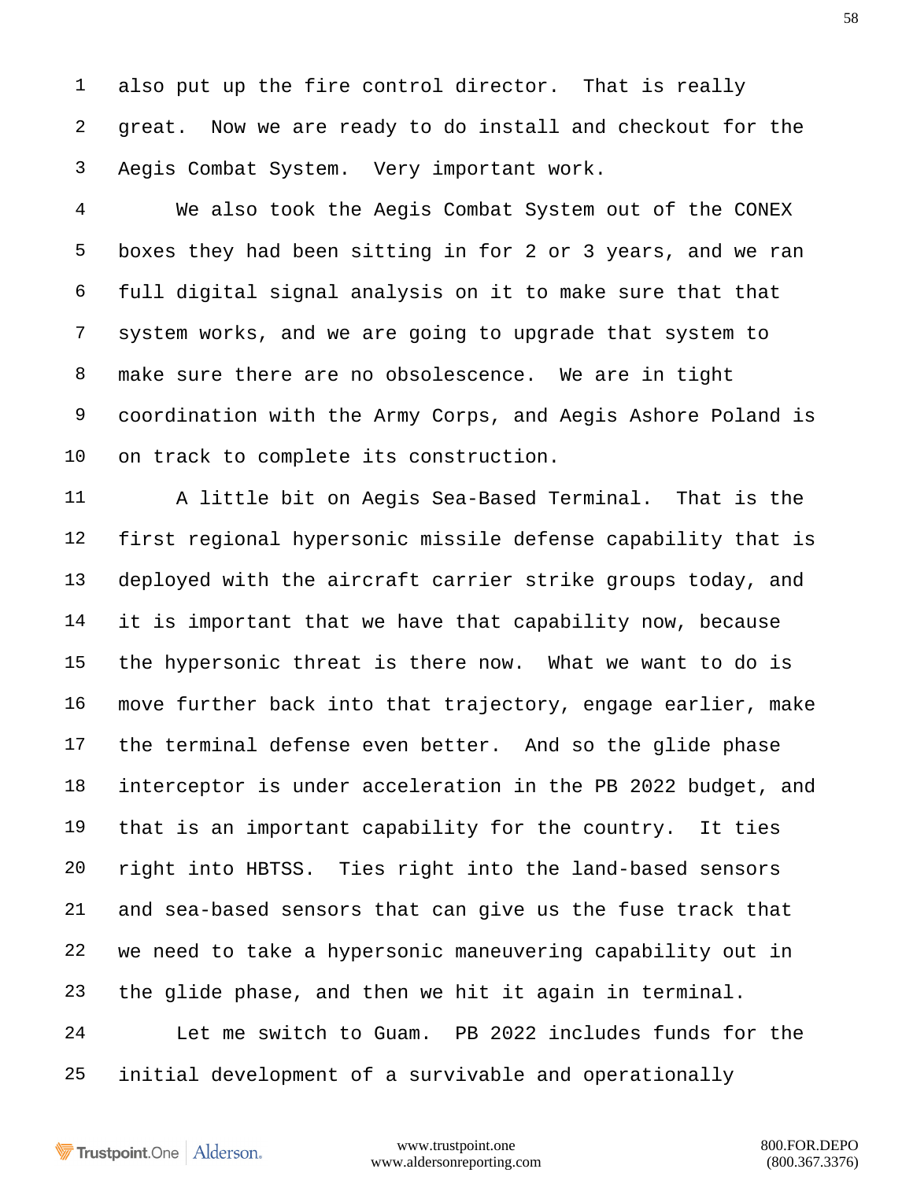also put up the fire control director. That is really great. Now we are ready to do install and checkout for the Aegis Combat System. Very important work.

We also took the Aegis Combat System out of the CONEX boxes they had been sitting in for 2 or 3 years, and we ran full digital signal analysis on it to make sure that that system works, and we are going to upgrade that system to make sure there are no obsolescence. We are in tight coordination with the Army Corps, and Aegis Ashore Poland is on track to complete its construction.

A little bit on Aegis Sea-Based Terminal. That is the first regional hypersonic missile defense capability that is deployed with the aircraft carrier strike groups today, and it is important that we have that capability now, because the hypersonic threat is there now. What we want to do is move further back into that trajectory, engage earlier, make the terminal defense even better. And so the glide phase interceptor is under acceleration in the PB 2022 budget, and that is an important capability for the country. It ties right into HBTSS. Ties right into the land-based sensors and sea-based sensors that can give us the fuse track that we need to take a hypersonic maneuvering capability out in the glide phase, and then we hit it again in terminal.

Let me switch to Guam. PB 2022 includes funds for the initial development of a survivable and operationally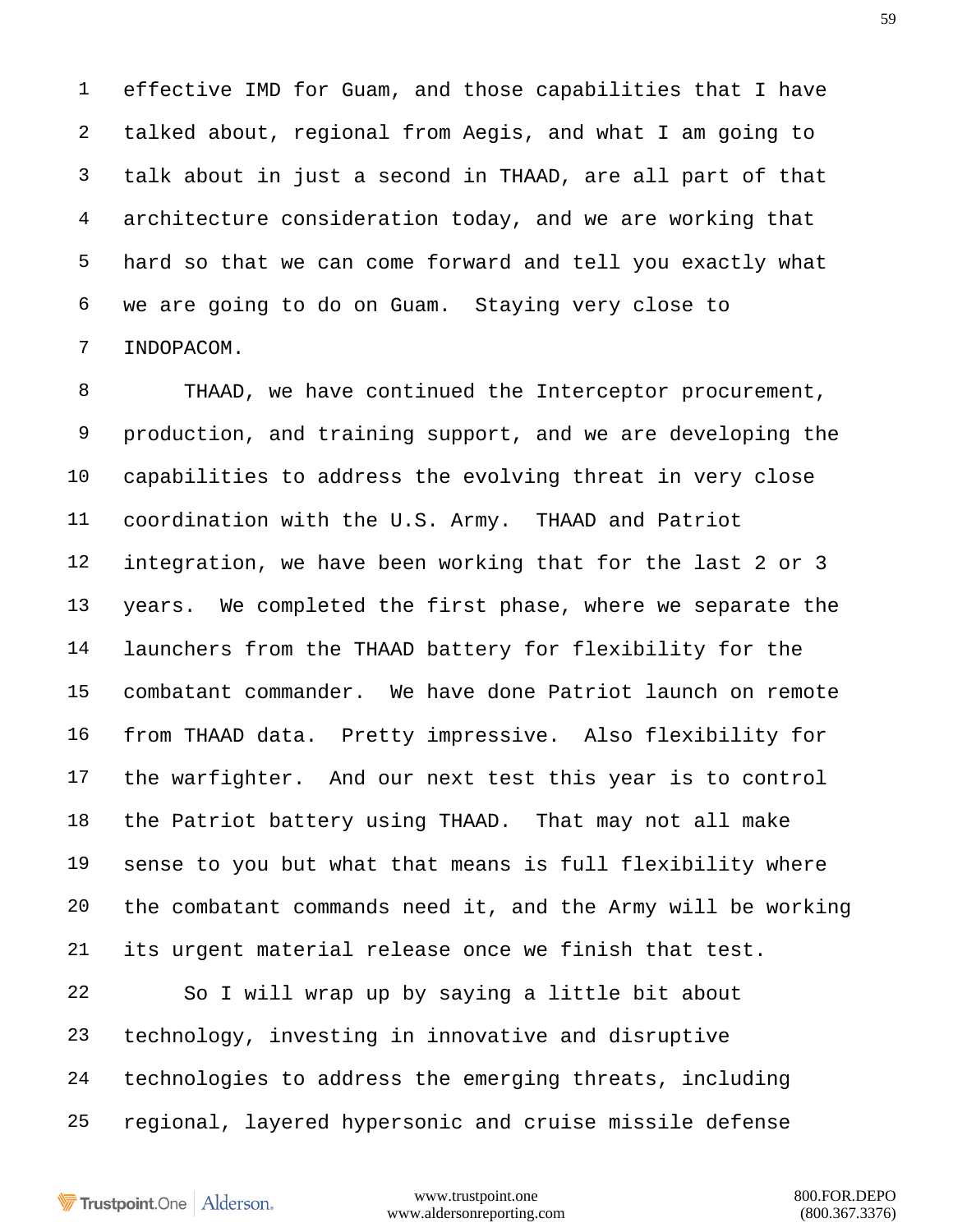effective IMD for Guam, and those capabilities that I have talked about, regional from Aegis, and what I am going to talk about in just a second in THAAD, are all part of that architecture consideration today, and we are working that hard so that we can come forward and tell you exactly what we are going to do on Guam. Staying very close to INDOPACOM.

THAAD, we have continued the Interceptor procurement, production, and training support, and we are developing the capabilities to address the evolving threat in very close coordination with the U.S. Army. THAAD and Patriot integration, we have been working that for the last 2 or 3 years. We completed the first phase, where we separate the launchers from the THAAD battery for flexibility for the combatant commander. We have done Patriot launch on remote from THAAD data. Pretty impressive. Also flexibility for the warfighter. And our next test this year is to control the Patriot battery using THAAD. That may not all make sense to you but what that means is full flexibility where the combatant commands need it, and the Army will be working its urgent material release once we finish that test.

So I will wrap up by saying a little bit about technology, investing in innovative and disruptive technologies to address the emerging threats, including regional, layered hypersonic and cruise missile defense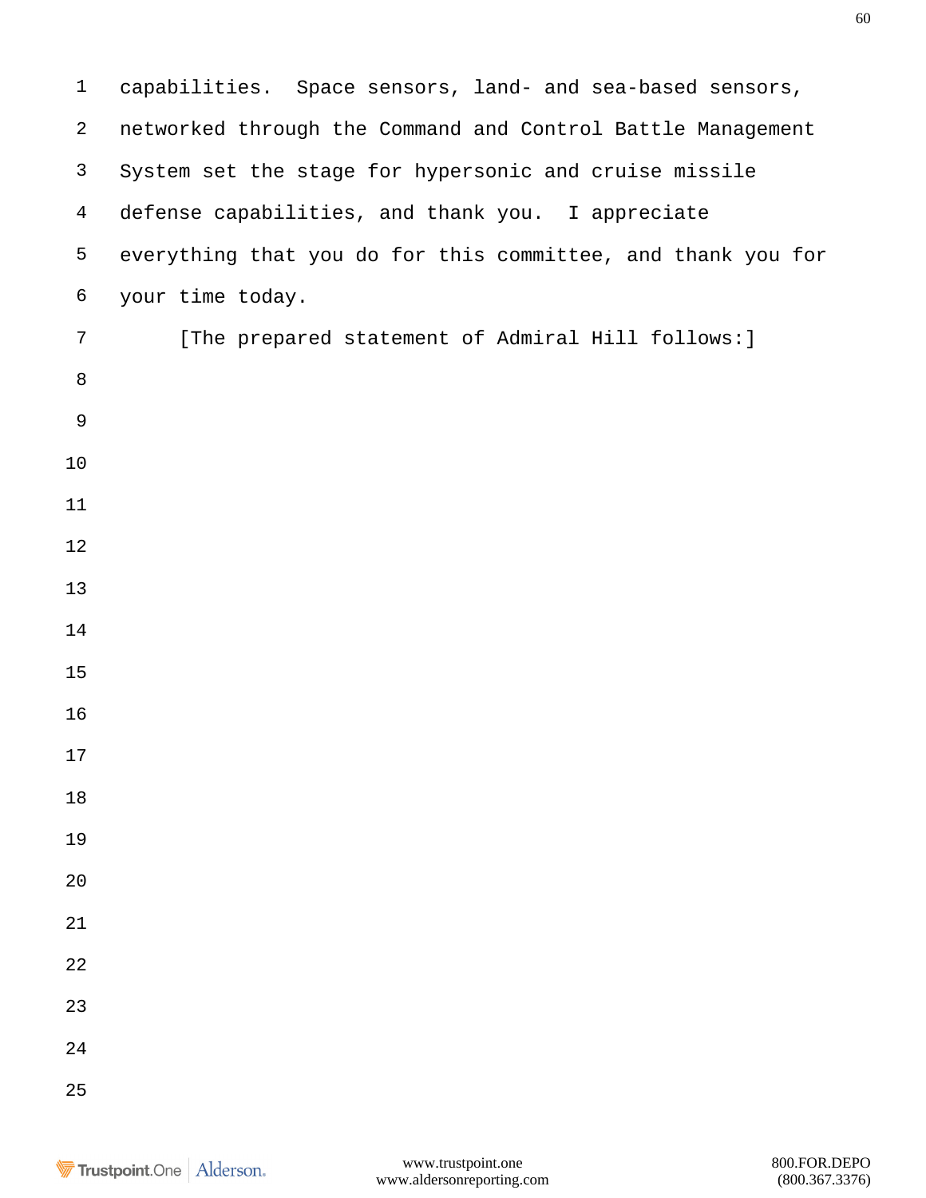capabilities. Space sensors, land- and sea-based sensors, networked through the Command and Control Battle Management System set the stage for hypersonic and cruise missile defense capabilities, and thank you. I appreciate everything that you do for this committee, and thank you for your time today.

[The prepared statement of Admiral Hill follows:]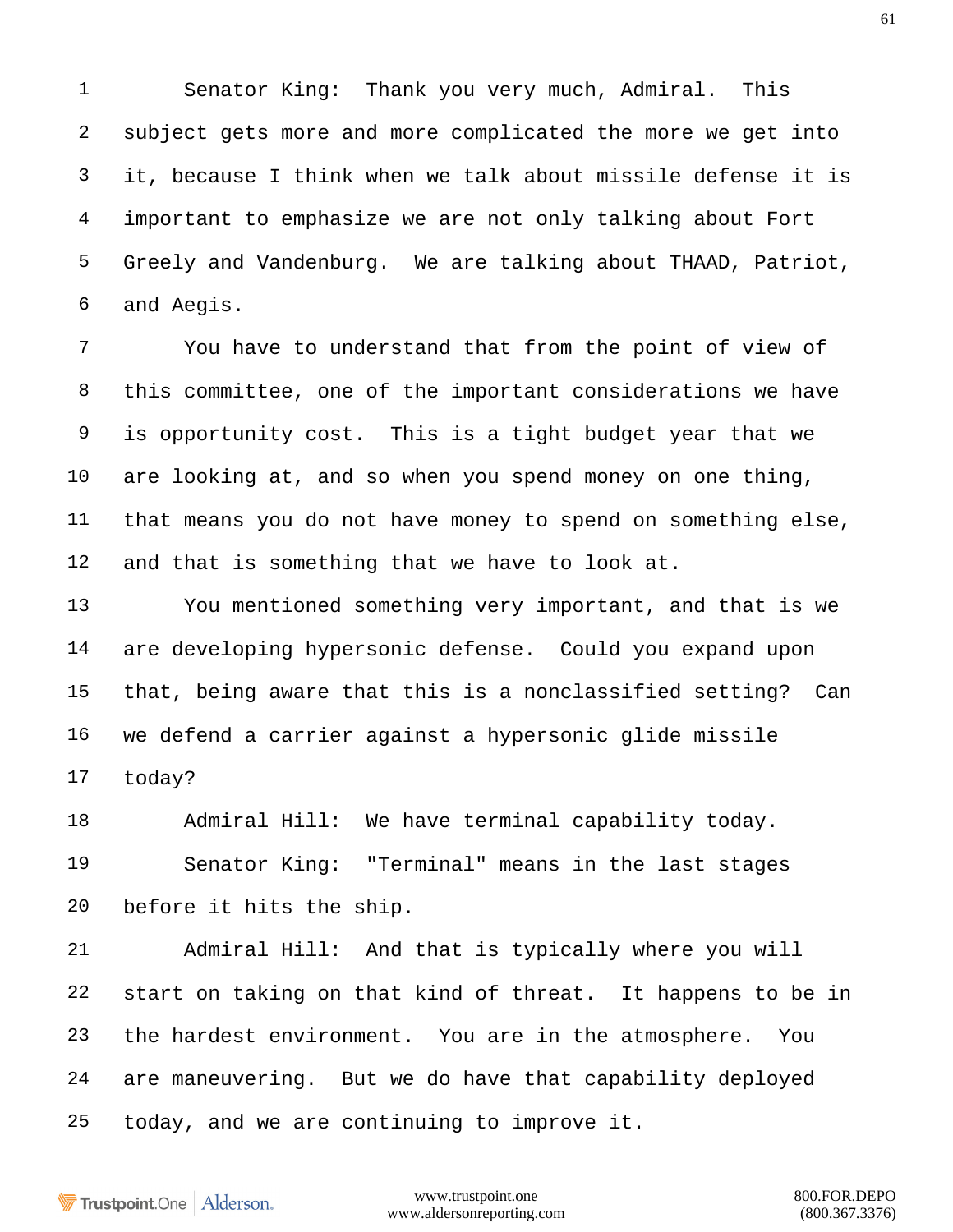Senator King: Thank you very much, Admiral. This subject gets more and more complicated the more we get into it, because I think when we talk about missile defense it is important to emphasize we are not only talking about Fort Greely and Vandenburg. We are talking about THAAD, Patriot, and Aegis.

You have to understand that from the point of view of this committee, one of the important considerations we have is opportunity cost. This is a tight budget year that we are looking at, and so when you spend money on one thing, that means you do not have money to spend on something else, and that is something that we have to look at.

You mentioned something very important, and that is we are developing hypersonic defense. Could you expand upon that, being aware that this is a nonclassified setting? Can we defend a carrier against a hypersonic glide missile today?

Admiral Hill: We have terminal capability today.

Senator King: "Terminal" means in the last stages before it hits the ship.

Admiral Hill: And that is typically where you will start on taking on that kind of threat. It happens to be in the hardest environment. You are in the atmosphere. You are maneuvering. But we do have that capability deployed today, and we are continuing to improve it.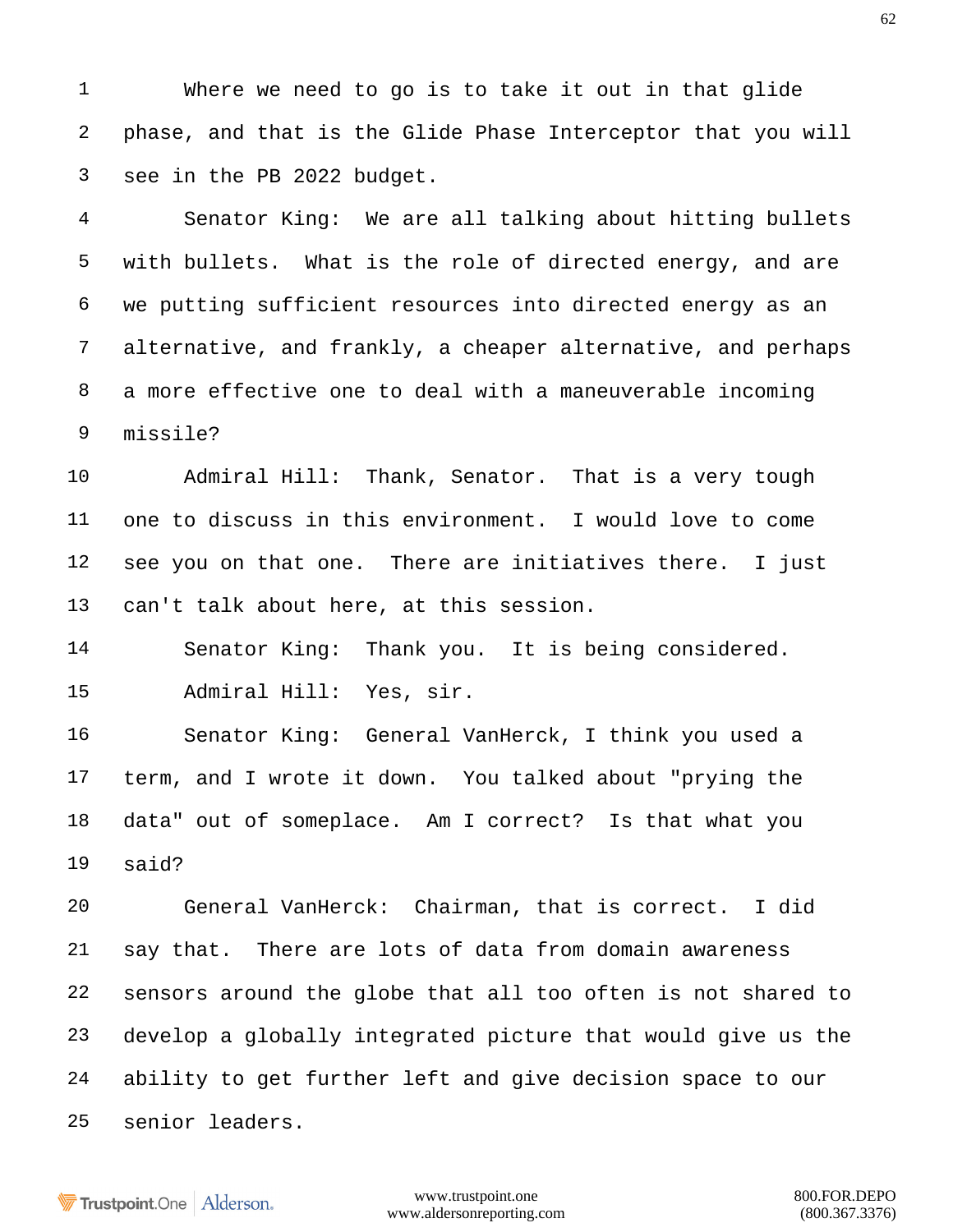Where we need to go is to take it out in that glide phase, and that is the Glide Phase Interceptor that you will see in the PB 2022 budget.

Senator King: We are all talking about hitting bullets with bullets. What is the role of directed energy, and are we putting sufficient resources into directed energy as an alternative, and frankly, a cheaper alternative, and perhaps a more effective one to deal with a maneuverable incoming missile?

Admiral Hill: Thank, Senator. That is a very tough one to discuss in this environment. I would love to come see you on that one. There are initiatives there. I just can't talk about here, at this session.

Senator King: Thank you. It is being considered.

Admiral Hill: Yes, sir.

Senator King: General VanHerck, I think you used a term, and I wrote it down. You talked about "prying the data" out of someplace. Am I correct? Is that what you said?

General VanHerck: Chairman, that is correct. I did say that. There are lots of data from domain awareness sensors around the globe that all too often is not shared to develop a globally integrated picture that would give us the ability to get further left and give decision space to our senior leaders.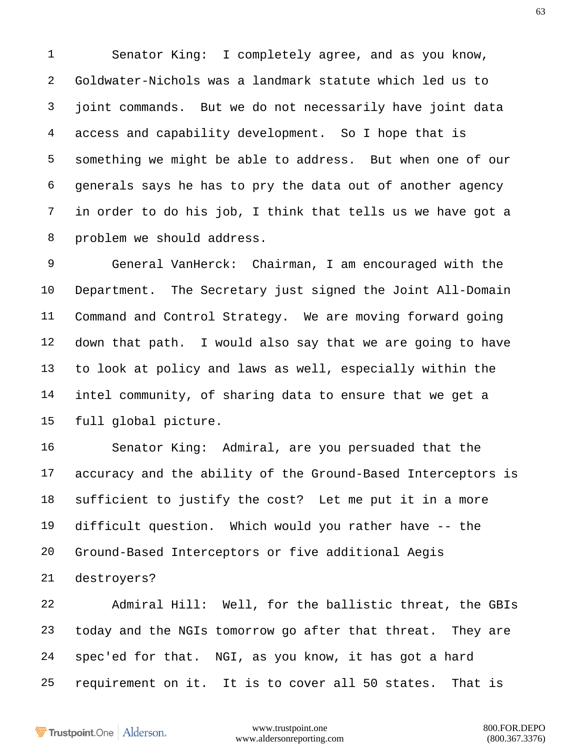Senator King: I completely agree, and as you know, Goldwater-Nichols was a landmark statute which led us to joint commands. But we do not necessarily have joint data access and capability development. So I hope that is something we might be able to address. But when one of our generals says he has to pry the data out of another agency in order to do his job, I think that tells us we have got a problem we should address.

General VanHerck: Chairman, I am encouraged with the Department. The Secretary just signed the Joint All-Domain Command and Control Strategy. We are moving forward going down that path. I would also say that we are going to have to look at policy and laws as well, especially within the intel community, of sharing data to ensure that we get a full global picture.

Senator King: Admiral, are you persuaded that the accuracy and the ability of the Ground-Based Interceptors is sufficient to justify the cost? Let me put it in a more difficult question. Which would you rather have -- the Ground-Based Interceptors or five additional Aegis destroyers?

Admiral Hill: Well, for the ballistic threat, the GBIs today and the NGIs tomorrow go after that threat. They are spec'ed for that. NGI, as you know, it has got a hard requirement on it. It is to cover all 50 states. That is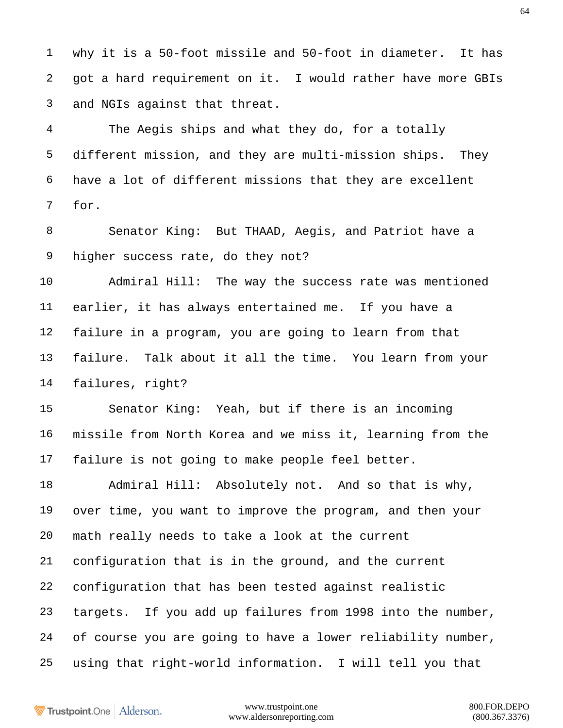why it is a 50-foot missile and 50-foot in diameter. It has got a hard requirement on it. I would rather have more GBIs and NGIs against that threat.

The Aegis ships and what they do, for a totally different mission, and they are multi-mission ships. They have a lot of different missions that they are excellent for.

Senator King: But THAAD, Aegis, and Patriot have a higher success rate, do they not?

Admiral Hill: The way the success rate was mentioned earlier, it has always entertained me. If you have a failure in a program, you are going to learn from that failure. Talk about it all the time. You learn from your failures, right?

Senator King: Yeah, but if there is an incoming missile from North Korea and we miss it, learning from the failure is not going to make people feel better.

Admiral Hill: Absolutely not. And so that is why, over time, you want to improve the program, and then your math really needs to take a look at the current configuration that is in the ground, and the current configuration that has been tested against realistic targets. If you add up failures from 1998 into the number, of course you are going to have a lower reliability number, using that right-world information. I will tell you that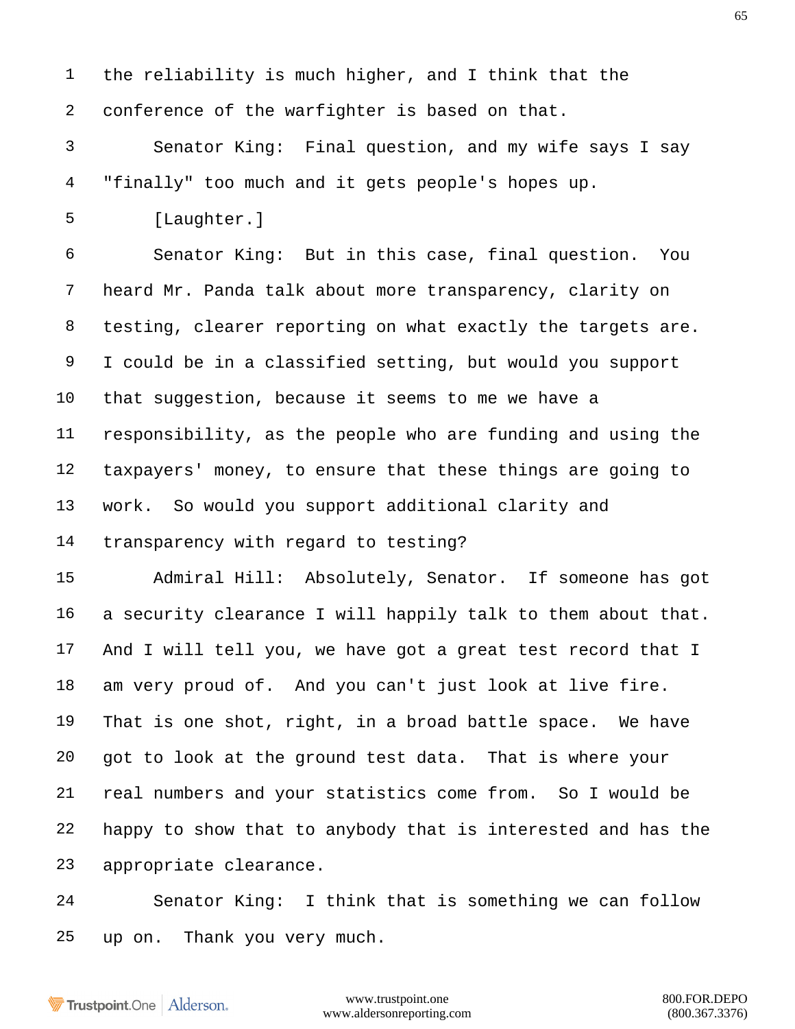the reliability is much higher, and I think that the conference of the warfighter is based on that.

Senator King: Final question, and my wife says I say "finally" too much and it gets people's hopes up.

[Laughter.]

Senator King: But in this case, final question. You heard Mr. Panda talk about more transparency, clarity on testing, clearer reporting on what exactly the targets are. I could be in a classified setting, but would you support that suggestion, because it seems to me we have a responsibility, as the people who are funding and using the taxpayers' money, to ensure that these things are going to work. So would you support additional clarity and transparency with regard to testing?

Admiral Hill: Absolutely, Senator. If someone has got a security clearance I will happily talk to them about that. And I will tell you, we have got a great test record that I am very proud of. And you can't just look at live fire. That is one shot, right, in a broad battle space. We have got to look at the ground test data. That is where your real numbers and your statistics come from. So I would be happy to show that to anybody that is interested and has the appropriate clearance.

Senator King: I think that is something we can follow up on. Thank you very much.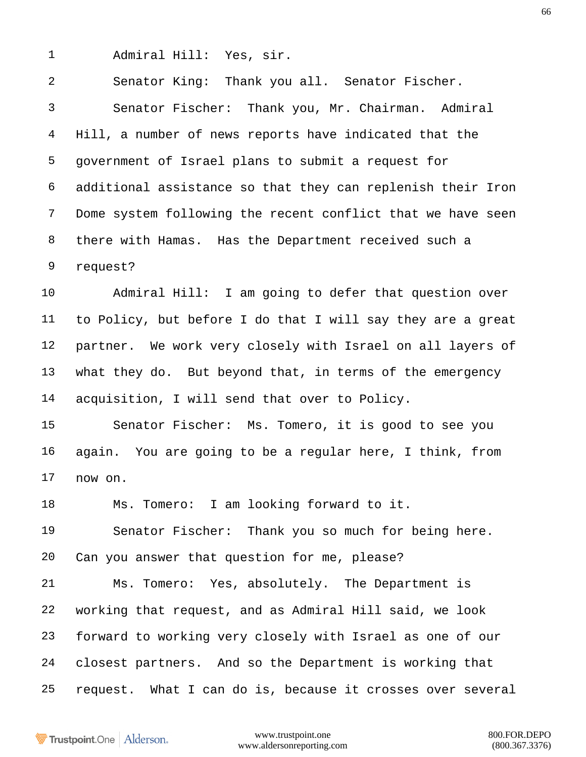Admiral Hill: Yes, sir.

Senator King: Thank you all. Senator Fischer.

Senator Fischer: Thank you, Mr. Chairman. Admiral Hill, a number of news reports have indicated that the government of Israel plans to submit a request for additional assistance so that they can replenish their Iron Dome system following the recent conflict that we have seen there with Hamas. Has the Department received such a request?

Admiral Hill: I am going to defer that question over to Policy, but before I do that I will say they are a great partner. We work very closely with Israel on all layers of what they do. But beyond that, in terms of the emergency acquisition, I will send that over to Policy.

Senator Fischer: Ms. Tomero, it is good to see you again. You are going to be a regular here, I think, from now on.

Ms. Tomero: I am looking forward to it.

Senator Fischer: Thank you so much for being here. Can you answer that question for me, please?

Ms. Tomero: Yes, absolutely. The Department is working that request, and as Admiral Hill said, we look forward to working very closely with Israel as one of our closest partners. And so the Department is working that request. What I can do is, because it crosses over several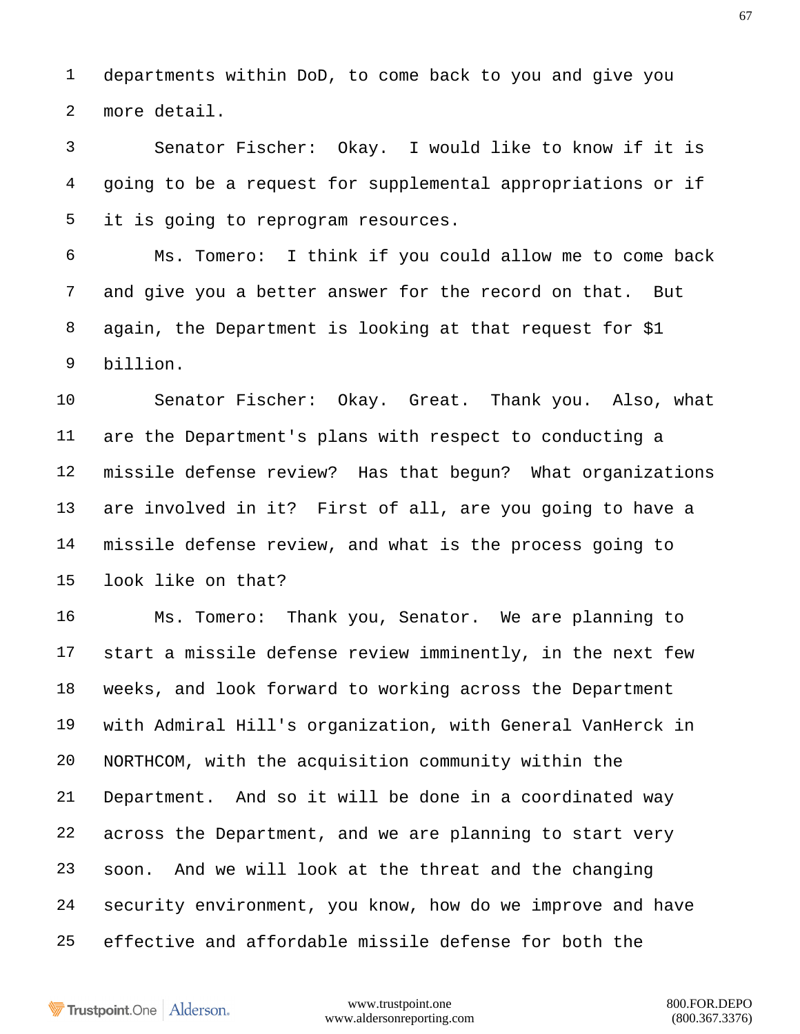departments within DoD, to come back to you and give you more detail.

Senator Fischer: Okay. I would like to know if it is going to be a request for supplemental appropriations or if it is going to reprogram resources.

Ms. Tomero: I think if you could allow me to come back and give you a better answer for the record on that. But again, the Department is looking at that request for $1 billion.

Senator Fischer: Okay. Great. Thank you. Also, what are the Department's plans with respect to conducting a missile defense review? Has that begun? What organizations are involved in it? First of all, are you going to have a missile defense review, and what is the process going to look like on that?

Ms. Tomero: Thank you, Senator. We are planning to start a missile defense review imminently, in the next few weeks, and look forward to working across the Department with Admiral Hill's organization, with General VanHerck in NORTHCOM, with the acquisition community within the Department. And so it will be done in a coordinated way across the Department, and we are planning to start very soon. And we will look at the threat and the changing security environment, you know, how do we improve and have effective and affordable missile defense for both the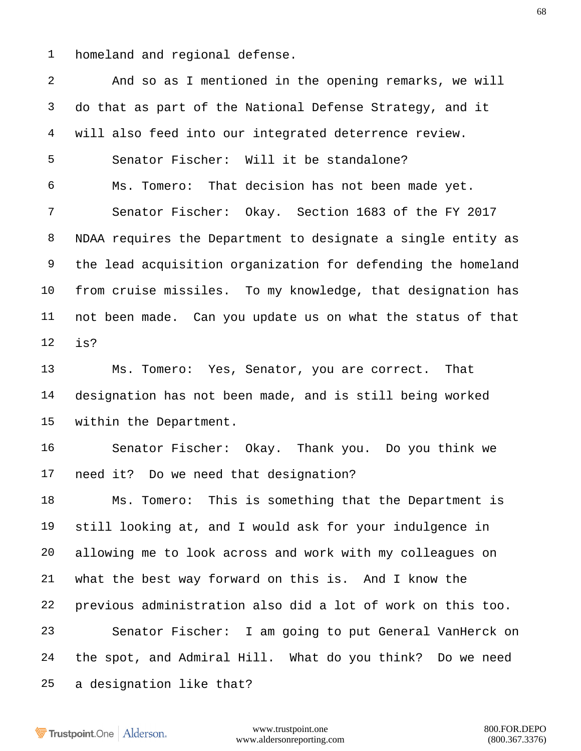homeland and regional defense.

And so as I mentioned in the opening remarks, we will do that as part of the National Defense Strategy, and it will also feed into our integrated deterrence review.

Senator Fischer: Will it be standalone?

Ms. Tomero: That decision has not been made yet.

Senator Fischer: Okay. Section 1683 of the FY 2017 NDAA requires the Department to designate a single entity as the lead acquisition organization for defending the homeland from cruise missiles. To my knowledge, that designation has not been made. Can you update us on what the status of that is?

Ms. Tomero: Yes, Senator, you are correct. That designation has not been made, and is still being worked within the Department.

Senator Fischer: Okay. Thank you. Do you think we need it? Do we need that designation?

Ms. Tomero: This is something that the Department is still looking at, and I would ask for your indulgence in allowing me to look across and work with my colleagues on what the best way forward on this is. And I know the previous administration also did a lot of work on this too.

Senator Fischer: I am going to put General VanHerck on the spot, and Admiral Hill. What do you think? Do we need a designation like that?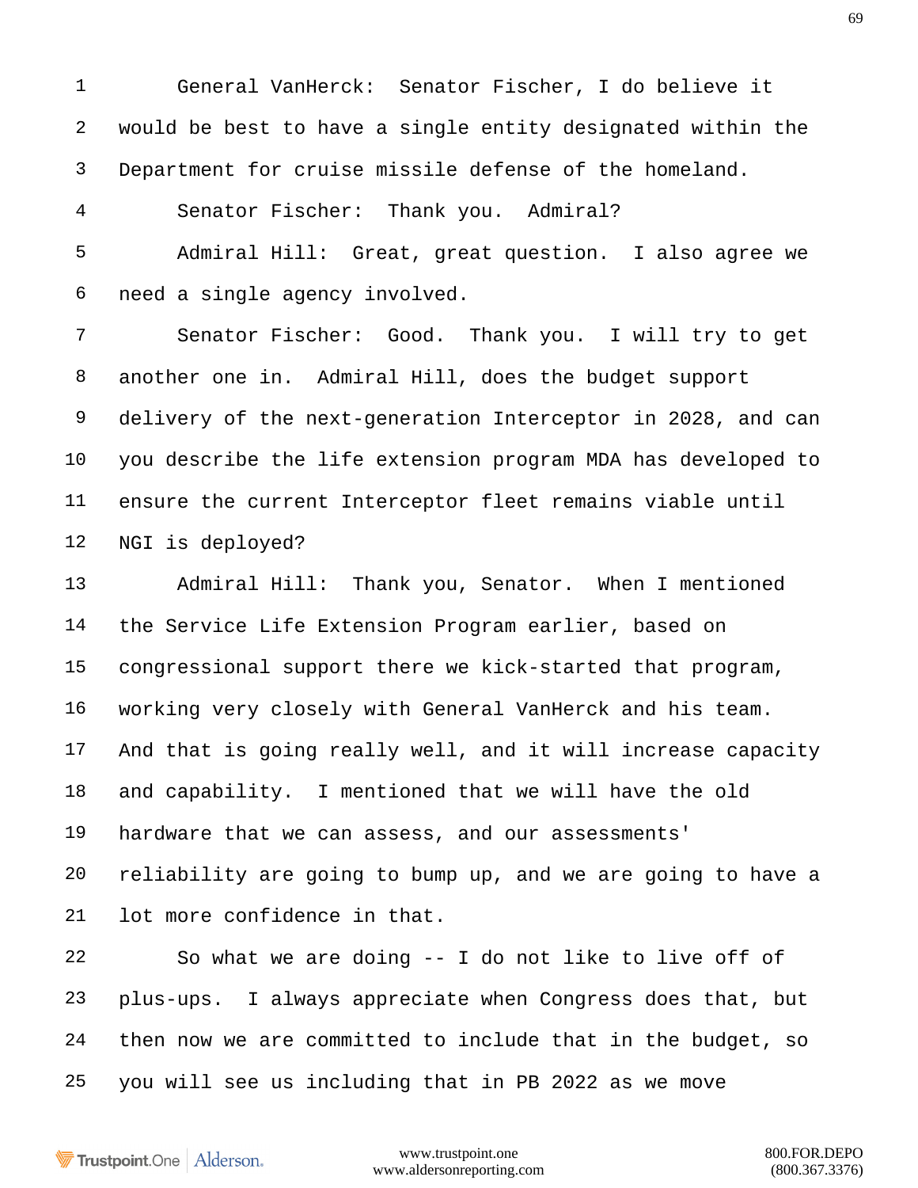General VanHerck: Senator Fischer, I do believe it would be best to have a single entity designated within the Department for cruise missile defense of the homeland.

Senator Fischer: Thank you. Admiral?

Admiral Hill: Great, great question. I also agree we need a single agency involved.

Senator Fischer: Good. Thank you. I will try to get another one in. Admiral Hill, does the budget support delivery of the next-generation Interceptor in 2028, and can you describe the life extension program MDA has developed to ensure the current Interceptor fleet remains viable until NGI is deployed?

Admiral Hill: Thank you, Senator. When I mentioned the Service Life Extension Program earlier, based on congressional support there we kick-started that program, working very closely with General VanHerck and his team. And that is going really well, and it will increase capacity and capability. I mentioned that we will have the old hardware that we can assess, and our assessments' reliability are going to bump up, and we are going to have a lot more confidence in that.

So what we are doing -- I do not like to live off of plus-ups. I always appreciate when Congress does that, but then now we are committed to include that in the budget, so you will see us including that in PB 2022 as we move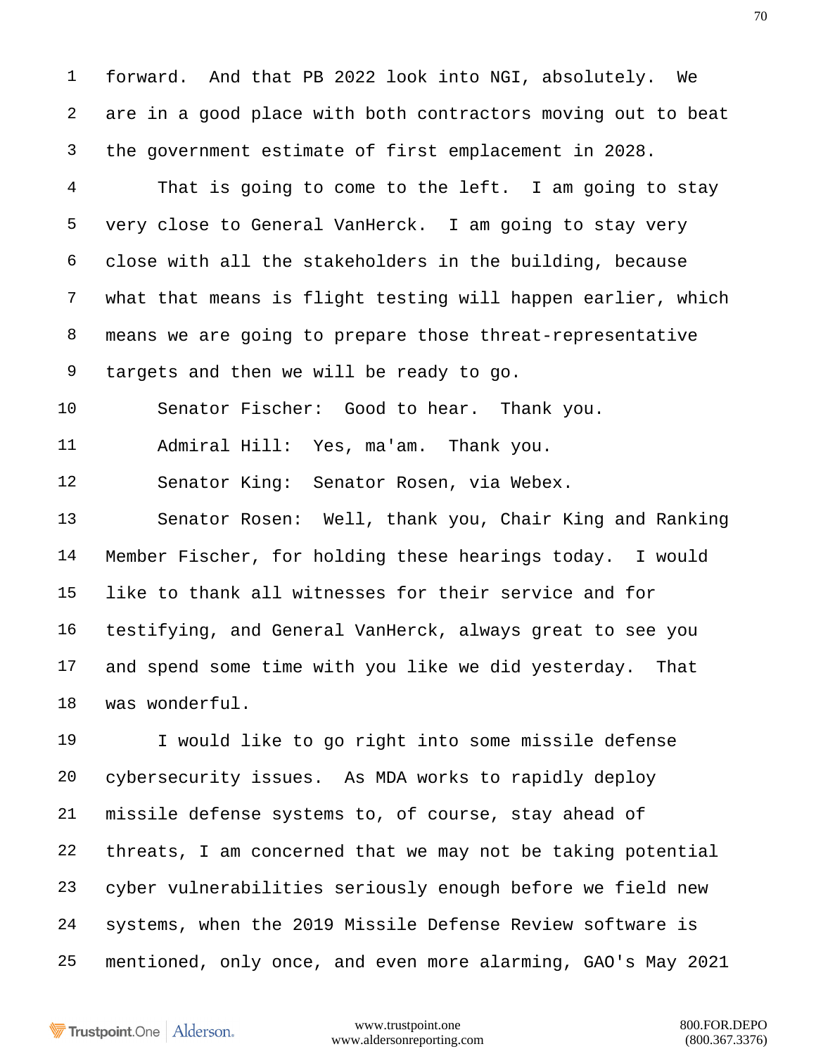forward. And that PB 2022 look into NGI, absolutely. We are in a good place with both contractors moving out to beat the government estimate of first emplacement in 2028.

That is going to come to the left. I am going to stay very close to General VanHerck. I am going to stay very close with all the stakeholders in the building, because what that means is flight testing will happen earlier, which means we are going to prepare those threat-representative targets and then we will be ready to go.

Senator Fischer: Good to hear. Thank you.

Admiral Hill: Yes, ma'am. Thank you.

Senator King: Senator Rosen, via Webex.

Senator Rosen: Well, thank you, Chair King and Ranking Member Fischer, for holding these hearings today. I would like to thank all witnesses for their service and for testifying, and General VanHerck, always great to see you and spend some time with you like we did yesterday. That was wonderful.

I would like to go right into some missile defense cybersecurity issues. As MDA works to rapidly deploy missile defense systems to, of course, stay ahead of threats, I am concerned that we may not be taking potential cyber vulnerabilities seriously enough before we field new systems, when the 2019 Missile Defense Review software is mentioned, only once, and even more alarming, GAO's May 2021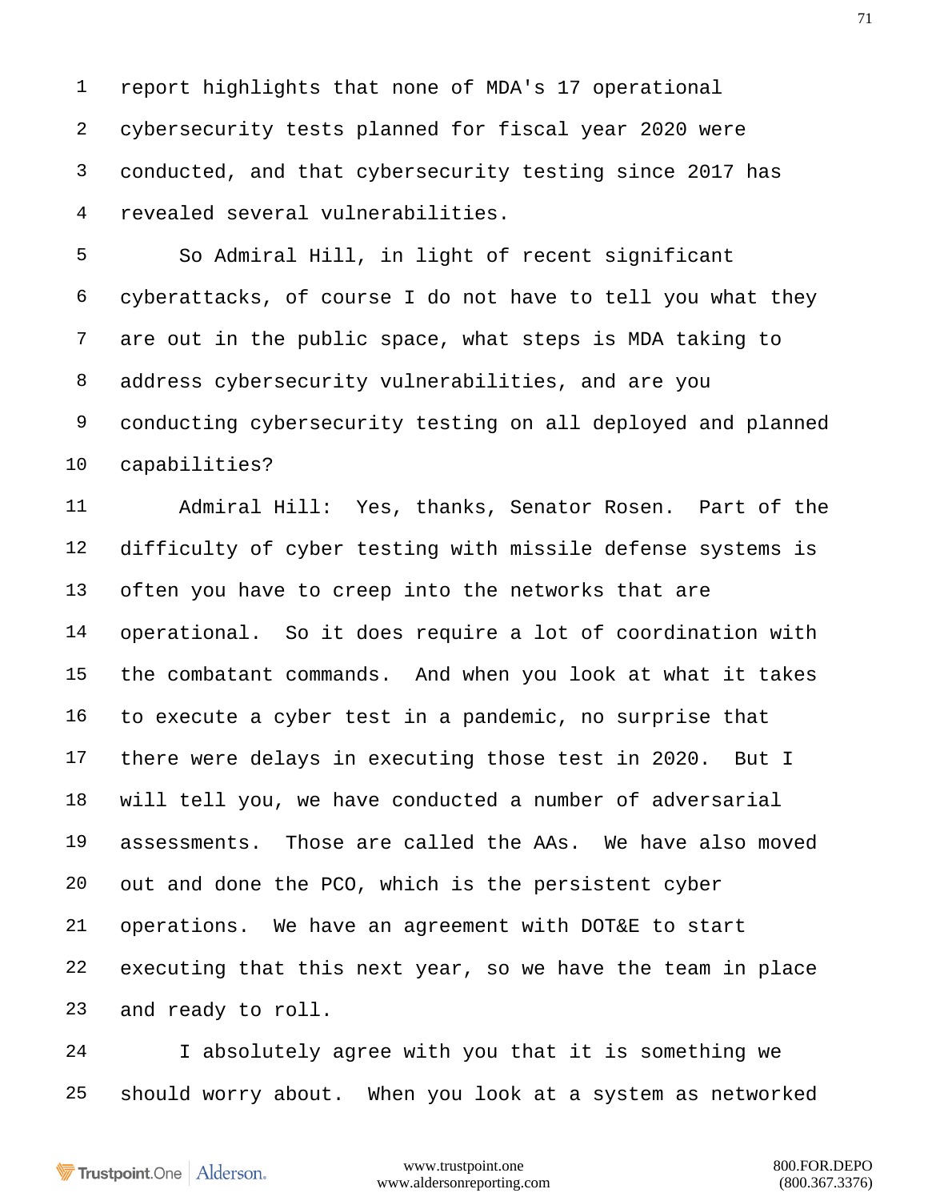report highlights that none of MDA's 17 operational cybersecurity tests planned for fiscal year 2020 were conducted, and that cybersecurity testing since 2017 has revealed several vulnerabilities.

So Admiral Hill, in light of recent significant cyberattacks, of course I do not have to tell you what they are out in the public space, what steps is MDA taking to address cybersecurity vulnerabilities, and are you conducting cybersecurity testing on all deployed and planned capabilities?

Admiral Hill: Yes, thanks, Senator Rosen. Part of the difficulty of cyber testing with missile defense systems is often you have to creep into the networks that are operational. So it does require a lot of coordination with the combatant commands. And when you look at what it takes to execute a cyber test in a pandemic, no surprise that there were delays in executing those test in 2020. But I will tell you, we have conducted a number of adversarial assessments. Those are called the AAs. We have also moved out and done the PCO, which is the persistent cyber operations. We have an agreement with DOT&E to start executing that this next year, so we have the team in place and ready to roll.

I absolutely agree with you that it is something we should worry about. When you look at a system as networked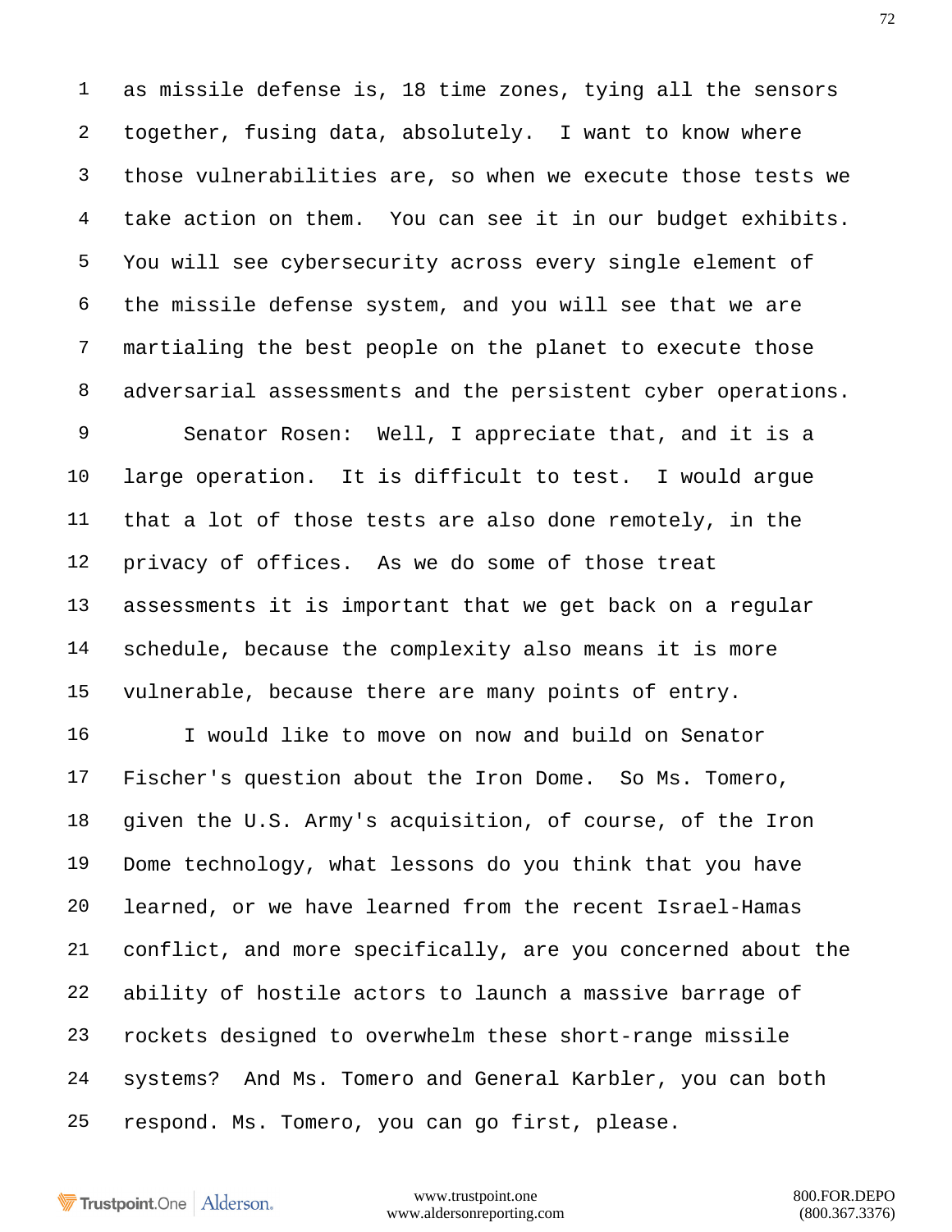as missile defense is, 18 time zones, tying all the sensors together, fusing data, absolutely. I want to know where those vulnerabilities are, so when we execute those tests we take action on them. You can see it in our budget exhibits. You will see cybersecurity across every single element of the missile defense system, and you will see that we are martialing the best people on the planet to execute those adversarial assessments and the persistent cyber operations.

Senator Rosen: Well, I appreciate that, and it is a large operation. It is difficult to test. I would argue that a lot of those tests are also done remotely, in the privacy of offices. As we do some of those treat assessments it is important that we get back on a regular schedule, because the complexity also means it is more vulnerable, because there are many points of entry.

I would like to move on now and build on Senator Fischer's question about the Iron Dome. So Ms. Tomero, given the U.S. Army's acquisition, of course, of the Iron Dome technology, what lessons do you think that you have learned, or we have learned from the recent Israel-Hamas conflict, and more specifically, are you concerned about the ability of hostile actors to launch a massive barrage of rockets designed to overwhelm these short-range missile systems? And Ms. Tomero and General Karbler, you can both respond. Ms. Tomero, you can go first, please.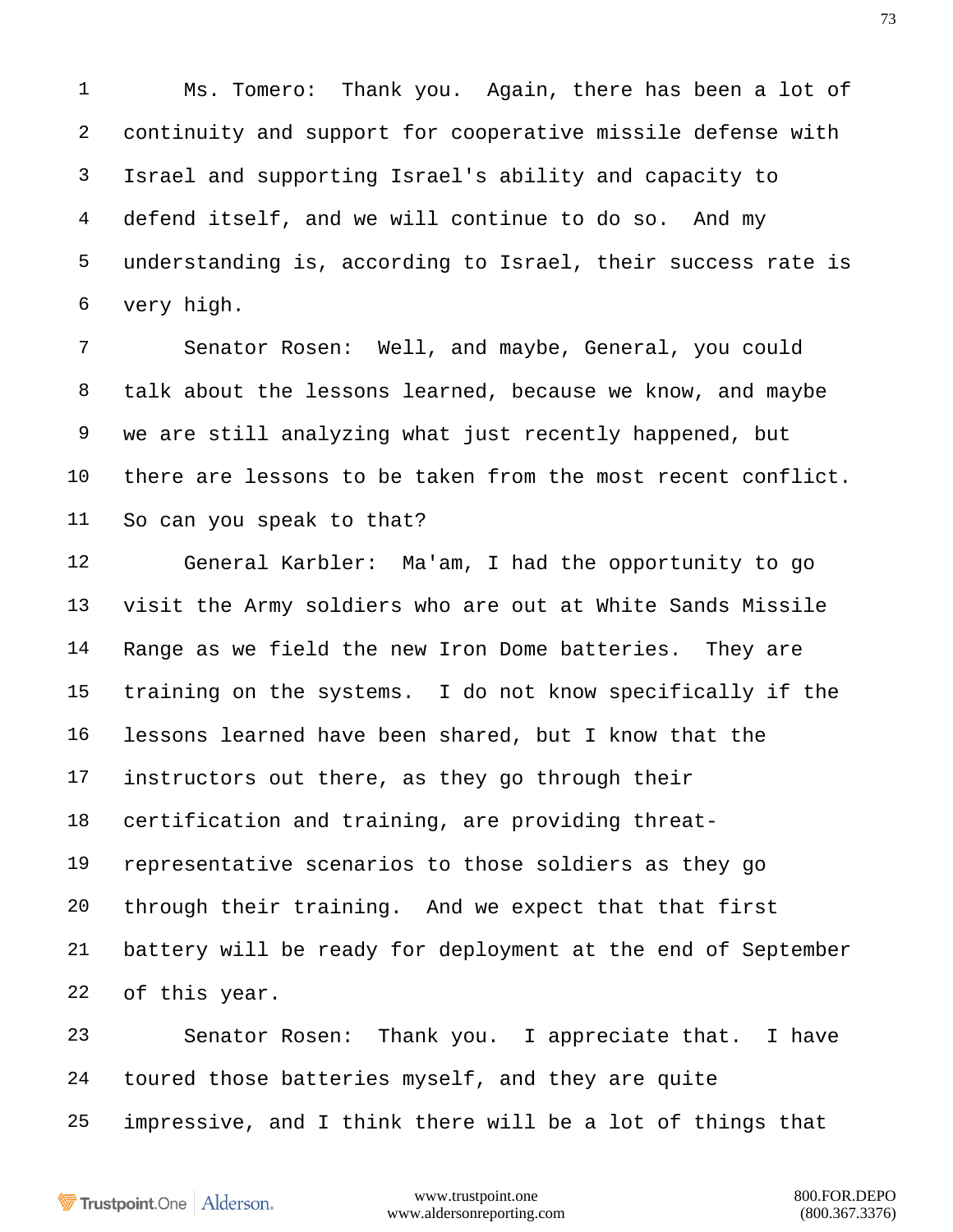Ms. Tomero: Thank you. Again, there has been a lot of continuity and support for cooperative missile defense with Israel and supporting Israel's ability and capacity to defend itself, and we will continue to do so. And my understanding is, according to Israel, their success rate is very high.

Senator Rosen: Well, and maybe, General, you could talk about the lessons learned, because we know, and maybe we are still analyzing what just recently happened, but there are lessons to be taken from the most recent conflict. So can you speak to that?

General Karbler: Ma'am, I had the opportunity to go visit the Army soldiers who are out at White Sands Missile Range as we field the new Iron Dome batteries. They are training on the systems. I do not know specifically if the lessons learned have been shared, but I know that the instructors out there, as they go through their certification and training, are providing threat-representative scenarios to those soldiers as they go through their training. And we expect that that first battery will be ready for deployment at the end of September of this year.

Senator Rosen: Thank you. I appreciate that. I have toured those batteries myself, and they are quite impressive, and I think there will be a lot of things that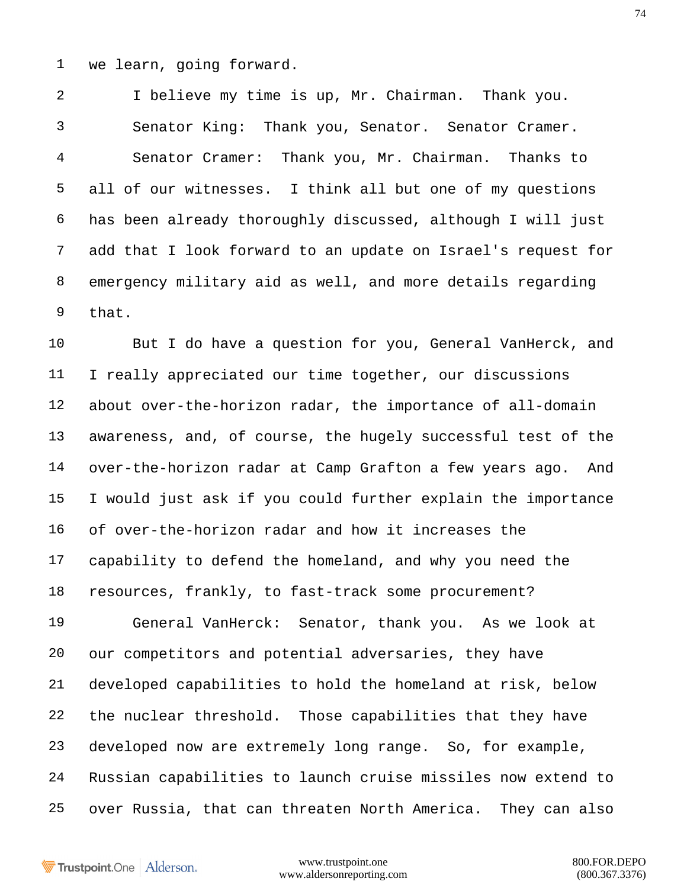we learn, going forward.

I believe my time is up, Mr. Chairman. Thank you.

Senator King: Thank you, Senator. Senator Cramer.

Senator Cramer: Thank you, Mr. Chairman. Thanks to all of our witnesses. I think all but one of my questions has been already thoroughly discussed, although I will just add that I look forward to an update on Israel's request for emergency military aid as well, and more details regarding that.

But I do have a question for you, General VanHerck, and I really appreciated our time together, our discussions about over-the-horizon radar, the importance of all-domain awareness, and, of course, the hugely successful test of the over-the-horizon radar at Camp Grafton a few years ago. And I would just ask if you could further explain the importance of over-the-horizon radar and how it increases the capability to defend the homeland, and why you need the resources, frankly, to fast-track some procurement?

General VanHerck: Senator, thank you. As we look at our competitors and potential adversaries, they have developed capabilities to hold the homeland at risk, below the nuclear threshold. Those capabilities that they have developed now are extremely long range. So, for example, Russian capabilities to launch cruise missiles now extend to over Russia, that can threaten North America. They can also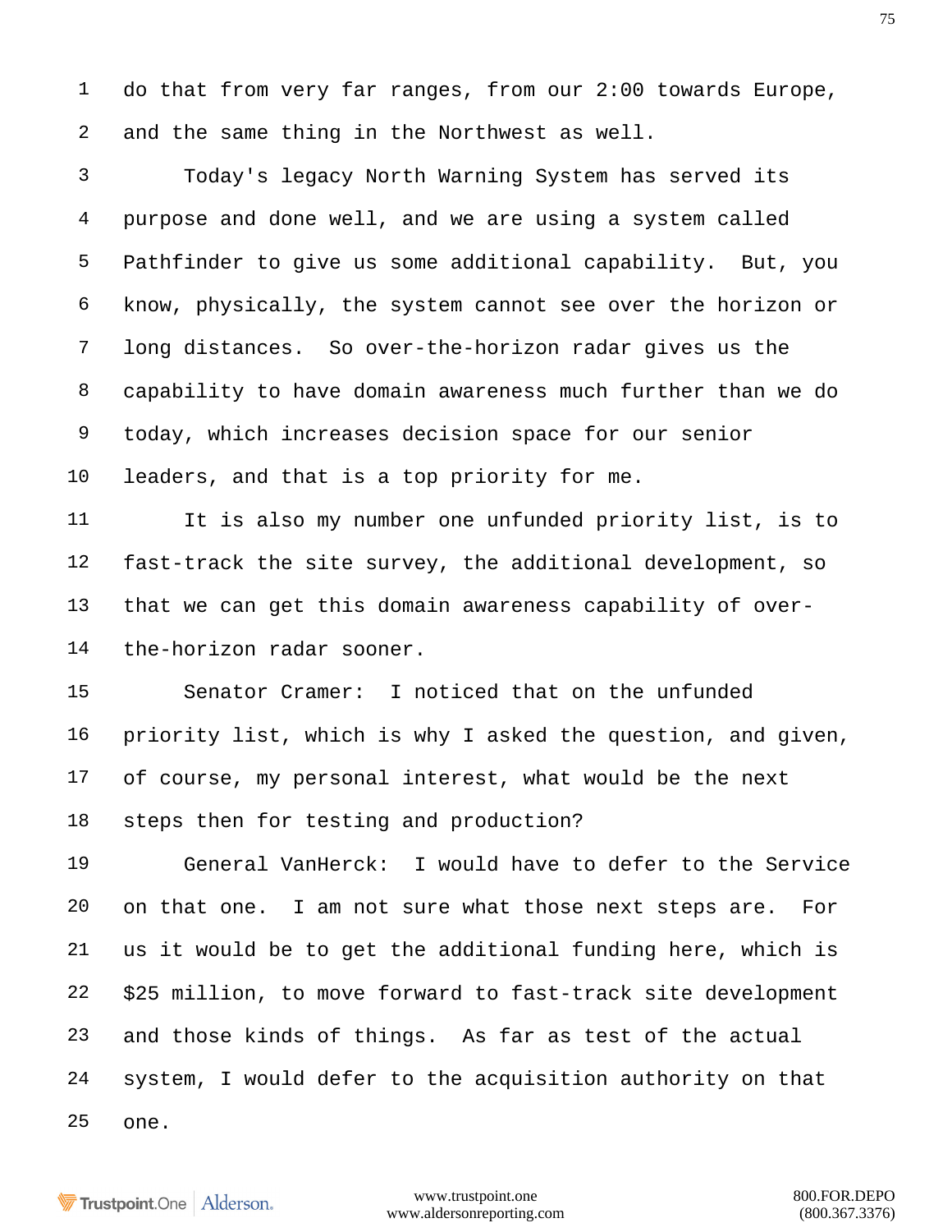do that from very far ranges, from our 2:00 towards Europe, and the same thing in the Northwest as well.

Today's legacy North Warning System has served its purpose and done well, and we are using a system called Pathfinder to give us some additional capability. But, you know, physically, the system cannot see over the horizon or long distances. So over-the-horizon radar gives us the capability to have domain awareness much further than we do today, which increases decision space for our senior leaders, and that is a top priority for me.

It is also my number one unfunded priority list, is to fast-track the site survey, the additional development, so that we can get this domain awareness capability of over-the-horizon radar sooner.

Senator Cramer: I noticed that on the unfunded priority list, which is why I asked the question, and given, of course, my personal interest, what would be the next steps then for testing and production?

General VanHerck: I would have to defer to the Service on that one. I am not sure what those next steps are. For us it would be to get the additional funding here, which is $25 million, to move forward to fast-track site development and those kinds of things. As far as test of the actual system, I would defer to the acquisition authority on that one.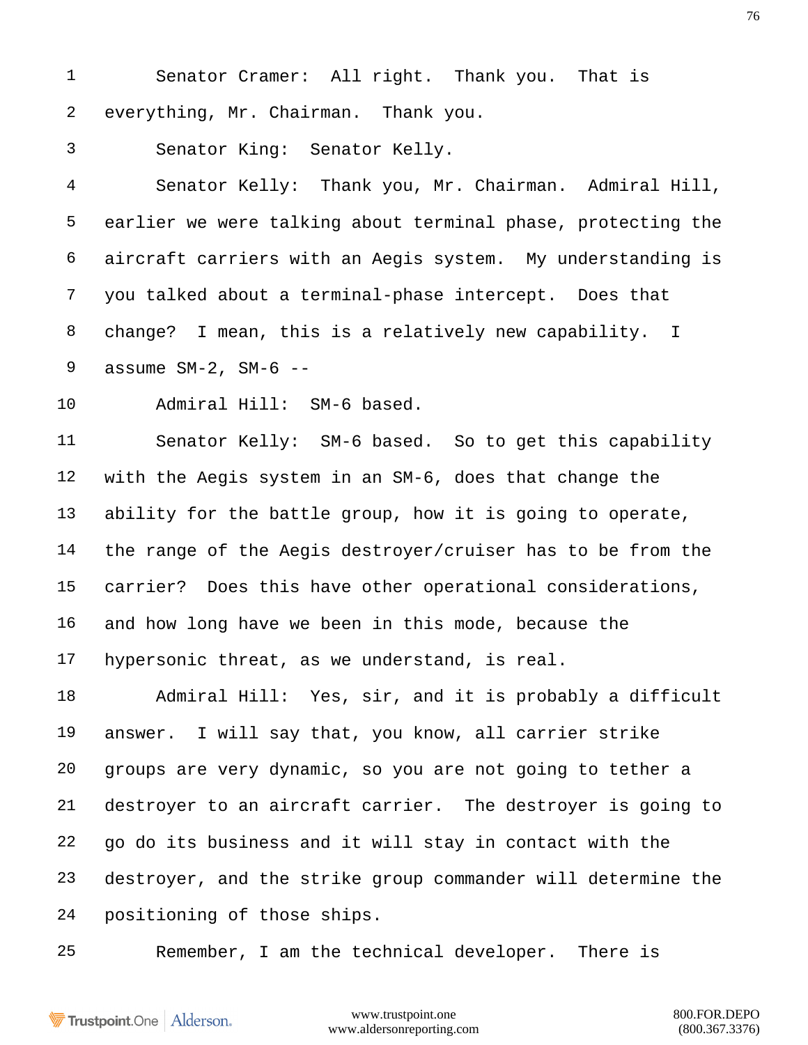Senator Cramer: All right. Thank you. That is everything, Mr. Chairman. Thank you.

Senator King: Senator Kelly.

Senator Kelly: Thank you, Mr. Chairman. Admiral Hill, earlier we were talking about terminal phase, protecting the aircraft carriers with an Aegis system. My understanding is you talked about a terminal-phase intercept. Does that change? I mean, this is a relatively new capability. I assume SM-2, SM-6 --

Admiral Hill: SM-6 based.

Senator Kelly: SM-6 based. So to get this capability with the Aegis system in an SM-6, does that change the ability for the battle group, how it is going to operate, the range of the Aegis destroyer/cruiser has to be from the carrier? Does this have other operational considerations, and how long have we been in this mode, because the hypersonic threat, as we understand, is real.

Admiral Hill: Yes, sir, and it is probably a difficult answer. I will say that, you know, all carrier strike groups are very dynamic, so you are not going to tether a destroyer to an aircraft carrier. The destroyer is going to go do its business and it will stay in contact with the destroyer, and the strike group commander will determine the positioning of those ships.

Remember, I am the technical developer. There is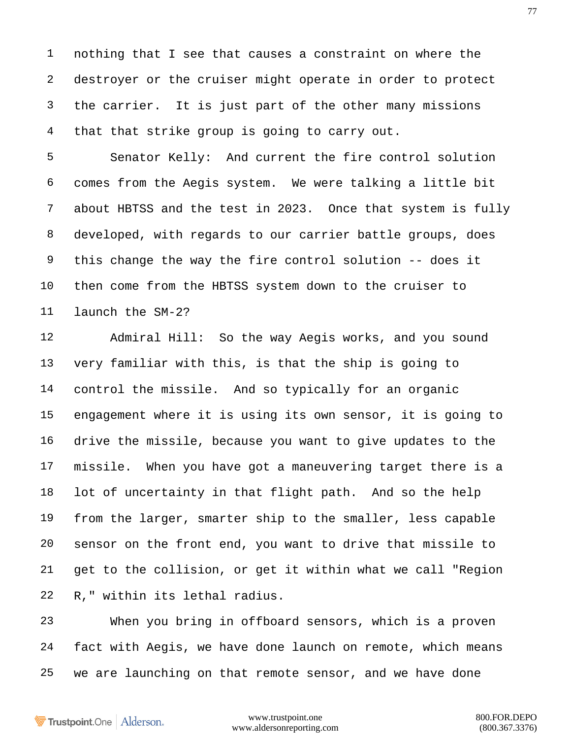nothing that I see that causes a constraint on where the destroyer or the cruiser might operate in order to protect the carrier. It is just part of the other many missions that that strike group is going to carry out.

Senator Kelly: And current the fire control solution comes from the Aegis system. We were talking a little bit about HBTSS and the test in 2023. Once that system is fully developed, with regards to our carrier battle groups, does this change the way the fire control solution -- does it then come from the HBTSS system down to the cruiser to launch the SM-2?

Admiral Hill: So the way Aegis works, and you sound very familiar with this, is that the ship is going to control the missile. And so typically for an organic engagement where it is using its own sensor, it is going to drive the missile, because you want to give updates to the missile. When you have got a maneuvering target there is a lot of uncertainty in that flight path. And so the help from the larger, smarter ship to the smaller, less capable sensor on the front end, you want to drive that missile to get to the collision, or get it within what we call "Region R," within its lethal radius.

When you bring in offboard sensors, which is a proven fact with Aegis, we have done launch on remote, which means we are launching on that remote sensor, and we have done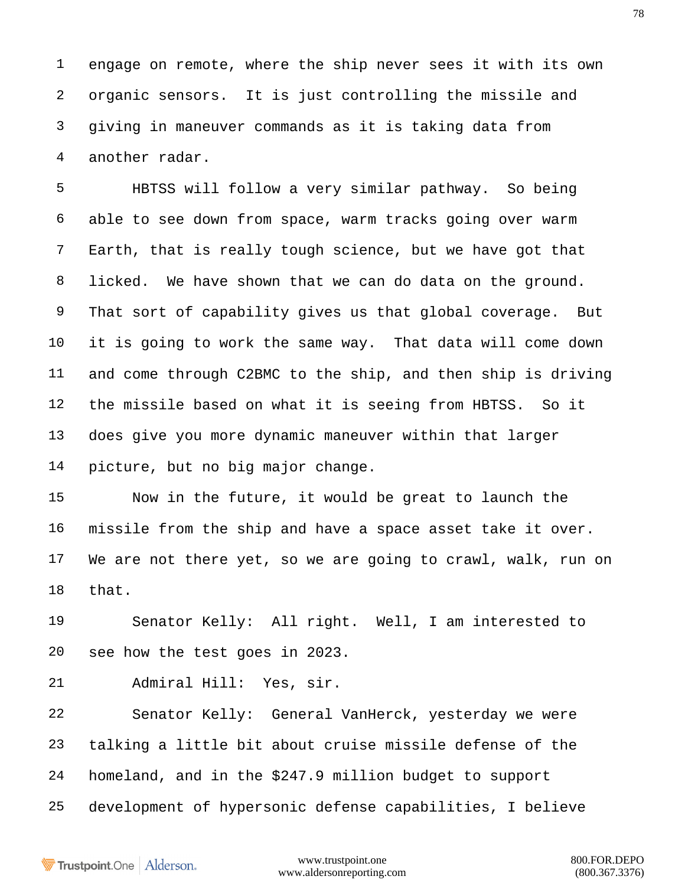engage on remote, where the ship never sees it with its own organic sensors. It is just controlling the missile and giving in maneuver commands as it is taking data from another radar.

HBTSS will follow a very similar pathway. So being able to see down from space, warm tracks going over warm Earth, that is really tough science, but we have got that licked. We have shown that we can do data on the ground. That sort of capability gives us that global coverage. But it is going to work the same way. That data will come down and come through C2BMC to the ship, and then ship is driving the missile based on what it is seeing from HBTSS. So it does give you more dynamic maneuver within that larger picture, but no big major change.

Now in the future, it would be great to launch the missile from the ship and have a space asset take it over. We are not there yet, so we are going to crawl, walk, run on that.

Senator Kelly: All right. Well, I am interested to see how the test goes in 2023.

Admiral Hill: Yes, sir.

Senator Kelly: General VanHerck, yesterday we were talking a little bit about cruise missile defense of the homeland, and in the $247.9 million budget to support development of hypersonic defense capabilities, I believe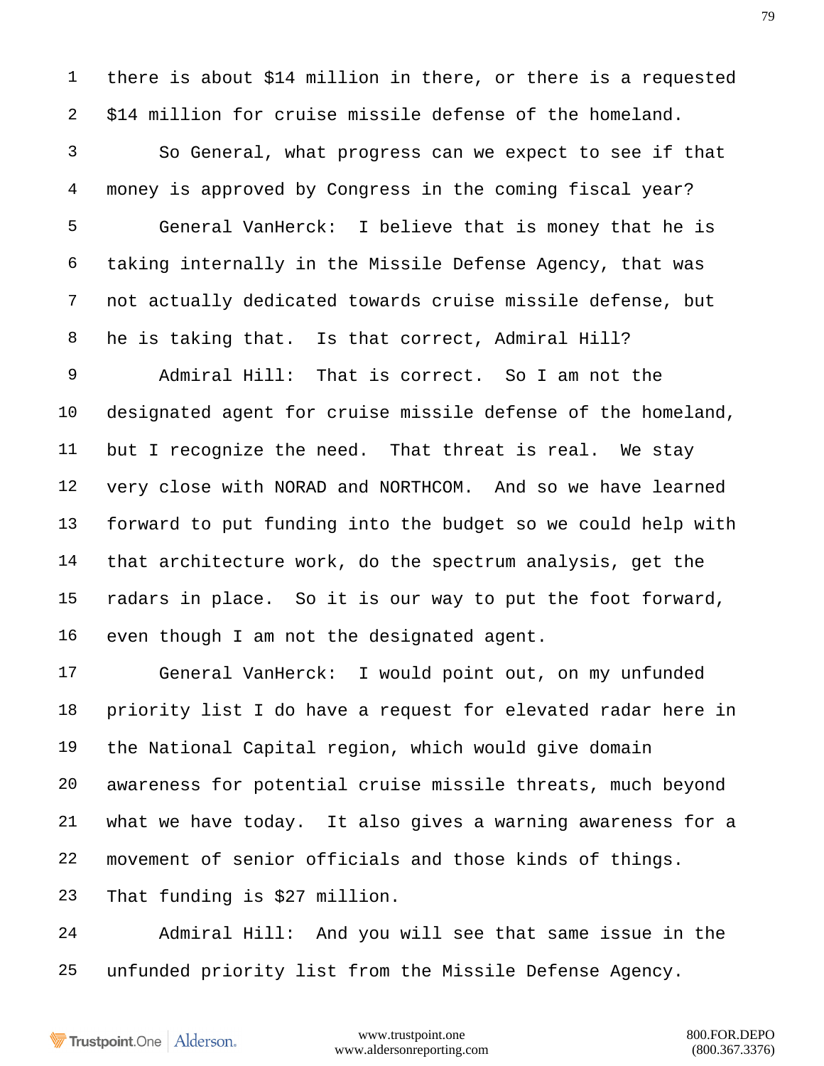there is about $14 million in there, or there is a requested $14 million for cruise missile defense of the homeland.

So General, what progress can we expect to see if that money is approved by Congress in the coming fiscal year?

General VanHerck: I believe that is money that he is taking internally in the Missile Defense Agency, that was not actually dedicated towards cruise missile defense, but he is taking that. Is that correct, Admiral Hill?

Admiral Hill: That is correct. So I am not the designated agent for cruise missile defense of the homeland, but I recognize the need. That threat is real. We stay very close with NORAD and NORTHCOM. And so we have learned forward to put funding into the budget so we could help with that architecture work, do the spectrum analysis, get the radars in place. So it is our way to put the foot forward, even though I am not the designated agent.

General VanHerck: I would point out, on my unfunded priority list I do have a request for elevated radar here in the National Capital region, which would give domain awareness for potential cruise missile threats, much beyond what we have today. It also gives a warning awareness for a movement of senior officials and those kinds of things. That funding is $27 million.

Admiral Hill: And you will see that same issue in the unfunded priority list from the Missile Defense Agency.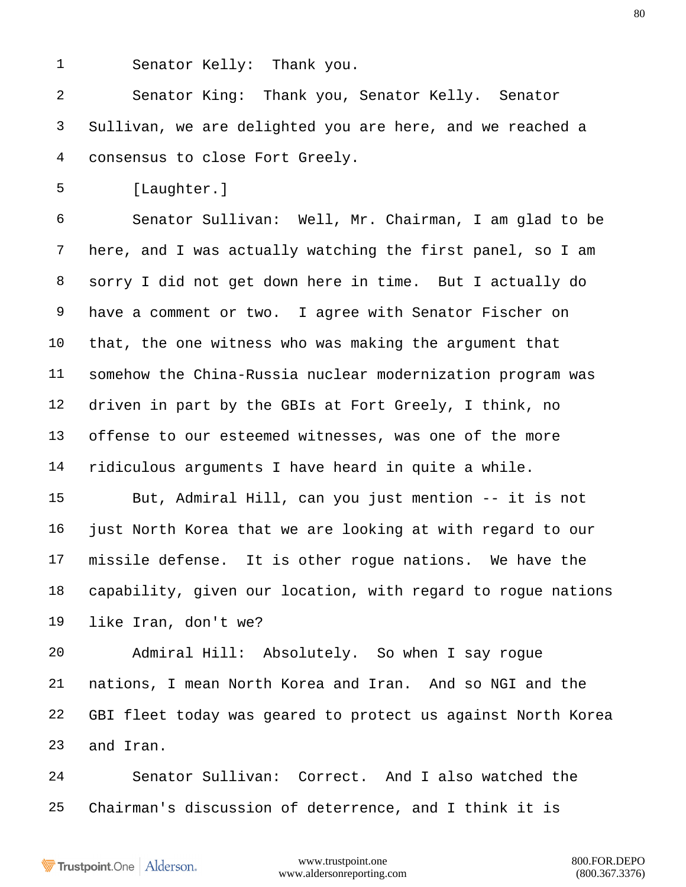Senator Kelly: Thank you.

Senator King: Thank you, Senator Kelly. Senator Sullivan, we are delighted you are here, and we reached a consensus to close Fort Greely.

[Laughter.]

Senator Sullivan: Well, Mr. Chairman, I am glad to be here, and I was actually watching the first panel, so I am sorry I did not get down here in time. But I actually do have a comment or two. I agree with Senator Fischer on that, the one witness who was making the argument that somehow the China-Russia nuclear modernization program was driven in part by the GBIs at Fort Greely, I think, no offense to our esteemed witnesses, was one of the more ridiculous arguments I have heard in quite a while.

But, Admiral Hill, can you just mention -- it is not just North Korea that we are looking at with regard to our missile defense. It is other rogue nations. We have the capability, given our location, with regard to rogue nations like Iran, don't we?

Admiral Hill: Absolutely. So when I say rogue nations, I mean North Korea and Iran. And so NGI and the GBI fleet today was geared to protect us against North Korea and Iran.

Senator Sullivan: Correct. And I also watched the Chairman's discussion of deterrence, and I think it is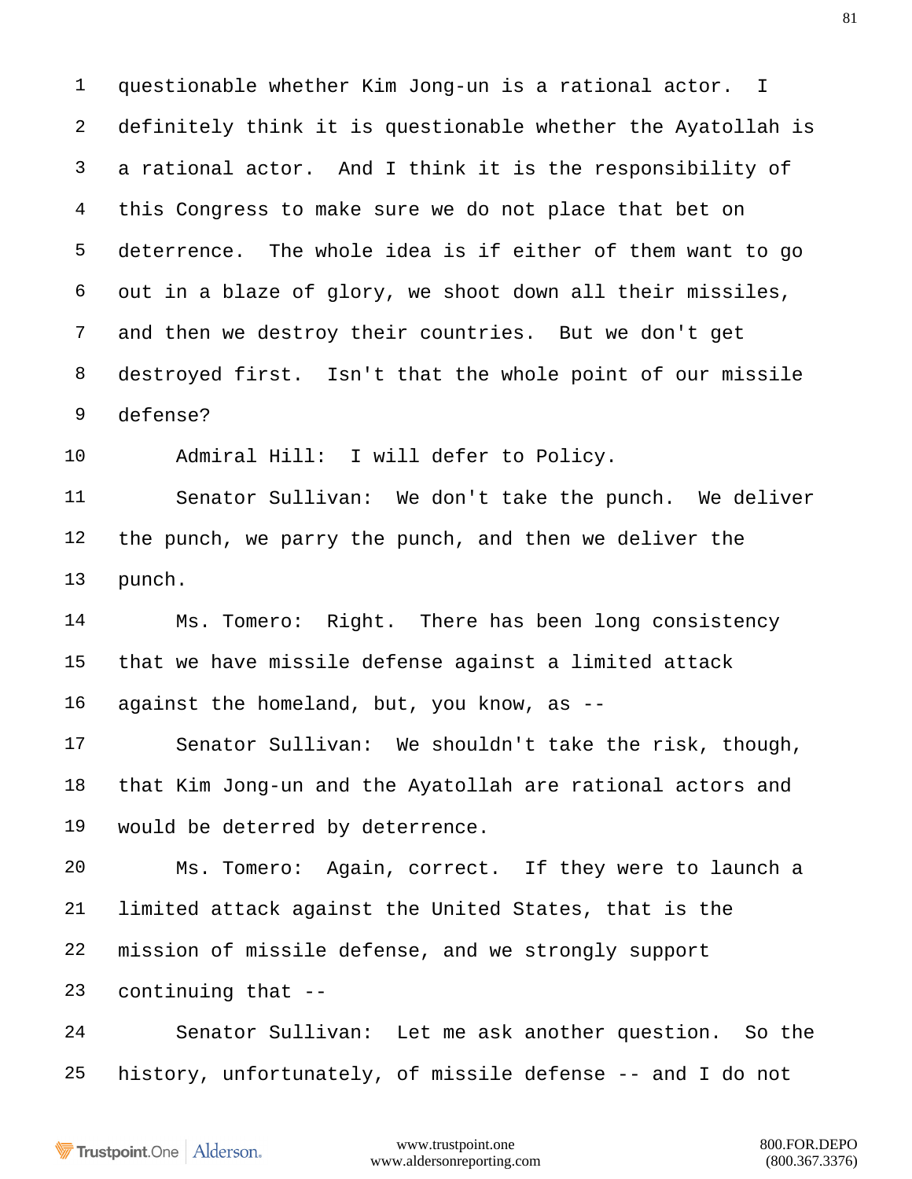questionable whether Kim Jong-un is a rational actor. I definitely think it is questionable whether the Ayatollah is a rational actor. And I think it is the responsibility of this Congress to make sure we do not place that bet on deterrence. The whole idea is if either of them want to go out in a blaze of glory, we shoot down all their missiles, and then we destroy their countries. But we don't get destroyed first. Isn't that the whole point of our missile defense?

Admiral Hill: I will defer to Policy.

Senator Sullivan: We don't take the punch. We deliver the punch, we parry the punch, and then we deliver the punch.

Ms. Tomero: Right. There has been long consistency that we have missile defense against a limited attack against the homeland, but, you know, as --

Senator Sullivan: We shouldn't take the risk, though, that Kim Jong-un and the Ayatollah are rational actors and would be deterred by deterrence.

Ms. Tomero: Again, correct. If they were to launch a limited attack against the United States, that is the mission of missile defense, and we strongly support continuing that --

Senator Sullivan: Let me ask another question. So the history, unfortunately, of missile defense -- and I do not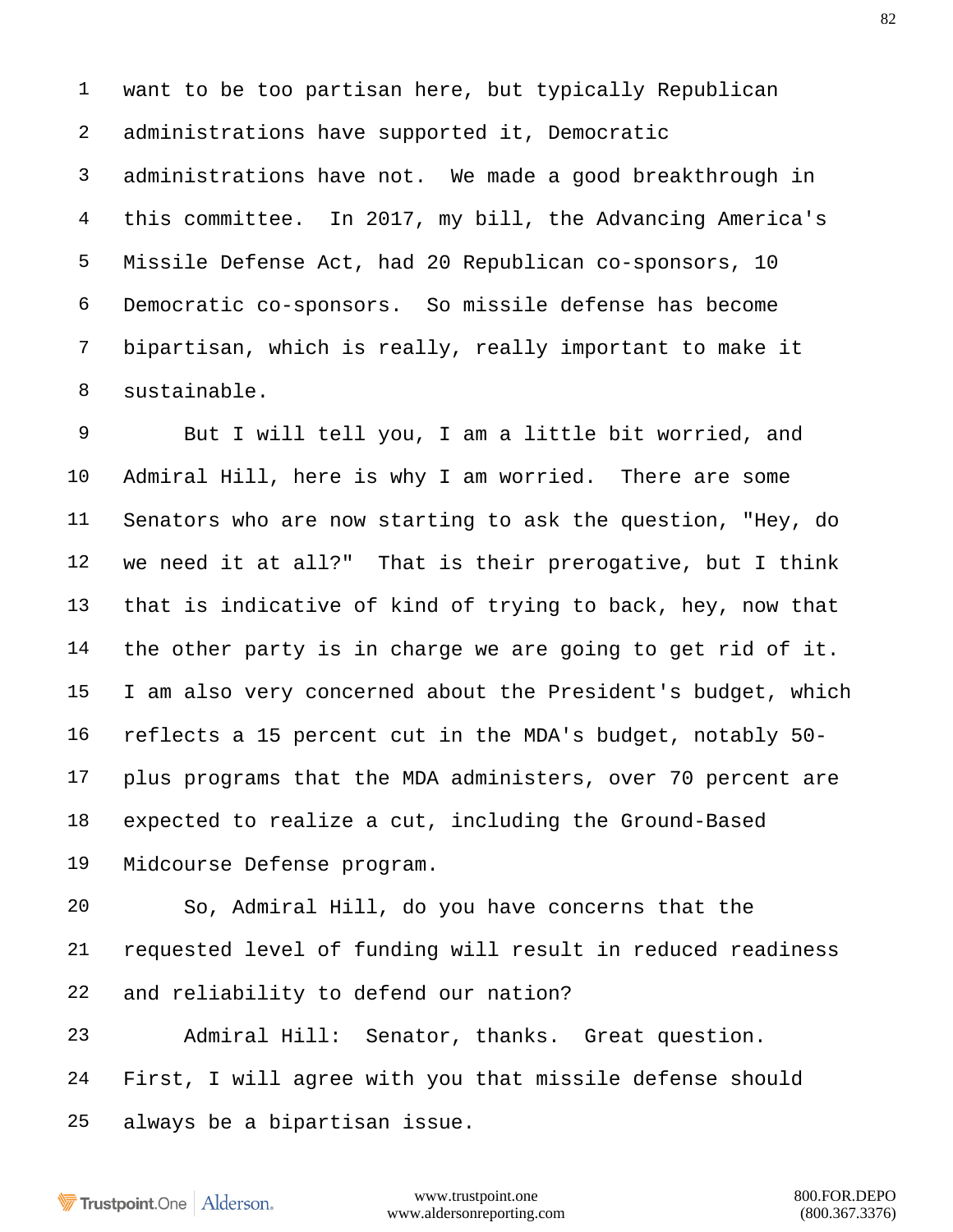want to be too partisan here, but typically Republican administrations have supported it, Democratic administrations have not. We made a good breakthrough in this committee. In 2017, my bill, the Advancing America's Missile Defense Act, had 20 Republican co-sponsors, 10 Democratic co-sponsors. So missile defense has become bipartisan, which is really, really important to make it sustainable.

But I will tell you, I am a little bit worried, and Admiral Hill, here is why I am worried. There are some Senators who are now starting to ask the question, "Hey, do we need it at all?" That is their prerogative, but I think that is indicative of kind of trying to back, hey, now that the other party is in charge we are going to get rid of it. I am also very concerned about the President's budget, which reflects a 15 percent cut in the MDA's budget, notably 50-plus programs that the MDA administers, over 70 percent are expected to realize a cut, including the Ground-Based Midcourse Defense program.

So, Admiral Hill, do you have concerns that the requested level of funding will result in reduced readiness and reliability to defend our nation?

Admiral Hill: Senator, thanks. Great question. First, I will agree with you that missile defense should always be a bipartisan issue.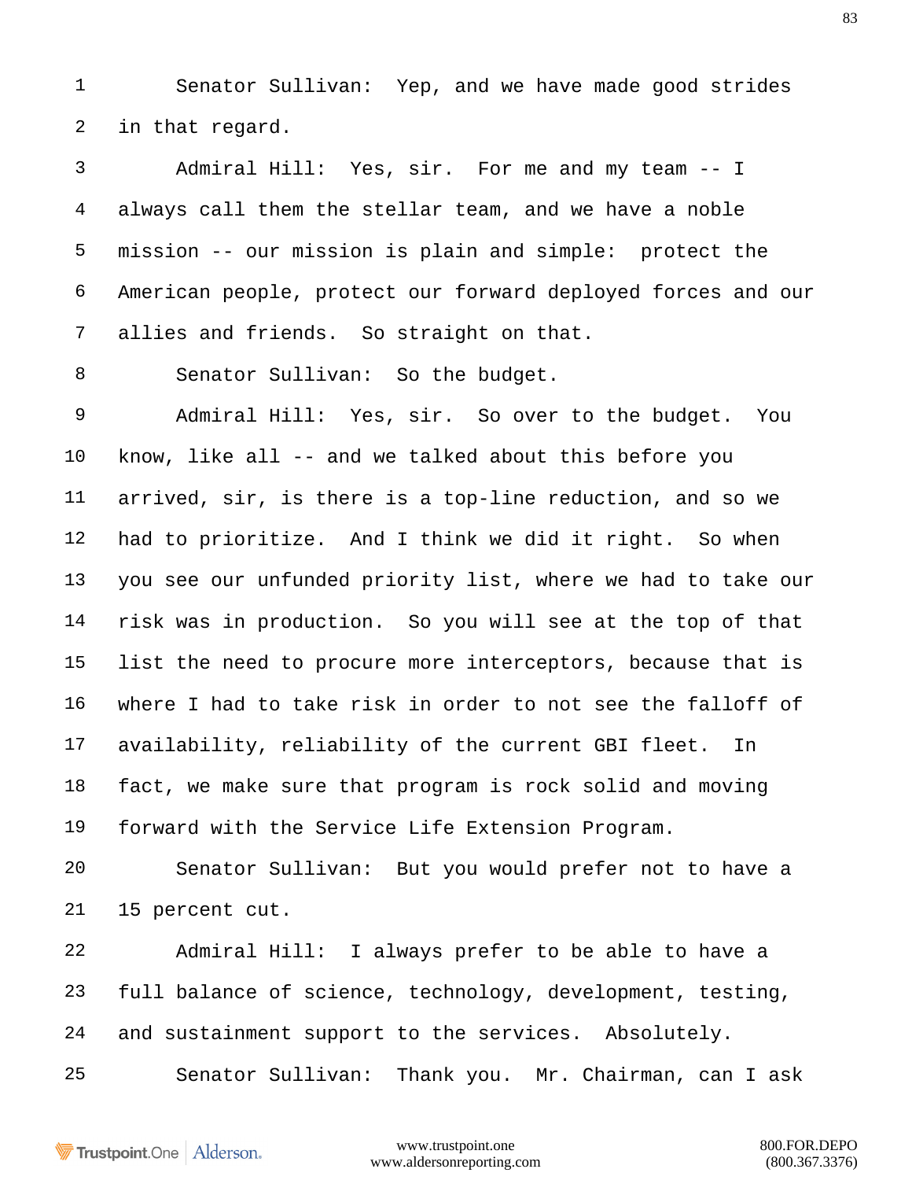Senator Sullivan: Yep, and we have made good strides in that regard.

Admiral Hill: Yes, sir. For me and my team -- I always call them the stellar team, and we have a noble mission -- our mission is plain and simple: protect the American people, protect our forward deployed forces and our allies and friends. So straight on that.

Senator Sullivan: So the budget.

Admiral Hill: Yes, sir. So over to the budget. You know, like all -- and we talked about this before you arrived, sir, is there is a top-line reduction, and so we had to prioritize. And I think we did it right. So when you see our unfunded priority list, where we had to take our risk was in production. So you will see at the top of that list the need to procure more interceptors, because that is where I had to take risk in order to not see the falloff of availability, reliability of the current GBI fleet. In fact, we make sure that program is rock solid and moving forward with the Service Life Extension Program.

Senator Sullivan: But you would prefer not to have a 15 percent cut.

Admiral Hill: I always prefer to be able to have a full balance of science, technology, development, testing, and sustainment support to the services. Absolutely.

Senator Sullivan: Thank you. Mr. Chairman, can I ask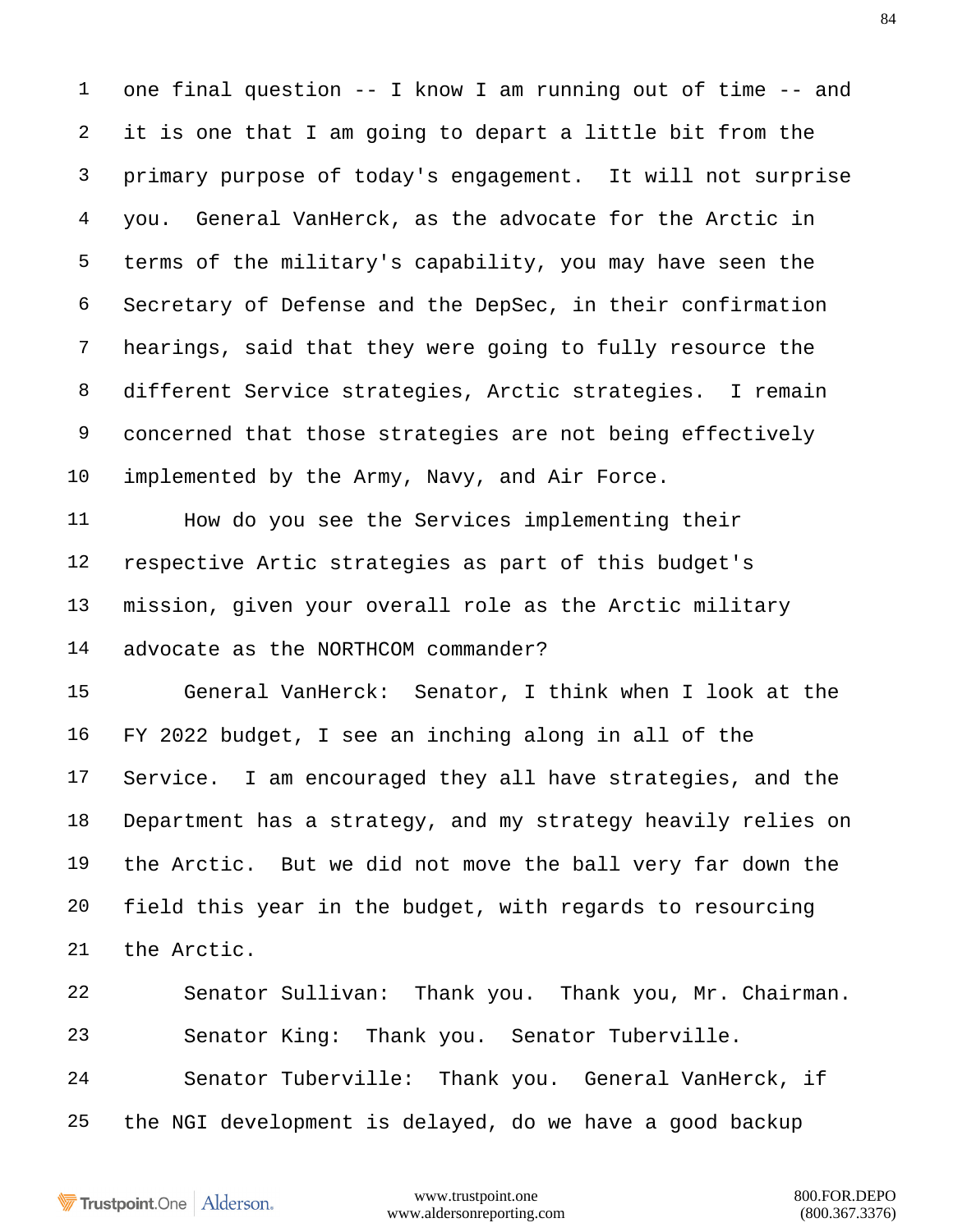one final question -- I know I am running out of time -- and it is one that I am going to depart a little bit from the primary purpose of today's engagement. It will not surprise you. General VanHerck, as the advocate for the Arctic in terms of the military's capability, you may have seen the Secretary of Defense and the DepSec, in their confirmation hearings, said that they were going to fully resource the different Service strategies, Arctic strategies. I remain concerned that those strategies are not being effectively implemented by the Army, Navy, and Air Force.

How do you see the Services implementing their respective Artic strategies as part of this budget's mission, given your overall role as the Arctic military advocate as the NORTHCOM commander?

General VanHerck: Senator, I think when I look at the FY 2022 budget, I see an inching along in all of the Service. I am encouraged they all have strategies, and the Department has a strategy, and my strategy heavily relies on the Arctic. But we did not move the ball very far down the field this year in the budget, with regards to resourcing the Arctic.

Senator Sullivan: Thank you. Thank you, Mr. Chairman.

Senator King: Thank you. Senator Tuberville.

Senator Tuberville: Thank you. General VanHerck, if the NGI development is delayed, do we have a good backup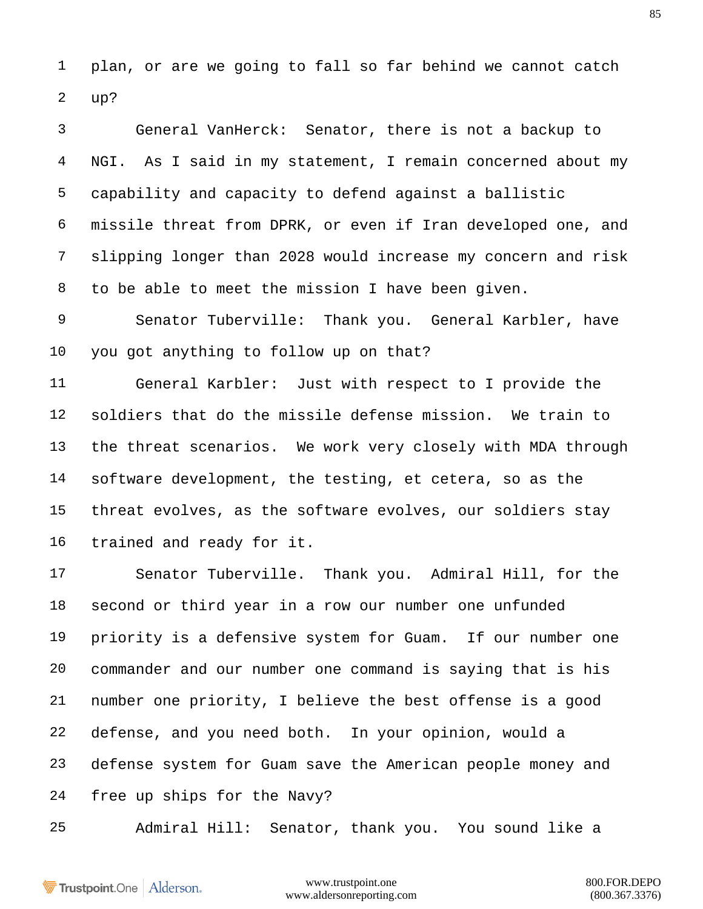plan, or are we going to fall so far behind we cannot catch up?

General VanHerck: Senator, there is not a backup to NGI. As I said in my statement, I remain concerned about my capability and capacity to defend against a ballistic missile threat from DPRK, or even if Iran developed one, and slipping longer than 2028 would increase my concern and risk to be able to meet the mission I have been given.

Senator Tuberville: Thank you. General Karbler, have you got anything to follow up on that?

General Karbler: Just with respect to I provide the soldiers that do the missile defense mission. We train to the threat scenarios. We work very closely with MDA through software development, the testing, et cetera, so as the threat evolves, as the software evolves, our soldiers stay trained and ready for it.

Senator Tuberville. Thank you. Admiral Hill, for the second or third year in a row our number one unfunded priority is a defensive system for Guam. If our number one commander and our number one command is saying that is his number one priority, I believe the best offense is a good defense, and you need both. In your opinion, would a defense system for Guam save the American people money and free up ships for the Navy?

Admiral Hill: Senator, thank you. You sound like a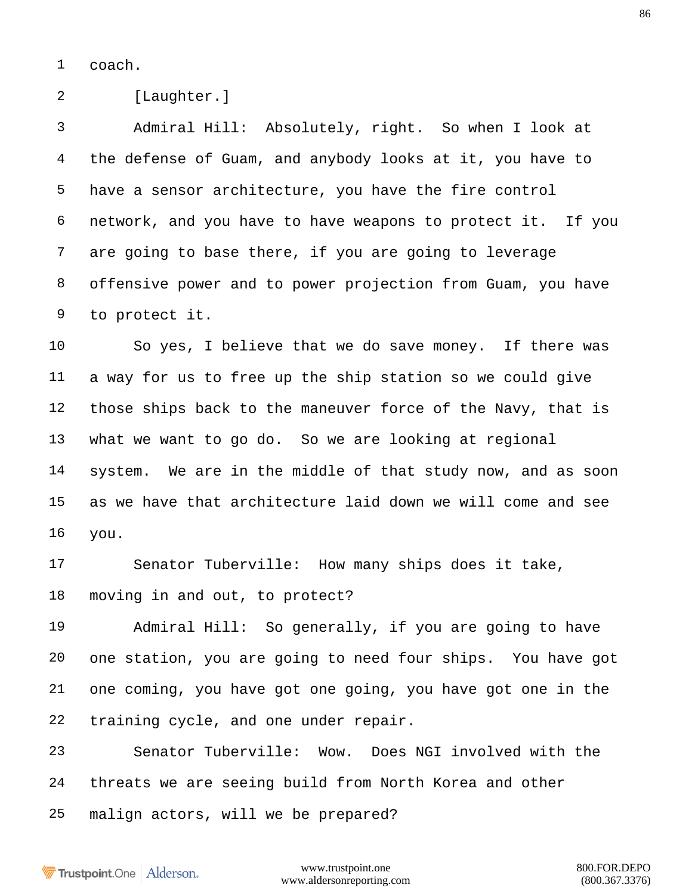coach.

[Laughter.]

Admiral Hill: Absolutely, right. So when I look at the defense of Guam, and anybody looks at it, you have to have a sensor architecture, you have the fire control network, and you have to have weapons to protect it. If you are going to base there, if you are going to leverage offensive power and to power projection from Guam, you have to protect it.

So yes, I believe that we do save money. If there was a way for us to free up the ship station so we could give those ships back to the maneuver force of the Navy, that is what we want to go do. So we are looking at regional system. We are in the middle of that study now, and as soon as we have that architecture laid down we will come and see you.

Senator Tuberville: How many ships does it take, moving in and out, to protect?

Admiral Hill: So generally, if you are going to have one station, you are going to need four ships. You have got one coming, you have got one going, you have got one in the training cycle, and one under repair.

Senator Tuberville: Wow. Does NGI involved with the threats we are seeing build from North Korea and other malign actors, will we be prepared?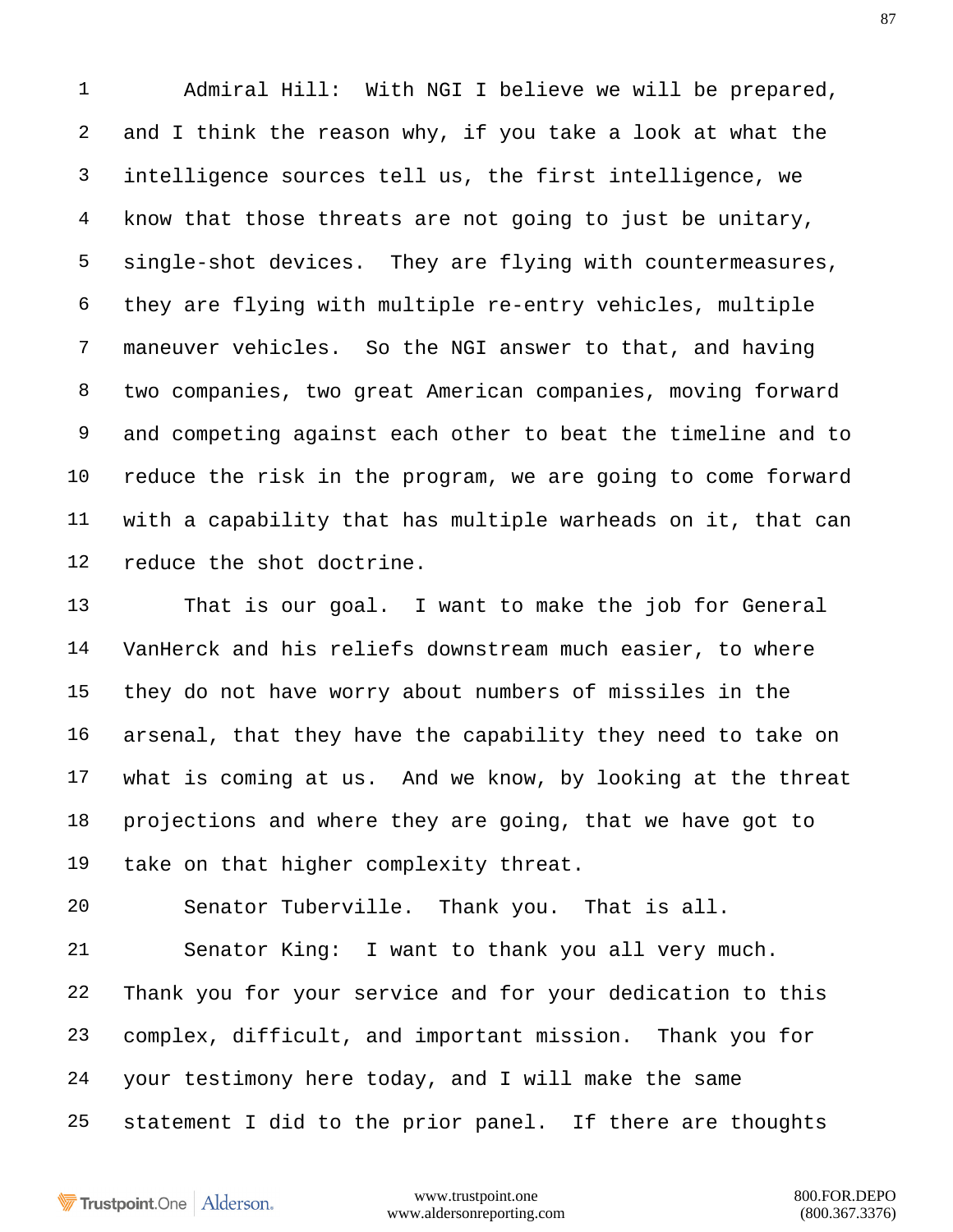Admiral Hill: With NGI I believe we will be prepared, and I think the reason why, if you take a look at what the intelligence sources tell us, the first intelligence, we know that those threats are not going to just be unitary, single-shot devices. They are flying with countermeasures, they are flying with multiple re-entry vehicles, multiple maneuver vehicles. So the NGI answer to that, and having two companies, two great American companies, moving forward and competing against each other to beat the timeline and to reduce the risk in the program, we are going to come forward with a capability that has multiple warheads on it, that can reduce the shot doctrine.

That is our goal. I want to make the job for General VanHerck and his reliefs downstream much easier, to where they do not have worry about numbers of missiles in the arsenal, that they have the capability they need to take on what is coming at us. And we know, by looking at the threat projections and where they are going, that we have got to take on that higher complexity threat.

Senator Tuberville. Thank you. That is all.

Senator King: I want to thank you all very much. Thank you for your service and for your dedication to this complex, difficult, and important mission. Thank you for your testimony here today, and I will make the same statement I did to the prior panel. If there are thoughts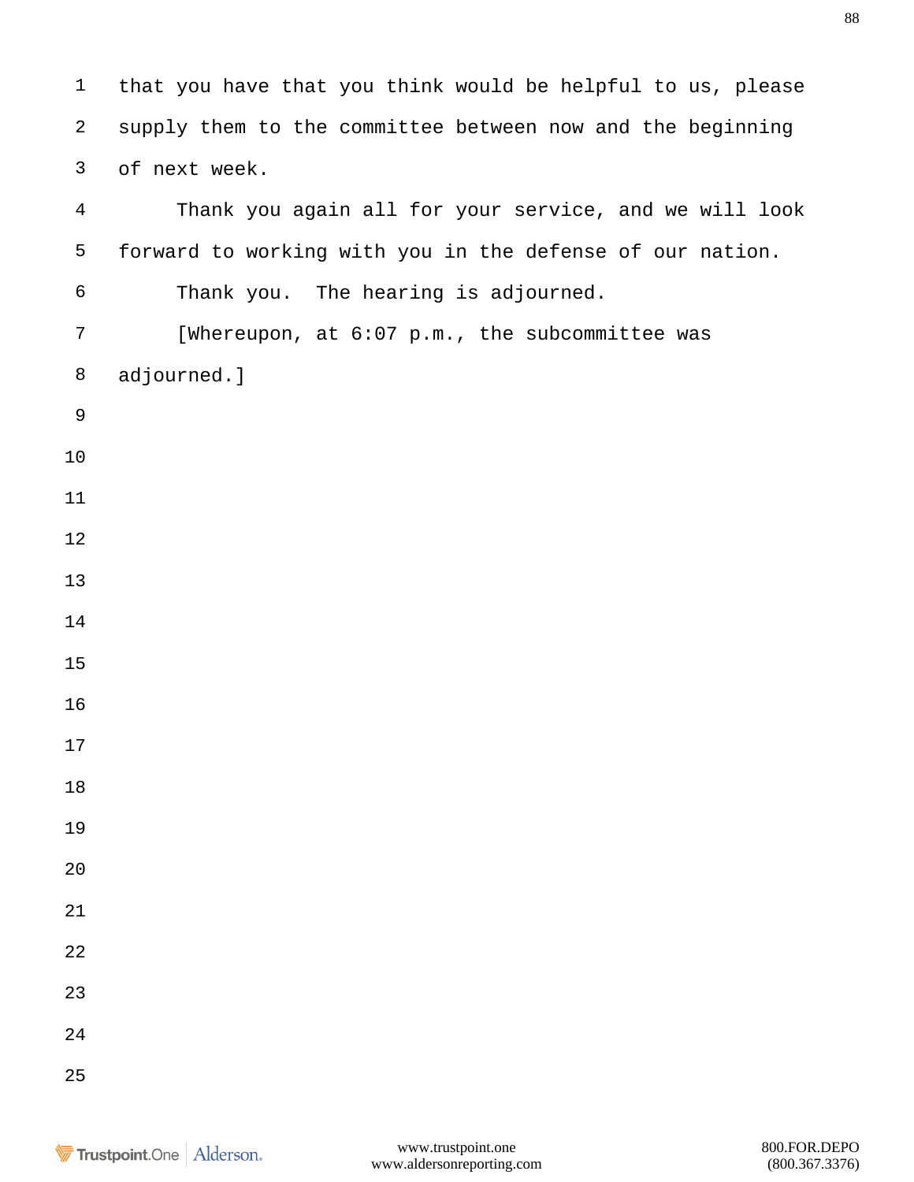that you have that you think would be helpful to us, please supply them to the committee between now and the beginning of next week.

Thank you again all for your service, and we will look forward to working with you in the defense of our nation.

Thank you. The hearing is adjourned.

[Whereupon, at 6:07 p.m., the subcommittee was adjourned.]